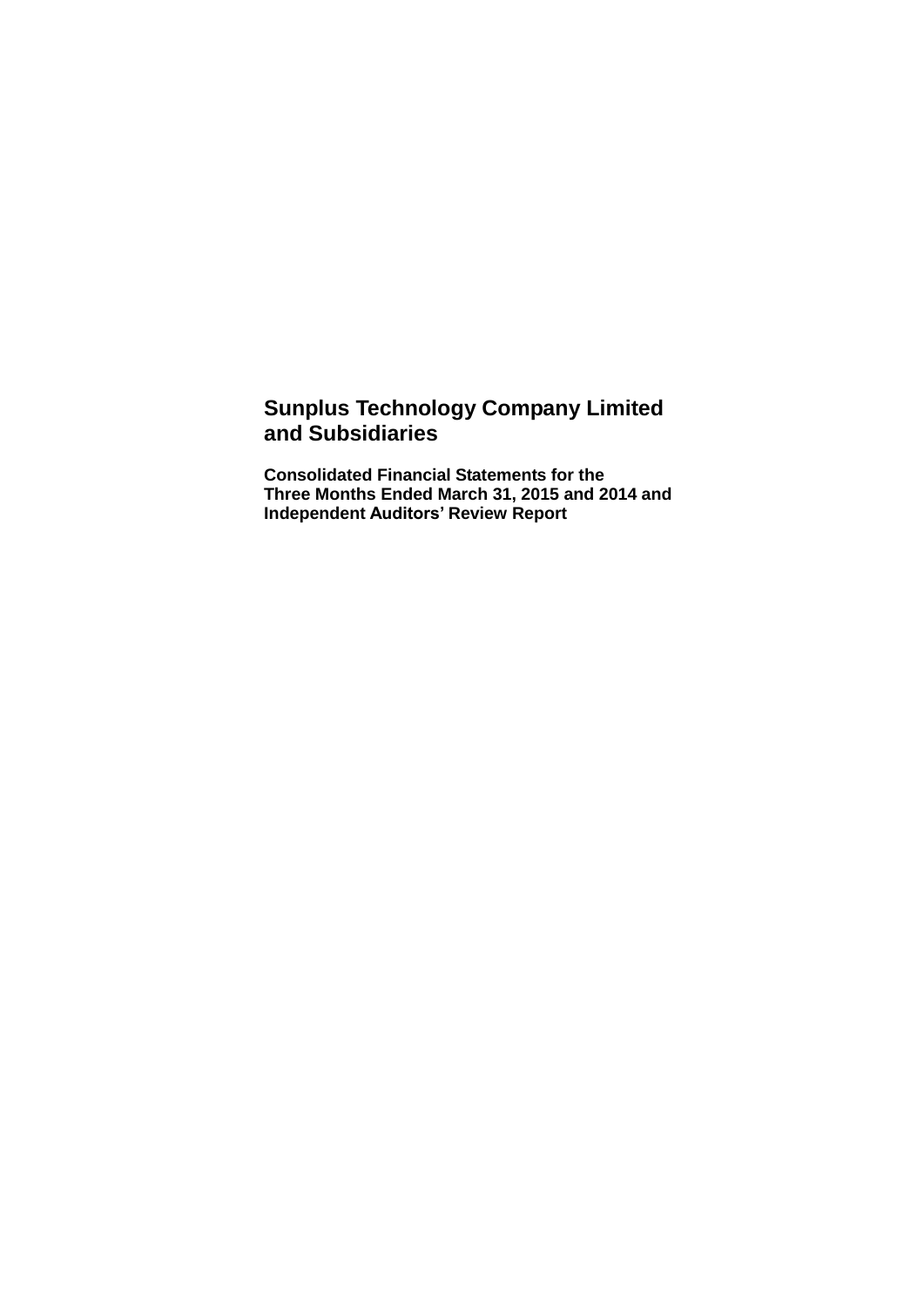# Sunplus Technology Company Limited and Subsidiaries

**Consolidated Financial Statements for the Three Months Ended March 31, 2015 and 2014 and Independent Auditors' Review Report**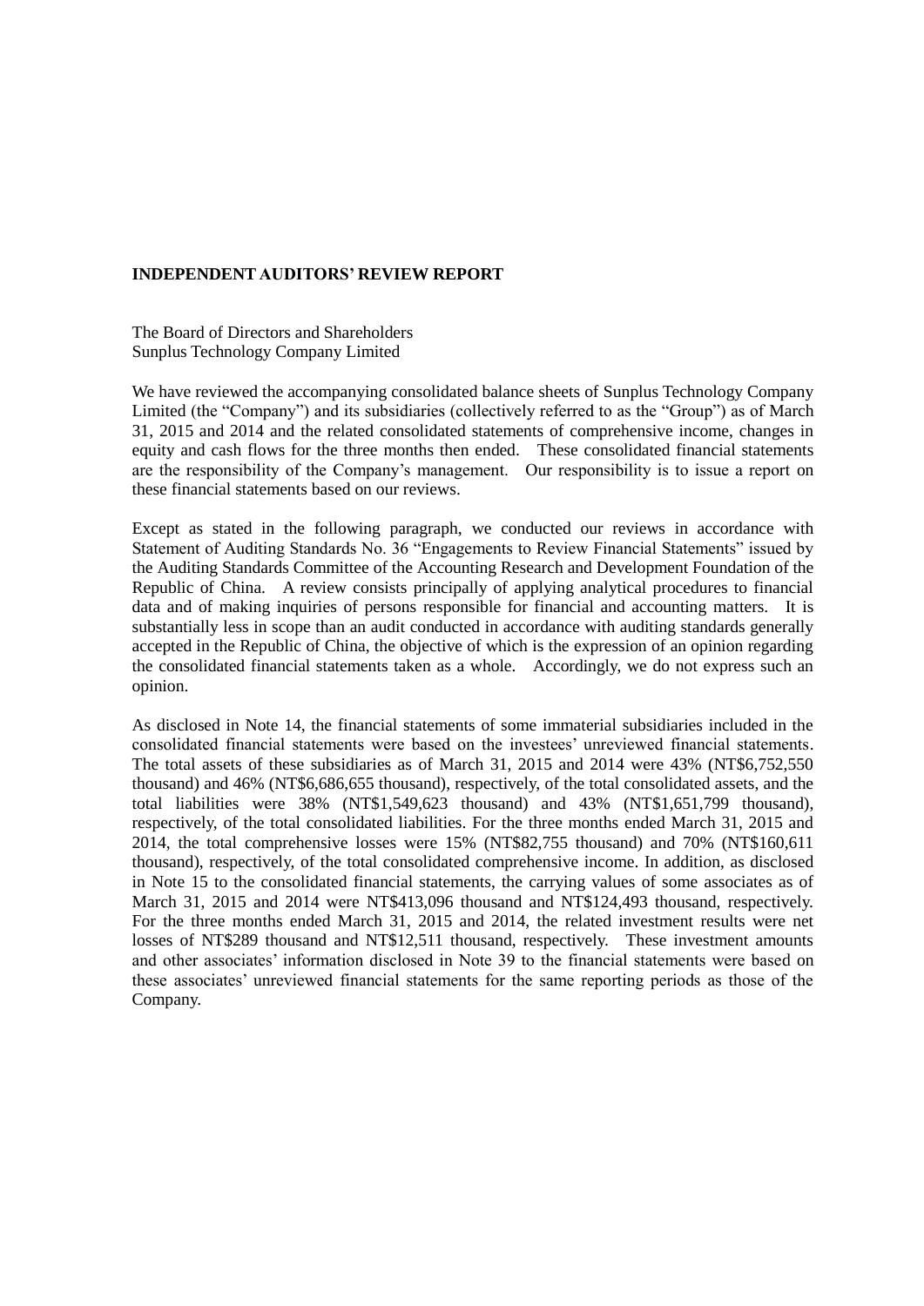## INDEPENDENT AUDITORS' REVIEW REPORT

The Board of Directors and Shareholders
Sunplus Technology Company Limited

We have reviewed the accompanying consolidated balance sheets of Sunplus Technology Company Limited (the "Company") and its subsidiaries (collectively referred to as the "Group") as of March 31, 2015 and 2014 and the related consolidated statements of comprehensive income, changes in equity and cash flows for the three months then ended. These consolidated financial statements are the responsibility of the Company's management. Our responsibility is to issue a report on these financial statements based on our reviews.

Except as stated in the following paragraph, we conducted our reviews in accordance with Statement of Auditing Standards No. 36 "Engagements to Review Financial Statements" issued by the Auditing Standards Committee of the Accounting Research and Development Foundation of the Republic of China. A review consists principally of applying analytical procedures to financial data and of making inquiries of persons responsible for financial and accounting matters. It is substantially less in scope than an audit conducted in accordance with auditing standards generally accepted in the Republic of China, the objective of which is the expression of an opinion regarding the consolidated financial statements taken as a whole. Accordingly, we do not express such an opinion.

As disclosed in Note 14, the financial statements of some immaterial subsidiaries included in the consolidated financial statements were based on the investees' unreviewed financial statements. The total assets of these subsidiaries as of March 31, 2015 and 2014 were 43% (NT$6,752,550 thousand) and 46% (NT$6,686,655 thousand), respectively, of the total consolidated assets, and the total liabilities were 38% (NT$1,549,623 thousand) and 43% (NT$1,651,799 thousand), respectively, of the total consolidated liabilities. For the three months ended March 31, 2015 and 2014, the total comprehensive losses were 15% (NT$82,755 thousand) and 70% (NT$160,611 thousand), respectively, of the total consolidated comprehensive income. In addition, as disclosed in Note 15 to the consolidated financial statements, the carrying values of some associates as of March 31, 2015 and 2014 were NT$413,096 thousand and NT$124,493 thousand, respectively. For the three months ended March 31, 2015 and 2014, the related investment results were net losses of NT$289 thousand and NT$12,511 thousand, respectively. These investment amounts and other associates' information disclosed in Note 39 to the financial statements were based on these associates' unreviewed financial statements for the same reporting periods as those of the Company.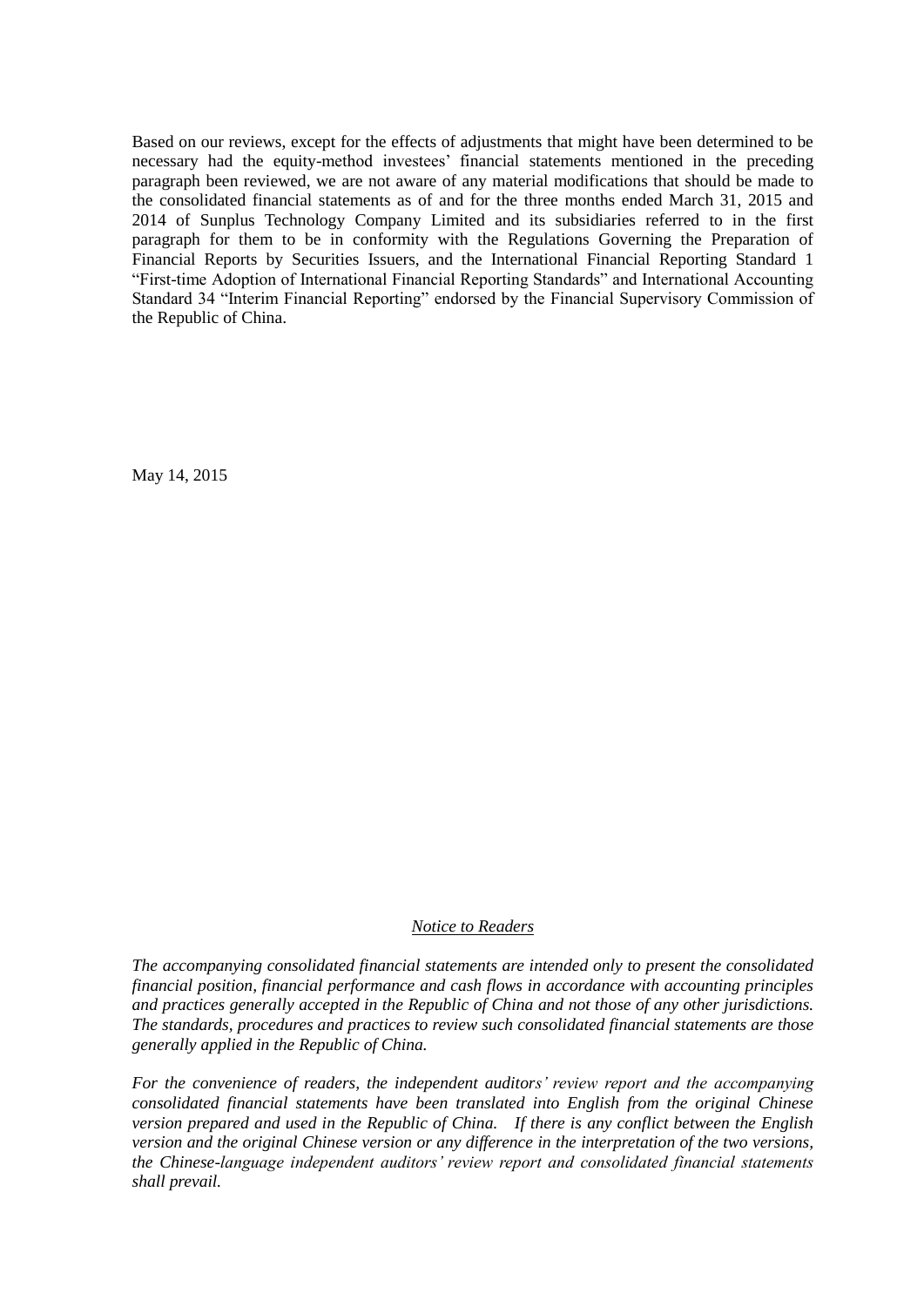Based on our reviews, except for the effects of adjustments that might have been determined to be necessary had the equity-method investees' financial statements mentioned in the preceding paragraph been reviewed, we are not aware of any material modifications that should be made to the consolidated financial statements as of and for the three months ended March 31, 2015 and 2014 of Sunplus Technology Company Limited and its subsidiaries referred to in the first paragraph for them to be in conformity with the Regulations Governing the Preparation of Financial Reports by Securities Issuers, and the International Financial Reporting Standard 1 "First-time Adoption of International Financial Reporting Standards" and International Accounting Standard 34 "Interim Financial Reporting" endorsed by the Financial Supervisory Commission of the Republic of China.

May 14, 2015

## *Notice to Readers*

*The accompanying consolidated financial statements are intended only to present the consolidated financial position, financial performance and cash flows in accordance with accounting principles and practices generally accepted in the Republic of China and not those of any other jurisdictions. The standards, procedures and practices to review such consolidated financial statements are those generally applied in the Republic of China.*

*For the convenience of readers, the independent auditors' review report and the accompanying consolidated financial statements have been translated into English from the original Chinese version prepared and used in the Republic of China. If there is any conflict between the English version and the original Chinese version or any difference in the interpretation of the two versions, the Chinese-language independent auditors' review report and consolidated financial statements shall prevail.*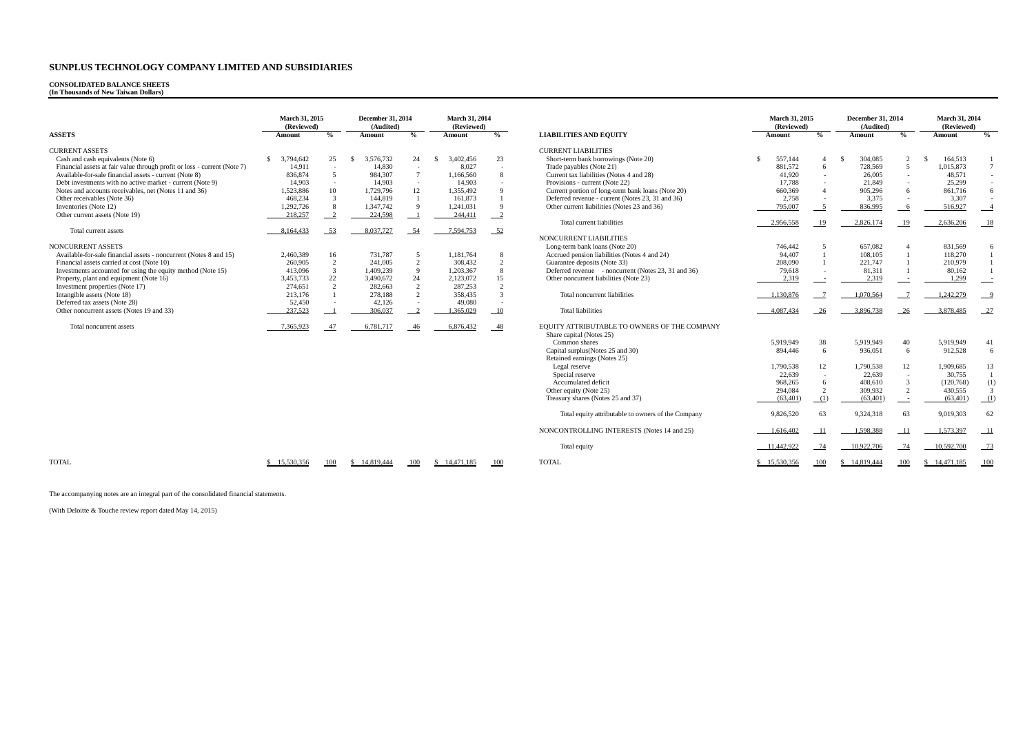# SUNPLUS TECHNOLOGY COMPANY LIMITED AND SUBSIDIARIES

**CONSOLIDATED BALANCE SHEETS**
**(In Thousands of New Taiwan Dollars)**

| ASSETS | March 31, 2015 (Reviewed) Amount | % | December 31, 2014 (Audited) Amount | % | March 31, 2014 (Reviewed) Amount | % |
|---|---|---|---|---|---|---|
| CURRENT ASSETS | | | | | | |
| Cash and cash equivalents (Note 6) | $ 3,794,642 | 25 | $ 3,576,732 | 24 | $ 3,402,456 | 23 |
| Financial assets at fair value through profit or loss - current (Note 7) | 14,911 | - | 14,830 | - | 8,027 | - |
| Available-for-sale financial assets - current (Note 8) | 836,874 | 5 | 984,307 | 7 | 1,166,560 | 8 |
| Debt investments with no active market - current (Note 9) | 14,903 | - | 14,903 | - | 14,903 | - |
| Notes and accounts receivables, net (Notes 11 and 36) | 1,523,886 | 10 | 1,729,796 | 12 | 1,355,492 | 9 |
| Other receivables (Note 36) | 468,234 | 3 | 144,819 | 1 | 161,873 | 1 |
| Inventories (Note 12) | 1,292,726 | 8 | 1,347,742 | 9 | 1,241,031 | 9 |
| Other current assets (Note 19) | 218,257 | 2 | 224,598 | 1 | 244,411 | 2 |
| Total current assets | 8,164,433 | 53 | 8,037,727 | 54 | 7,594,753 | 52 |
| NONCURRENT ASSETS | | | | | | |
| Available-for-sale financial assets - noncurrent (Notes 8 and 15) | 2,460,389 | 16 | 731,787 | 5 | 1,181,764 | 8 |
| Financial assets carried at cost (Note 10) | 260,905 | 2 | 241,005 | 2 | 308,432 | 2 |
| Investments accounted for using the equity method (Note 15) | 413,096 | 3 | 1,409,239 | 9 | 1,203,367 | 8 |
| Property, plant and equipment (Note 16) | 3,453,733 | 22 | 3,490,672 | 24 | 2,123,072 | 15 |
| Investment properties (Note 17) | 274,651 | 2 | 282,663 | 2 | 287,253 | 2 |
| Intangible assets (Note 18) | 213,176 | 1 | 278,188 | 2 | 358,435 | 3 |
| Deferred tax assets (Note 28) | 52,450 | - | 42,126 | - | 49,080 | - |
| Other noncurrent assets (Notes 19 and 33) | 237,523 | 1 | 306,037 | 2 | 1,365,029 | 10 |
| Total noncurrent assets | 7,365,923 | 47 | 6,781,717 | 46 | 6,876,432 | 48 |
| TOTAL | $ 15,530,356 | 100 | $ 14,819,444 | 100 | $ 14,471,185 | 100 |

| LIABILITIES AND EQUITY | March 31, 2015 (Reviewed) Amount | % | December 31, 2014 (Audited) Amount | % | March 31, 2014 (Reviewed) Amount | % |
|---|---|---|---|---|---|---|
| CURRENT LIABILITIES | | | | | | |
| Short-term bank borrowings (Note 20) | $ 557,144 | 4 | $ 304,085 | 2 | $ 164,513 | 1 |
| Trade payables (Note 21) | 881,572 | 6 | 728,569 | 5 | 1,015,873 | 7 |
| Current tax liabilities (Notes 4 and 28) | 41,920 | - | 26,005 | - | 48,571 | - |
| Provisions - current (Note 22) | 17,788 | - | 21,849 | - | 25,299 | - |
| Current portion of long-term bank loans (Note 20) | 660,369 | 4 | 905,296 | 6 | 861,716 | 6 |
| Deferred revenue - current (Notes 23, 31 and 36) | 2,758 | - | 3,375 | - | 3,307 | - |
| Other current liabilities (Notes 23 and 36) | 795,007 | 5 | 836,995 | 6 | 516,927 | 4 |
| Total current liabilities | 2,956,558 | 19 | 2,826,174 | 19 | 2,636,206 | 18 |
| NONCURRENT LIABILITIES | | | | | | |
| Long-term bank loans (Note 20) | 746,442 | 5 | 657,082 | 4 | 831,569 | 6 |
| Accrued pension liabilities (Notes 4 and 24) | 94,407 | 1 | 108,105 | 1 | 118,270 | 1 |
| Guarantee deposits (Note 33) | 208,090 | 1 | 221,747 | 1 | 210,979 | 1 |
| Deferred revenue - noncurrent (Notes 23, 31 and 36) | 79,618 | - | 81,311 | 1 | 80,162 | 1 |
| Other noncurrent liabilities (Note 23) | 2,319 | - | 2,319 | - | 1,299 | - |
| Total noncurrent liabilities | 1,130,876 | 7 | 1,070,564 | 7 | 1,242,279 | 9 |
| Total liabilities | 4,087,434 | 26 | 3,896,738 | 26 | 3,878,485 | 27 |
| EQUITY ATTRIBUTABLE TO OWNERS OF THE COMPANY | | | | | | |
| Share capital (Notes 25) | | | | | | |
| Common shares | 5,919,949 | 38 | 5,919,949 | 40 | 5,919,949 | 41 |
| Capital surplus(Notes 25 and 30) | 894,446 | 6 | 936,051 | 6 | 912,528 | 6 |
| Retained earnings (Notes 25) | | | | | | |
| Legal reserve | 1,790,538 | 12 | 1,790,538 | 12 | 1,909,685 | 13 |
| Special reserve | 22,639 | - | 22,639 | - | 30,755 | 1 |
| Accumulated deficit | 968,265 | 6 | 408,610 | 3 | (120,768) | (1) |
| Other equity (Note 25) | 294,084 | 2 | 309,932 | 2 | 430,555 | 3 |
| Treasury shares (Notes 25 and 37) | (63,401) | (1) | (63,401) | - | (63,401) | (1) |
| Total equity attributable to owners of the Company | 9,826,520 | 63 | 9,324,318 | 63 | 9,019,303 | 62 |
| NONCONTROLLING INTERESTS (Notes 14 and 25) | 1,616,402 | 11 | 1,598,388 | 11 | 1,573,397 | 11 |
| Total equity | 11,442,922 | 74 | 10,922,706 | 74 | 10,592,700 | 73 |
| TOTAL | $ 15,530,356 | 100 | $ 14,819,444 | 100 | $ 14,471,185 | 100 |

The accompanying notes are an integral part of the consolidated financial statements.

(With Deloitte & Touche review report dated May 14, 2015)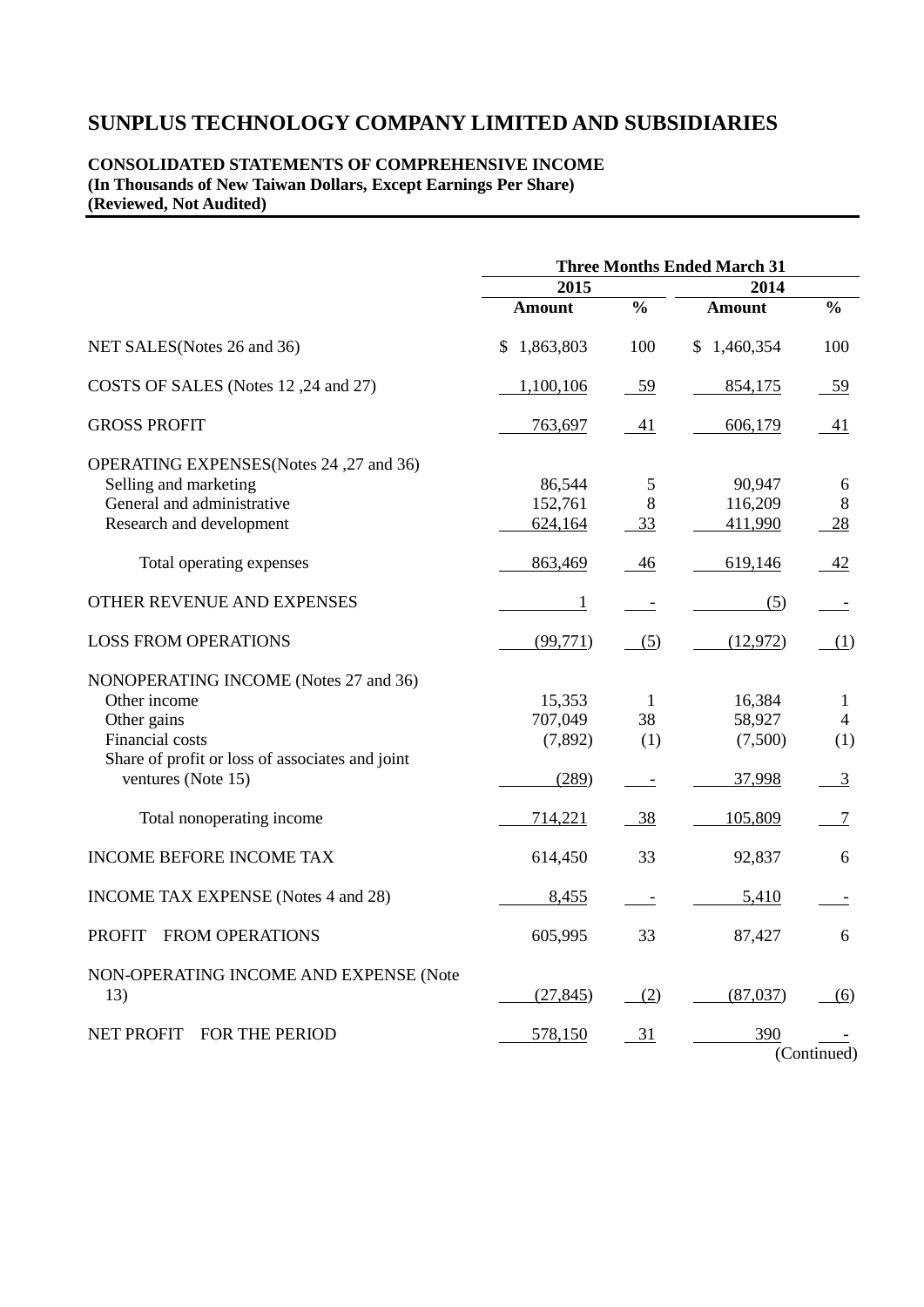# SUNPLUS TECHNOLOGY COMPANY LIMITED AND SUBSIDIARIES

**CONSOLIDATED STATEMENTS OF COMPREHENSIVE INCOME**
**(In Thousands of New Taiwan Dollars, Except Earnings Per Share)**
**(Reviewed, Not Audited)**

| | Three Months Ended March 31 | | | |
|---|---|---|---|---|
| | 2015 | | 2014 | |
| | **Amount** | **%** | **Amount** | **%** |
| NET SALES(Notes 26 and 36) | $ 1,863,803 | 100 | $ 1,460,354 | 100 |
| COSTS OF SALES (Notes 12 ,24 and 27) | 1,100,106 | 59 | 854,175 | 59 |
| GROSS PROFIT | 763,697 | 41 | 606,179 | 41 |
| OPERATING EXPENSES(Notes 24 ,27 and 36) | | | | |
| Selling and marketing | 86,544 | 5 | 90,947 | 6 |
| General and administrative | 152,761 | 8 | 116,209 | 8 |
| Research and development | 624,164 | 33 | 411,990 | 28 |
| Total operating expenses | 863,469 | 46 | 619,146 | 42 |
| OTHER REVENUE AND EXPENSES | 1 | - | (5) | - |
| LOSS FROM OPERATIONS | (99,771) | (5) | (12,972) | (1) |
| NONOPERATING INCOME (Notes 27 and 36) | | | | |
| Other income | 15,353 | 1 | 16,384 | 1 |
| Other gains | 707,049 | 38 | 58,927 | 4 |
| Financial costs | (7,892) | (1) | (7,500) | (1) |
| Share of profit or loss of associates and joint ventures (Note 15) | (289) | - | 37,998 | 3 |
| Total nonoperating income | 714,221 | 38 | 105,809 | 7 |
| INCOME BEFORE INCOME TAX | 614,450 | 33 | 92,837 | 6 |
| INCOME TAX EXPENSE (Notes 4 and 28) | 8,455 | - | 5,410 | - |
| PROFIT FROM OPERATIONS | 605,995 | 33 | 87,427 | 6 |
| NON-OPERATING INCOME AND EXPENSE (Note 13) | (27,845) | (2) | (87,037) | (6) |
| NET PROFIT FOR THE PERIOD | 578,150 | 31 | 390 | - |

(Continued)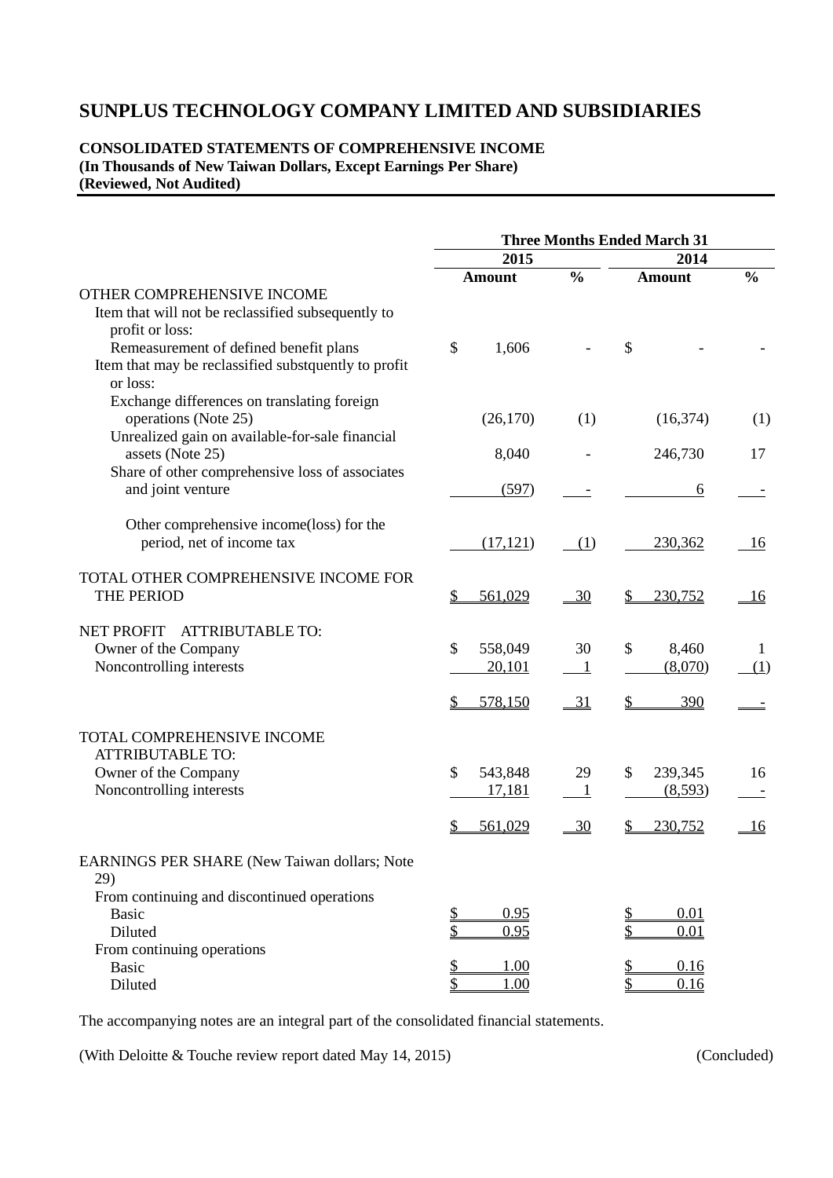# SUNPLUS TECHNOLOGY COMPANY LIMITED AND SUBSIDIARIES

**CONSOLIDATED STATEMENTS OF COMPREHENSIVE INCOME**
**(In Thousands of New Taiwan Dollars, Except Earnings Per Share)**
**(Reviewed, Not Audited)**

| | Three Months Ended March 31 | | | |
|---|---|---|---|---|
| | 2015 | | 2014 | |
| | Amount | % | Amount | % |
| OTHER COMPREHENSIVE INCOME | | | | |
| Item that will not be reclassified subsequently to profit or loss: | | | | |
| Remeasurement of defined benefit plans | $ 1,606 | - | $ - | - |
| Item that may be reclassified substqurently to profit or loss: | | | | |
| Exchange differences on translating foreign operations (Note 25) | (26,170) | (1) | (16,374) | (1) |
| Unrealized gain on available-for-sale financial assets (Note 25) | 8,040 | - | 246,730 | 17 |
| Share of other comprehensive loss of associates and joint venture | (597) | - | 6 | - |
| Other comprehensive income(loss) for the period, net of income tax | (17,121) | (1) | 230,362 | 16 |
| TOTAL OTHER COMPREHENSIVE INCOME FOR THE PERIOD | $ 561,029 | 30 | $ 230,752 | 16 |
| NET PROFIT ATTRIBUTABLE TO: | | | | |
| Owner of the Company | $ 558,049 | 30 | $ 8,460 | 1 |
| Noncontrolling interests | 20,101 | 1 | (8,070) | (1) |
| | $ 578,150 | 31 | $ 390 | - |
| TOTAL COMPREHENSIVE INCOME ATTRIBUTABLE TO: | | | | |
| Owner of the Company | $ 543,848 | 29 | $ 239,345 | 16 |
| Noncontrolling interests | 17,181 | 1 | (8,593) | - |
| | $ 561,029 | 30 | $ 230,752 | 16 |
| EARNINGS PER SHARE (New Taiwan dollars; Note 29) | | | | |
| From continuing and discontinued operations | | | | |
| Basic | $ 0.95 | | $ 0.01 | |
| Diluted | $ 0.95 | | $ 0.01 | |
| From continuing operations | | | | |
| Basic | $ 1.00 | | $ 0.16 | |
| Diluted | $ 1.00 | | $ 0.16 | |

The accompanying notes are an integral part of the consolidated financial statements.

(With Deloitte & Touche review report dated May 14, 2015) (Concluded)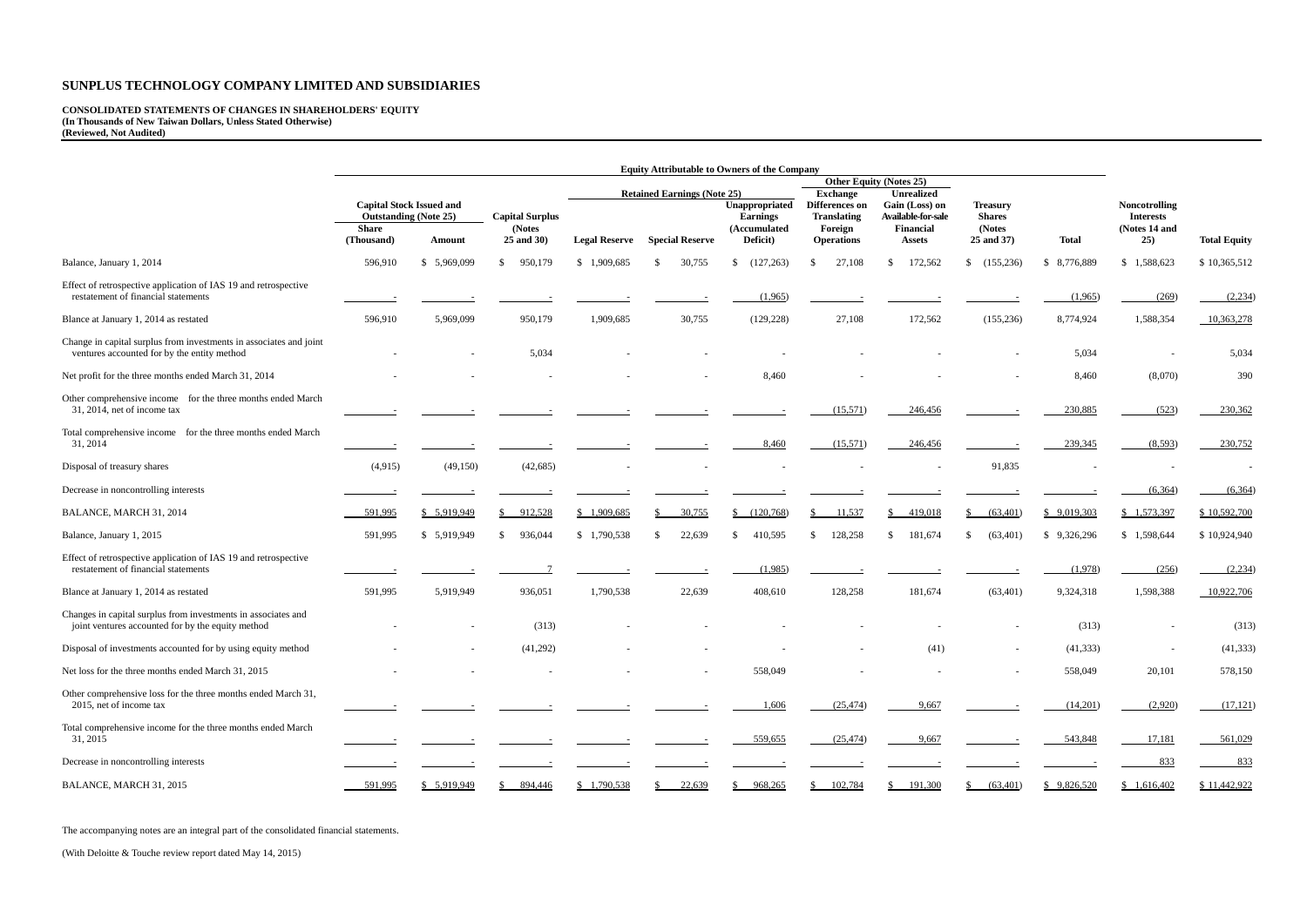# SUNPLUS TECHNOLOGY COMPANY LIMITED AND SUBSIDIARIES

**CONSOLIDATED STATEMENTS OF CHANGES IN SHAREHOLDERS' EQUITY**
**(In Thousands of New Taiwan Dollars, Unless Stated Otherwise)**
**(Reviewed, Not Audited)**

| | Equity Attributable to Owners of the Company | | | | | | | | | | | |
|---|---|---|---|---|---|---|---|---|---|---|---|---|
| | Capital Stock Issued and Outstanding (Note 25) | | Capital Surplus (Notes 25 and 30) | Retained Earnings (Note 25) | | | Other Equity (Notes 25) | | Treasury Shares (Notes 25 and 37) | Total | Noncontrolling Interests (Notes 14 and 25) | Total Equity |
| | Share (Thousand) | Amount | | Legal Reserve | Special Reserve | Unappropriated Earnings (Accumulated Deficit) | Exchange Differences on Translating Foreign Operations | Unrealized Gain (Loss) on Available-for-sale Financial Assets | | | | |
| Balance, January 1, 2014 | 596,910 | $ 5,969,099 | $ 950,179 | $ 1,909,685 | $ 30,755 | $ (127,263) | $ 27,108 | $ 172,562 | $ (155,236) | $ 8,776,889 | $ 1,588,623 | $ 10,365,512 |
| Effect of retrospective application of IAS 19 and retrospective restatement of financial statements | - | - | - | - | - | (1,965) | - | - | - | (1,965) | (269) | (2,234) |
| Blance at January 1, 2014 as restated | 596,910 | 5,969,099 | 950,179 | 1,909,685 | 30,755 | (129,228) | 27,108 | 172,562 | (155,236) | 8,774,924 | 1,588,354 | 10,363,278 |
| Change in capital surplus from investments in associates and joint ventures accounted for by the entity method | - | - | 5,034 | - | - | - | - | - | - | 5,034 | - | 5,034 |
| Net profit for the three months ended March 31, 2014 | - | - | - | - | - | 8,460 | - | - | - | 8,460 | (8,070) | 390 |
| Other comprehensive income for the three months ended March 31, 2014, net of income tax | - | - | - | - | - | - | (15,571) | 246,456 | - | 230,885 | (523) | 230,362 |
| Total comprehensive income for the three months ended March 31, 2014 | - | - | - | - | - | 8,460 | (15,571) | 246,456 | - | 239,345 | (8,593) | 230,752 |
| Disposal of treasury shares | (4,915) | (49,150) | (42,685) | - | - | - | - | - | 91,835 | - | - | - |
| Decrease in noncontrolling interests | - | - | - | - | - | - | - | - | - | - | (6,364) | (6,364) |
| BALANCE, MARCH 31, 2014 | 591,995 | $ 5,919,949 | $ 912,528 | $ 1,909,685 | $ 30,755 | $ (120,768) | $ 11,537 | $ 419,018 | $ (63,401) | $ 9,019,303 | $ 1,573,397 | $ 10,592,700 |
| Balance, January 1, 2015 | 591,995 | $ 5,919,949 | $ 936,044 | $ 1,790,538 | $ 22,639 | $ 410,595 | $ 128,258 | $ 181,674 | $ (63,401) | $ 9,326,296 | $ 1,598,644 | $ 10,924,940 |
| Effect of retrospective application of IAS 19 and retrospective restatement of financial statements | - | - | 7 | - | - | (1,985) | - | - | - | (1,978) | (256) | (2,234) |
| Blance at January 1, 2014 as restated | 591,995 | 5,919,949 | 936,051 | 1,790,538 | 22,639 | 408,610 | 128,258 | 181,674 | (63,401) | 9,324,318 | 1,598,388 | 10,922,706 |
| Changes in capital surplus from investments in associates and joint ventures accounted for by the equity method | - | - | (313) | - | - | - | - | - | - | (313) | - | (313) |
| Disposal of investments accounted for by using equity method | - | - | (41,292) | - | - | - | - | (41) | - | (41,333) | - | (41,333) |
| Net loss for the three months ended March 31, 2015 | - | - | - | - | - | 558,049 | - | - | - | 558,049 | 20,101 | 578,150 |
| Other comprehensive loss for the three months ended March 31, 2015, net of income tax | - | - | - | - | - | 1,606 | (25,474) | 9,667 | - | (14,201) | (2,920) | (17,121) |
| Total comprehensive income for the three months ended March 31, 2015 | - | - | - | - | - | 559,655 | (25,474) | 9,667 | - | 543,848 | 17,181 | 561,029 |
| Decrease in noncontrolling interests | - | - | - | - | - | - | - | - | - | - | 833 | 833 |
| BALANCE, MARCH 31, 2015 | 591,995 | $ 5,919,949 | $ 894,446 | $ 1,790,538 | $ 22,639 | $ 968,265 | $ 102,784 | $ 191,300 | $ (63,401) | $ 9,826,520 | $ 1,616,402 | $ 11,442,922 |

The accompanying notes are an integral part of the consolidated financial statements.

(With Deloitte & Touche review report dated May 14, 2015)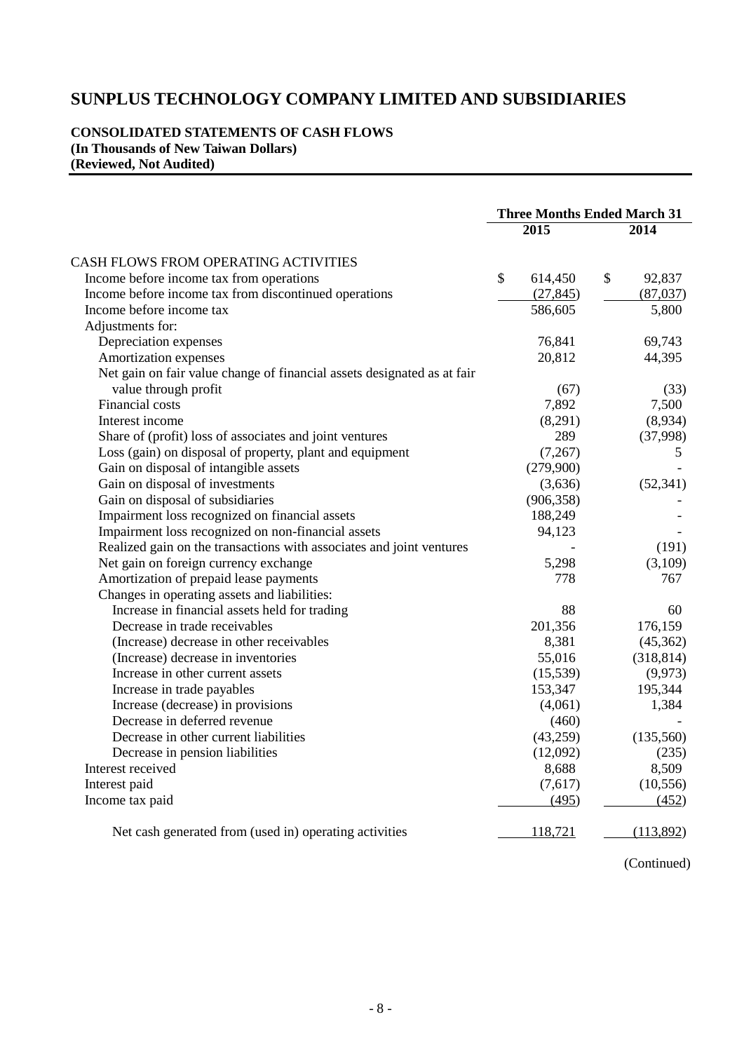# SUNPLUS TECHNOLOGY COMPANY LIMITED AND SUBSIDIARIES

**CONSOLIDATED STATEMENTS OF CASH FLOWS**
**(In Thousands of New Taiwan Dollars)**
**(Reviewed, Not Audited)**

| | Three Months Ended March 31 | |
|---|---|---|
| | 2015 | 2014 |
| CASH FLOWS FROM OPERATING ACTIVITIES | | |
| Income before income tax from operations | $ 614,450 | $ 92,837 |
| Income before income tax from discontinued operations | (27,845) | (87,037) |
| Income before income tax | 586,605 | 5,800 |
| Adjustments for: | | |
| Depreciation expenses | 76,841 | 69,743 |
| Amortization expenses | 20,812 | 44,395 |
| Net gain on fair value change of financial assets designated as at fair value through profit | (67) | (33) |
| Financial costs | 7,892 | 7,500 |
| Interest income | (8,291) | (8,934) |
| Share of (profit) loss of associates and joint ventures | 289 | (37,998) |
| Loss (gain) on disposal of property, plant and equipment | (7,267) | 5 |
| Gain on disposal of intangible assets | (279,900) | - |
| Gain on disposal of investments | (3,636) | (52,341) |
| Gain on disposal of subsidiaries | (906,358) | - |
| Impairment loss recognized on financial assets | 188,249 | - |
| Impairment loss recognized on non-financial assets | 94,123 | - |
| Realized gain on the transactions with associates and joint ventures | - | (191) |
| Net gain on foreign currency exchange | 5,298 | (3,109) |
| Amortization of prepaid lease payments | 778 | 767 |
| Changes in operating assets and liabilities: | | |
| Increase in financial assets held for trading | 88 | 60 |
| Decrease in trade receivables | 201,356 | 176,159 |
| (Increase) decrease in other receivables | 8,381 | (45,362) |
| (Increase) decrease in inventories | 55,016 | (318,814) |
| Increase in other current assets | (15,539) | (9,973) |
| Increase in trade payables | 153,347 | 195,344 |
| Increase (decrease) in provisions | (4,061) | 1,384 |
| Decrease in deferred revenue | (460) | - |
| Decrease in other current liabilities | (43,259) | (135,560) |
| Decrease in pension liabilities | (12,092) | (235) |
| Interest received | 8,688 | 8,509 |
| Interest paid | (7,617) | (10,556) |
| Income tax paid | (495) | (452) |
| Net cash generated from (used in) operating activities | 118,721 | (113,892) |

(Continued)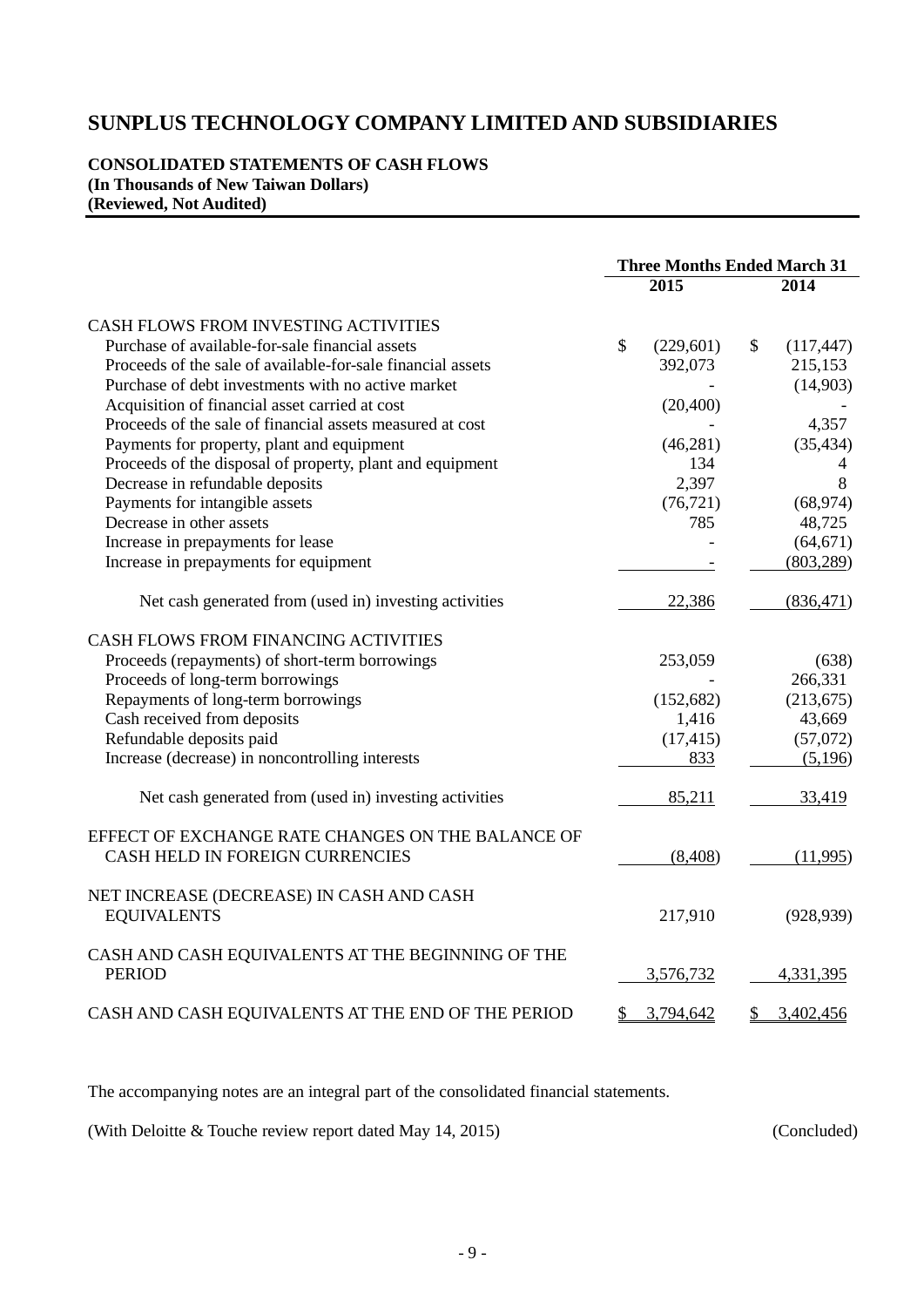# SUNPLUS TECHNOLOGY COMPANY LIMITED AND SUBSIDIARIES

**CONSOLIDATED STATEMENTS OF CASH FLOWS**
**(In Thousands of New Taiwan Dollars)**
**(Reviewed, Not Audited)**

| | Three Months Ended March 31 | |
|---|---|---|
| | 2015 | 2014 |
| CASH FLOWS FROM INVESTING ACTIVITIES | | |
| Purchase of available-for-sale financial assets | $ (229,601) | $ (117,447) |
| Proceeds of the sale of available-for-sale financial assets | 392,073 | 215,153 |
| Purchase of debt investments with no active market | - | (14,903) |
| Acquisition of financial asset carried at cost | (20,400) | - |
| Proceeds of the sale of financial assets measured at cost | - | 4,357 |
| Payments for property, plant and equipment | (46,281) | (35,434) |
| Proceeds of the disposal of property, plant and equipment | 134 | 4 |
| Decrease in refundable deposits | 2,397 | 8 |
| Payments for intangible assets | (76,721) | (68,974) |
| Decrease in other assets | 785 | 48,725 |
| Increase in prepayments for lease | - | (64,671) |
| Increase in prepayments for equipment | - | (803,289) |
| Net cash generated from (used in) investing activities | 22,386 | (836,471) |
| CASH FLOWS FROM FINANCING ACTIVITIES | | |
| Proceeds (repayments) of short-term borrowings | 253,059 | (638) |
| Proceeds of long-term borrowings | - | 266,331 |
| Repayments of long-term borrowings | (152,682) | (213,675) |
| Cash received from deposits | 1,416 | 43,669 |
| Refundable deposits paid | (17,415) | (57,072) |
| Increase (decrease) in noncontrolling interests | 833 | (5,196) |
| Net cash generated from (used in) investing activities | 85,211 | 33,419 |
| EFFECT OF EXCHANGE RATE CHANGES ON THE BALANCE OF CASH HELD IN FOREIGN CURRENCIES | (8,408) | (11,995) |
| NET INCREASE (DECREASE) IN CASH AND CASH EQUIVALENTS | 217,910 | (928,939) |
| CASH AND CASH EQUIVALENTS AT THE BEGINNING OF THE PERIOD | 3,576,732 | 4,331,395 |
| CASH AND CASH EQUIVALENTS AT THE END OF THE PERIOD | $ 3,794,642 | $ 3,402,456 |

The accompanying notes are an integral part of the consolidated financial statements.

(With Deloitte & Touche review report dated May 14, 2015) (Concluded)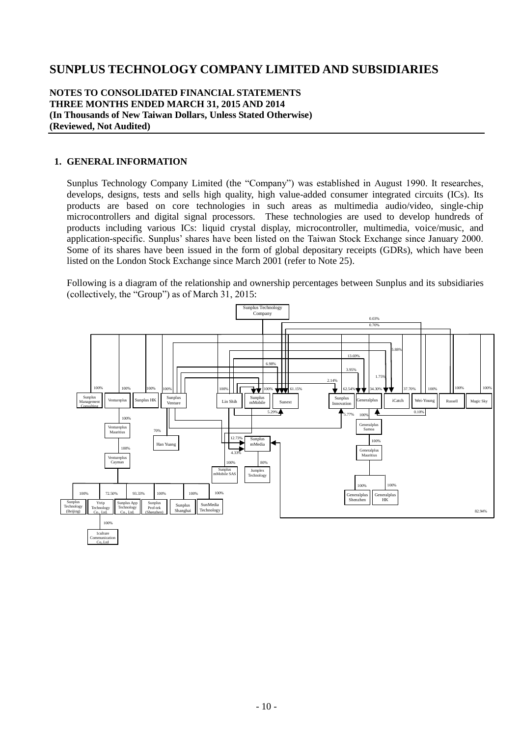# SUNPLUS TECHNOLOGY COMPANY LIMITED AND SUBSIDIARIES

**NOTES TO CONSOLIDATED FINANCIAL STATEMENTS**
**THREE MONTHS ENDED MARCH 31, 2015 AND 2014**
**(In Thousands of New Taiwan Dollars, Unless Stated Otherwise)**
**(Reviewed, Not Audited)**

## 1. GENERAL INFORMATION

Sunplus Technology Company Limited (the "Company") was established in August 1990. It researches, develops, designs, tests and sells high quality, high value-added consumer integrated circuits (ICs). Its products are based on core technologies in such areas as multimedia audio/video, single-chip microcontrollers and digital signal processors. These technologies are used to develop hundreds of products including various ICs: liquid crystal display, microcontroller, multimedia, voice/music, and application-specific. Sunplus' shares have been listed on the Taiwan Stock Exchange since January 2000. Some of its shares have been issued in the form of global depositary receipts (GDRs), which have been listed on the London Stock Exchange since March 2001 (refer to Note 25).

Following is a diagram of the relationship and ownership percentages between Sunplus and its subsidiaries (collectively, the "Group") as of March 31, 2015:

Sunplus Technology Company

0.03% 0.70% 5.88% 13.69% 6.98% 3.95% 1.75% 2.14%

100% 100% 100% 100% 100% 100% 61.15% 62.54% 34.30% 37.70% 100% 100% 100%

Sunplus Management Consulting | Ventureplus | Sunplus HK | Sunplus Venture | Lin Shih | Sunplus mMobile | Sunext | Sunplus Innovation | Generalplus | iCatch | Wei-Young | Russell | Magic Sky

5.29% 5.77% 100% 0.10%

100% Ventureplus Mauritius 70% Han Yuang

12.73% Sunplus mMedia 4.33%

Generalplus Samoa 100% Generalplus Mauritius

100% Ventureplus Cayman

100% Sunplus mMobile SAS 80% Jumplex Technology

100% Generalplus Shenzhen 100% Generalplus HK

100% 72.50% 93.33% 100% 100% 100%

Sunplus Technology (Beijing) | Ytrip Technology Co., Ltd. | Sunplus App Technology Co., Ltd. | Sunplus Prof-tek (Shenzhen) | Sunplus Shanghai | SunMedia Technology

82.94%

100% 1culture Communication Co., Ltd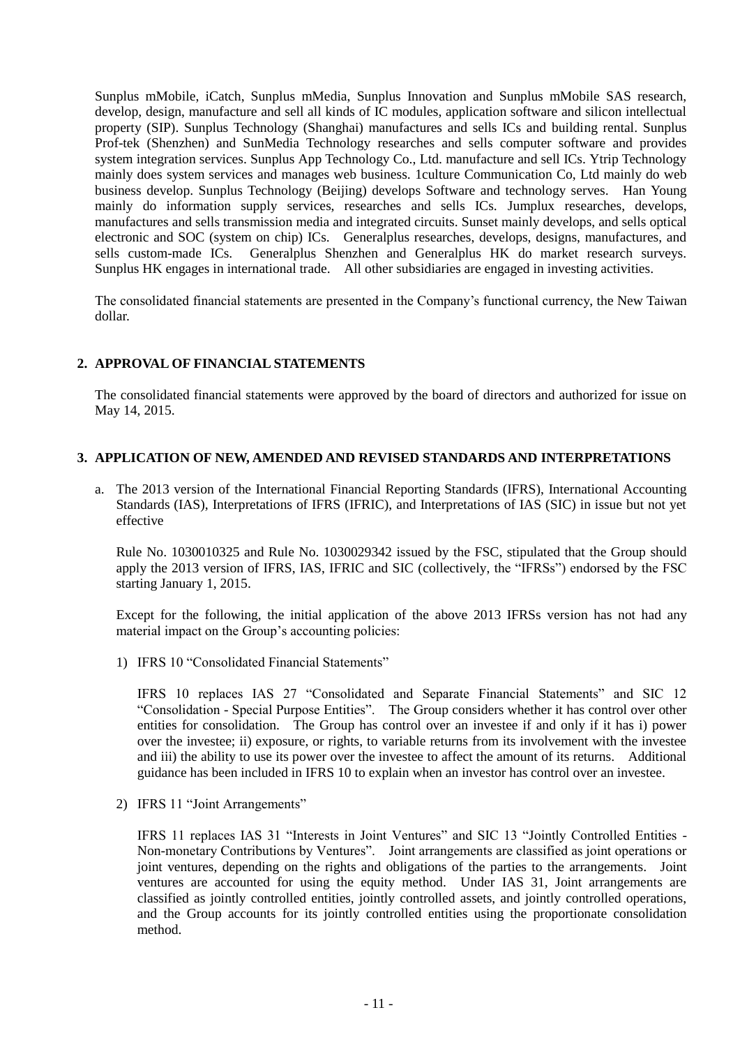Sunplus mMobile, iCatch, Sunplus mMedia, Sunplus Innovation and Sunplus mMobile SAS research, develop, design, manufacture and sell all kinds of IC modules, application software and silicon intellectual property (SIP). Sunplus Technology (Shanghai) manufactures and sells ICs and building rental. Sunplus Prof-tek (Shenzhen) and SunMedia Technology researches and sells computer software and provides system integration services. Sunplus App Technology Co., Ltd. manufacture and sell ICs. Ytrip Technology mainly does system services and manages web business. 1culture Communication Co, Ltd mainly do web business develop. Sunplus Technology (Beijing) develops Software and technology serves. Han Young mainly do information supply services, researches and sells ICs. Jumplux researches, develops, manufactures and sells transmission media and integrated circuits. Sunset mainly develops, and sells optical electronic and SOC (system on chip) ICs. Generalplus researches, develops, designs, manufactures, and sells custom-made ICs. Generalplus Shenzhen and Generalplus HK do market research surveys. Sunplus HK engages in international trade. All other subsidiaries are engaged in investing activities.

The consolidated financial statements are presented in the Company's functional currency, the New Taiwan dollar.

## 2. APPROVAL OF FINANCIAL STATEMENTS

The consolidated financial statements were approved by the board of directors and authorized for issue on May 14, 2015.

## 3. APPLICATION OF NEW, AMENDED AND REVISED STANDARDS AND INTERPRETATIONS

a. The 2013 version of the International Financial Reporting Standards (IFRS), International Accounting Standards (IAS), Interpretations of IFRS (IFRIC), and Interpretations of IAS (SIC) in issue but not yet effective

Rule No. 1030010325 and Rule No. 1030029342 issued by the FSC, stipulated that the Group should apply the 2013 version of IFRS, IAS, IFRIC and SIC (collectively, the "IFRSs") endorsed by the FSC starting January 1, 2015.

Except for the following, the initial application of the above 2013 IFRSs version has not had any material impact on the Group's accounting policies:

1) IFRS 10 "Consolidated Financial Statements"

IFRS 10 replaces IAS 27 "Consolidated and Separate Financial Statements" and SIC 12 "Consolidation - Special Purpose Entities". The Group considers whether it has control over other entities for consolidation. The Group has control over an investee if and only if it has i) power over the investee; ii) exposure, or rights, to variable returns from its involvement with the investee and iii) the ability to use its power over the investee to affect the amount of its returns. Additional guidance has been included in IFRS 10 to explain when an investor has control over an investee.

2) IFRS 11 "Joint Arrangements"

IFRS 11 replaces IAS 31 "Interests in Joint Ventures" and SIC 13 "Jointly Controlled Entities - Non-monetary Contributions by Ventures". Joint arrangements are classified as joint operations or joint ventures, depending on the rights and obligations of the parties to the arrangements. Joint ventures are accounted for using the equity method. Under IAS 31, Joint arrangements are classified as jointly controlled entities, jointly controlled assets, and jointly controlled operations, and the Group accounts for its jointly controlled entities using the proportionate consolidation method.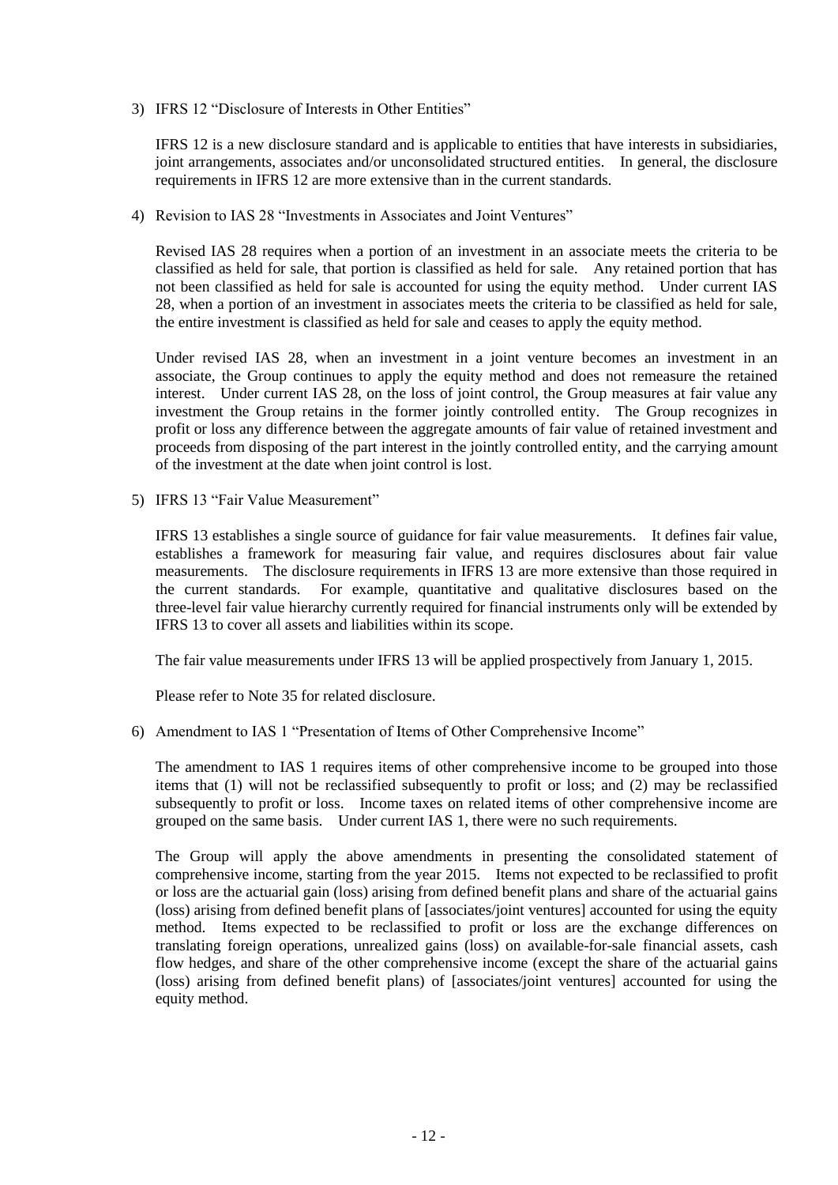3) IFRS 12 "Disclosure of Interests in Other Entities"

   IFRS 12 is a new disclosure standard and is applicable to entities that have interests in subsidiaries, joint arrangements, associates and/or unconsolidated structured entities. In general, the disclosure requirements in IFRS 12 are more extensive than in the current standards.

4) Revision to IAS 28 "Investments in Associates and Joint Ventures"

   Revised IAS 28 requires when a portion of an investment in an associate meets the criteria to be classified as held for sale, that portion is classified as held for sale. Any retained portion that has not been classified as held for sale is accounted for using the equity method. Under current IAS 28, when a portion of an investment in associates meets the criteria to be classified as held for sale, the entire investment is classified as held for sale and ceases to apply the equity method.

   Under revised IAS 28, when an investment in a joint venture becomes an investment in an associate, the Group continues to apply the equity method and does not remeasure the retained interest. Under current IAS 28, on the loss of joint control, the Group measures at fair value any investment the Group retains in the former jointly controlled entity. The Group recognizes in profit or loss any difference between the aggregate amounts of fair value of retained investment and proceeds from disposing of the part interest in the jointly controlled entity, and the carrying amount of the investment at the date when joint control is lost.

5) IFRS 13 "Fair Value Measurement"

   IFRS 13 establishes a single source of guidance for fair value measurements. It defines fair value, establishes a framework for measuring fair value, and requires disclosures about fair value measurements. The disclosure requirements in IFRS 13 are more extensive than those required in the current standards. For example, quantitative and qualitative disclosures based on the three-level fair value hierarchy currently required for financial instruments only will be extended by IFRS 13 to cover all assets and liabilities within its scope.

   The fair value measurements under IFRS 13 will be applied prospectively from January 1, 2015.

   Please refer to Note 35 for related disclosure.

6) Amendment to IAS 1 "Presentation of Items of Other Comprehensive Income"

   The amendment to IAS 1 requires items of other comprehensive income to be grouped into those items that (1) will not be reclassified subsequently to profit or loss; and (2) may be reclassified subsequently to profit or loss. Income taxes on related items of other comprehensive income are grouped on the same basis. Under current IAS 1, there were no such requirements.

   The Group will apply the above amendments in presenting the consolidated statement of comprehensive income, starting from the year 2015. Items not expected to be reclassified to profit or loss are the actuarial gain (loss) arising from defined benefit plans and share of the actuarial gains (loss) arising from defined benefit plans of [associates/joint ventures] accounted for using the equity method. Items expected to be reclassified to profit or loss are the exchange differences on translating foreign operations, unrealized gains (loss) on available-for-sale financial assets, cash flow hedges, and share of the other comprehensive income (except the share of the actuarial gains (loss) arising from defined benefit plans) of [associates/joint ventures] accounted for using the equity method.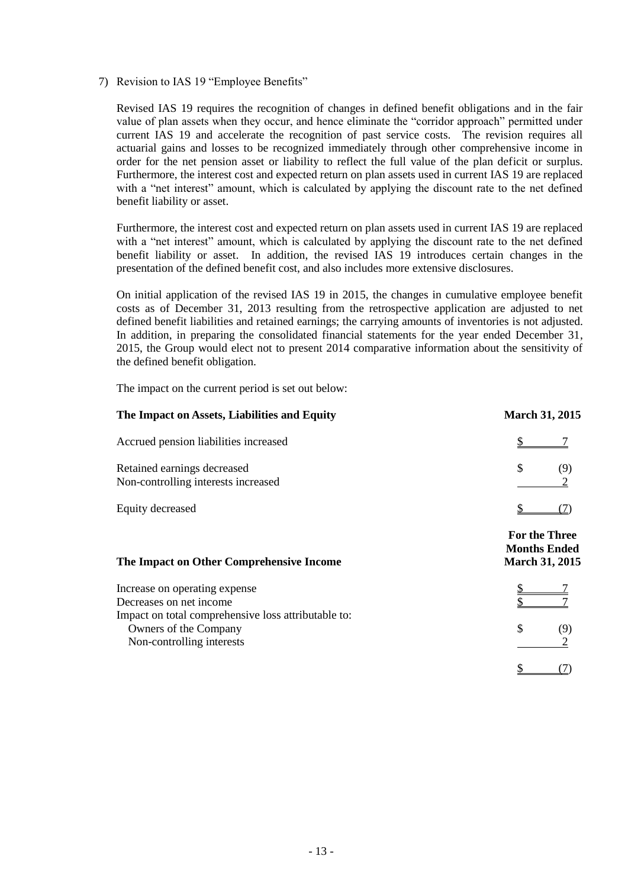7) Revision to IAS 19 "Employee Benefits"

Revised IAS 19 requires the recognition of changes in defined benefit obligations and in the fair value of plan assets when they occur, and hence eliminate the "corridor approach" permitted under current IAS 19 and accelerate the recognition of past service costs. The revision requires all actuarial gains and losses to be recognized immediately through other comprehensive income in order for the net pension asset or liability to reflect the full value of the plan deficit or surplus. Furthermore, the interest cost and expected return on plan assets used in current IAS 19 are replaced with a "net interest" amount, which is calculated by applying the discount rate to the net defined benefit liability or asset.

Furthermore, the interest cost and expected return on plan assets used in current IAS 19 are replaced with a "net interest" amount, which is calculated by applying the discount rate to the net defined benefit liability or asset. In addition, the revised IAS 19 introduces certain changes in the presentation of the defined benefit cost, and also includes more extensive disclosures.

On initial application of the revised IAS 19 in 2015, the changes in cumulative employee benefit costs as of December 31, 2013 resulting from the retrospective application are adjusted to net defined benefit liabilities and retained earnings; the carrying amounts of inventories is not adjusted. In addition, in preparing the consolidated financial statements for the year ended December 31, 2015, the Group would elect not to present 2014 comparative information about the sensitivity of the defined benefit obligation.

The impact on the current period is set out below:

| **The Impact on Assets, Liabilities and Equity** | **March 31, 2015** |
|---|---|
| Accrued pension liabilities increased | $ 7 |
| Retained earnings decreased | $ (9) |
| Non-controlling interests increased | 2 |
| Equity decreased | $ (7) |

| **The Impact on Other Comprehensive Income** | **For the Three Months Ended March 31, 2015** |
|---|---|
| Increase on operating expense | $ 7 |
| Decreases on net income | $ 7 |
| Impact on total comprehensive loss attributable to: | |
| Owners of the Company | $ (9) |
| Non-controlling interests | 2 |
| | $ (7) |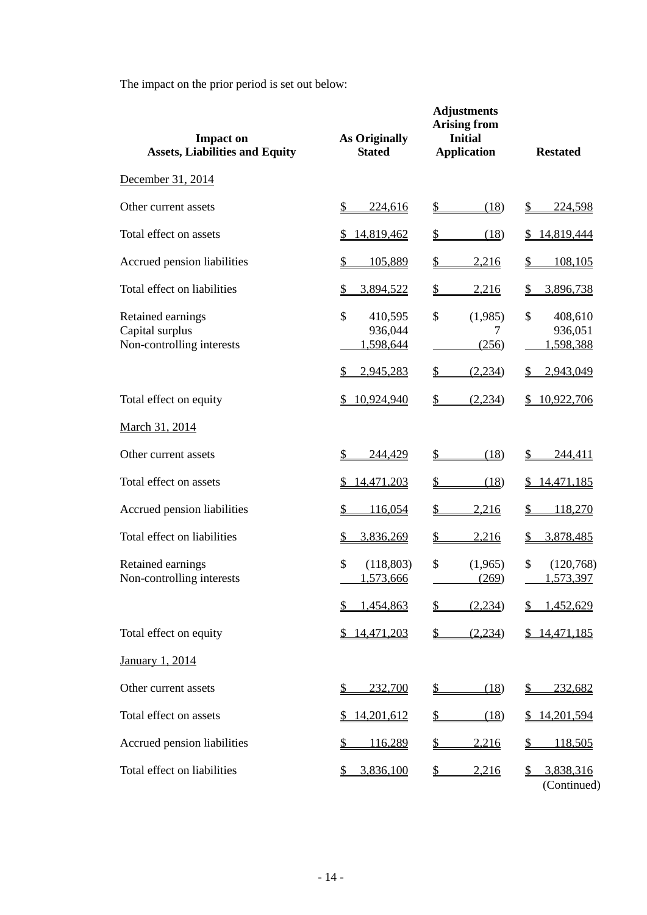The impact on the prior period is set out below:

| Impact on Assets, Liabilities and Equity | As Originally Stated | Adjustments Arising from Initial Application | Restated |
|---|---|---|---|
| December 31, 2014 | | | |
| Other current assets | $ 224,616 | $ (18) | $ 224,598 |
| Total effect on assets | $ 14,819,462 | $ (18) | $ 14,819,444 |
| Accrued pension liabilities | $ 105,889 | $ 2,216 | $ 108,105 |
| Total effect on liabilities | $ 3,894,522 | $ 2,216 | $ 3,896,738 |
| Retained earnings | $ 410,595 | $ (1,985) | $ 408,610 |
| Capital surplus | 936,044 | 7 | 936,051 |
| Non-controlling interests | 1,598,644 | (256) | 1,598,388 |
| | $ 2,945,283 | $ (2,234) | $ 2,943,049 |
| Total effect on equity | $ 10,924,940 | $ (2,234) | $ 10,922,706 |
| March 31, 2014 | | | |
| Other current assets | $ 244,429 | $ (18) | $ 244,411 |
| Total effect on assets | $ 14,471,203 | $ (18) | $ 14,471,185 |
| Accrued pension liabilities | $ 116,054 | $ 2,216 | $ 118,270 |
| Total effect on liabilities | $ 3,836,269 | $ 2,216 | $ 3,878,485 |
| Retained earnings | $ (118,803) | $ (1,965) | $ (120,768) |
| Non-controlling interests | 1,573,666 | (269) | 1,573,397 |
| | $ 1,454,863 | $ (2,234) | $ 1,452,629 |
| Total effect on equity | $ 14,471,203 | $ (2,234) | $ 14,471,185 |
| January 1, 2014 | | | |
| Other current assets | $ 232,700 | $ (18) | $ 232,682 |
| Total effect on assets | $ 14,201,612 | $ (18) | $ 14,201,594 |
| Accrued pension liabilities | $ 116,289 | $ 2,216 | $ 118,505 |
| Total effect on liabilities | $ 3,836,100 | $ 2,216 | $ 3,838,316 |

(Continued)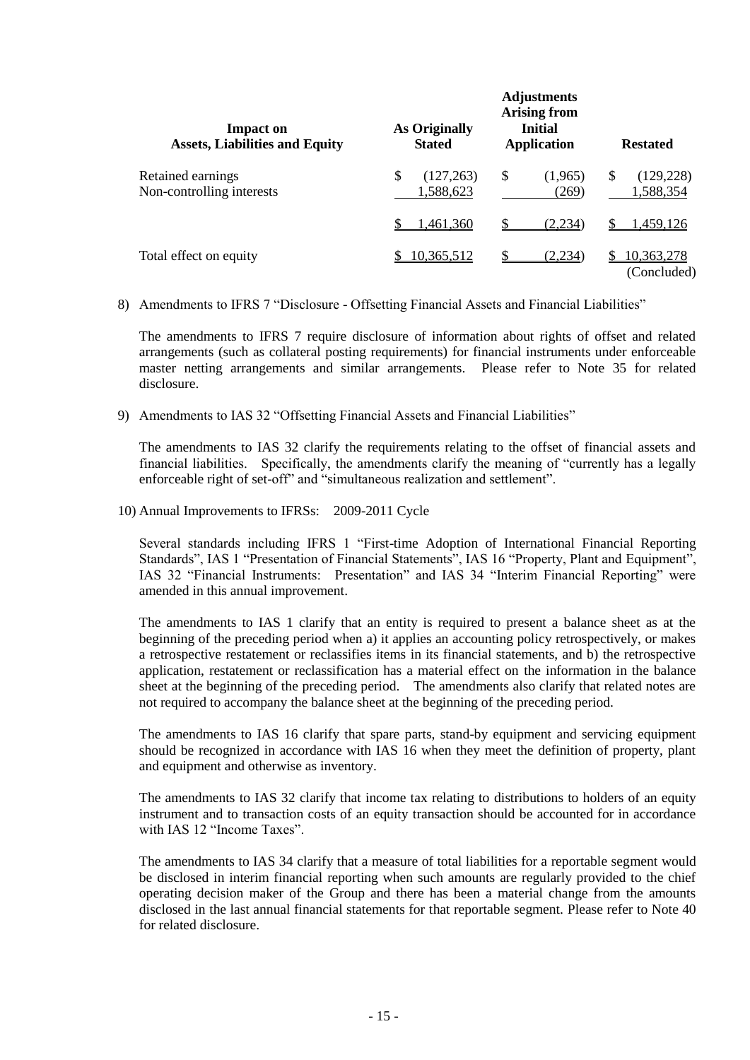| Impact on Assets, Liabilities and Equity | As Originally Stated | Adjustments Arising from Initial Application | Restated |
|---|---|---|---|
| Retained earnings | $ (127,263) | $ (1,965) | $ (129,228) |
| Non-controlling interests | 1,588,623 | (269) | 1,588,354 |
| | $ 1,461,360 | $ (2,234) | $ 1,459,126 |
| Total effect on equity | $ 10,365,512 | $ (2,234) | $ 10,363,278 |

(Concluded)

8) Amendments to IFRS 7 "Disclosure - Offsetting Financial Assets and Financial Liabilities"

The amendments to IFRS 7 require disclosure of information about rights of offset and related arrangements (such as collateral posting requirements) for financial instruments under enforceable master netting arrangements and similar arrangements. Please refer to Note 35 for related disclosure.

9) Amendments to IAS 32 "Offsetting Financial Assets and Financial Liabilities"

The amendments to IAS 32 clarify the requirements relating to the offset of financial assets and financial liabilities. Specifically, the amendments clarify the meaning of "currently has a legally enforceable right of set-off" and "simultaneous realization and settlement".

10) Annual Improvements to IFRSs: 2009-2011 Cycle

Several standards including IFRS 1 "First-time Adoption of International Financial Reporting Standards", IAS 1 "Presentation of Financial Statements", IAS 16 "Property, Plant and Equipment", IAS 32 "Financial Instruments: Presentation" and IAS 34 "Interim Financial Reporting" were amended in this annual improvement.

The amendments to IAS 1 clarify that an entity is required to present a balance sheet as at the beginning of the preceding period when a) it applies an accounting policy retrospectively, or makes a retrospective restatement or reclassifies items in its financial statements, and b) the retrospective application, restatement or reclassification has a material effect on the information in the balance sheet at the beginning of the preceding period. The amendments also clarify that related notes are not required to accompany the balance sheet at the beginning of the preceding period.

The amendments to IAS 16 clarify that spare parts, stand-by equipment and servicing equipment should be recognized in accordance with IAS 16 when they meet the definition of property, plant and equipment and otherwise as inventory.

The amendments to IAS 32 clarify that income tax relating to distributions to holders of an equity instrument and to transaction costs of an equity transaction should be accounted for in accordance with IAS 12 "Income Taxes".

The amendments to IAS 34 clarify that a measure of total liabilities for a reportable segment would be disclosed in interim financial reporting when such amounts are regularly provided to the chief operating decision maker of the Group and there has been a material change from the amounts disclosed in the last annual financial statements for that reportable segment. Please refer to Note 40 for related disclosure.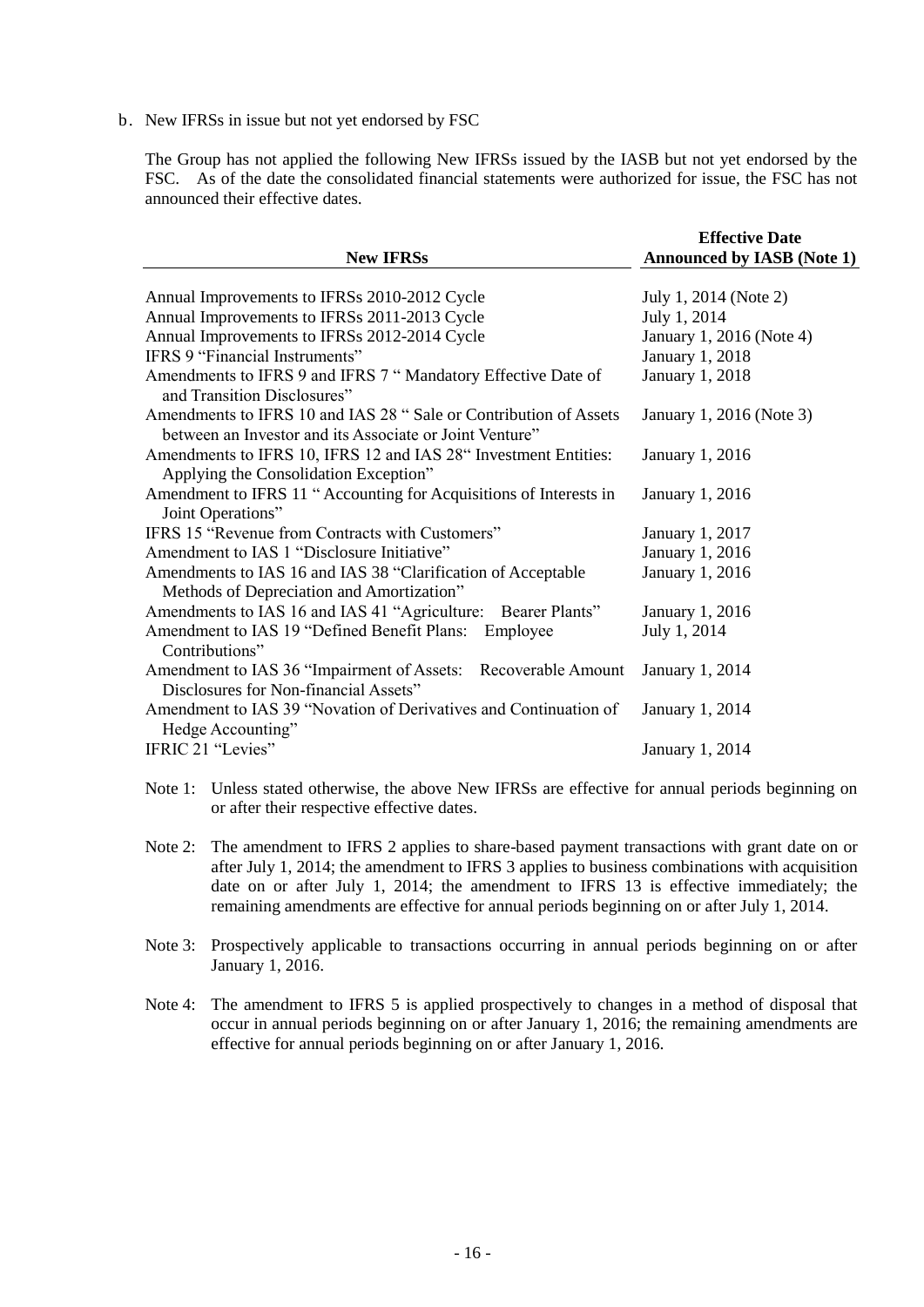b. New IFRSs in issue but not yet endorsed by FSC

The Group has not applied the following New IFRSs issued by the IASB but not yet endorsed by the FSC. As of the date the consolidated financial statements were authorized for issue, the FSC has not announced their effective dates.

| New IFRSs | Effective Date Announced by IASB (Note 1) |
|---|---|
| Annual Improvements to IFRSs 2010-2012 Cycle | July 1, 2014 (Note 2) |
| Annual Improvements to IFRSs 2011-2013 Cycle | July 1, 2014 |
| Annual Improvements to IFRSs 2012-2014 Cycle | January 1, 2016 (Note 4) |
| IFRS 9 "Financial Instruments" | January 1, 2018 |
| Amendments to IFRS 9 and IFRS 7 " Mandatory Effective Date of and Transition Disclosures" | January 1, 2018 |
| Amendments to IFRS 10 and IAS 28 " Sale or Contribution of Assets between an Investor and its Associate or Joint Venture" | January 1, 2016 (Note 3) |
| Amendments to IFRS 10, IFRS 12 and IAS 28" Investment Entities: Applying the Consolidation Exception" | January 1, 2016 |
| Amendment to IFRS 11 " Accounting for Acquisitions of Interests in Joint Operations" | January 1, 2016 |
| IFRS 15 "Revenue from Contracts with Customers" | January 1, 2017 |
| Amendment to IAS 1 "Disclosure Initiative" | January 1, 2016 |
| Amendments to IAS 16 and IAS 38 "Clarification of Acceptable Methods of Depreciation and Amortization" | January 1, 2016 |
| Amendments to IAS 16 and IAS 41 "Agriculture: Bearer Plants" | January 1, 2016 |
| Amendment to IAS 19 "Defined Benefit Plans: Employee Contributions" | July 1, 2014 |
| Amendment to IAS 36 "Impairment of Assets: Recoverable Amount Disclosures for Non-financial Assets" | January 1, 2014 |
| Amendment to IAS 39 "Novation of Derivatives and Continuation of Hedge Accounting" | January 1, 2014 |
| IFRIC 21 "Levies" | January 1, 2014 |

Note 1: Unless stated otherwise, the above New IFRSs are effective for annual periods beginning on or after their respective effective dates.

Note 2: The amendment to IFRS 2 applies to share-based payment transactions with grant date on or after July 1, 2014; the amendment to IFRS 3 applies to business combinations with acquisition date on or after July 1, 2014; the amendment to IFRS 13 is effective immediately; the remaining amendments are effective for annual periods beginning on or after July 1, 2014.

Note 3: Prospectively applicable to transactions occurring in annual periods beginning on or after January 1, 2016.

Note 4: The amendment to IFRS 5 is applied prospectively to changes in a method of disposal that occur in annual periods beginning on or after January 1, 2016; the remaining amendments are effective for annual periods beginning on or after January 1, 2016.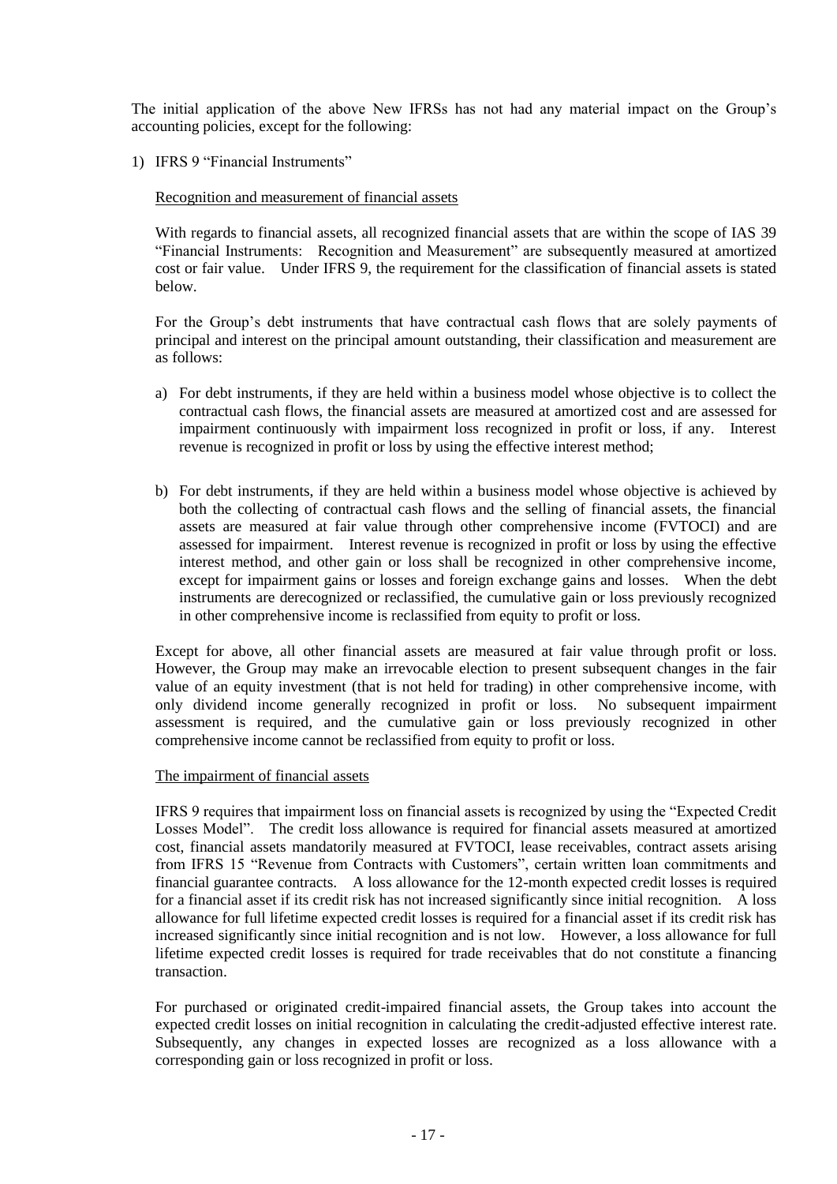The initial application of the above New IFRSs has not had any material impact on the Group's accounting policies, except for the following:

1) IFRS 9 "Financial Instruments"

Recognition and measurement of financial assets

With regards to financial assets, all recognized financial assets that are within the scope of IAS 39 "Financial Instruments: Recognition and Measurement" are subsequently measured at amortized cost or fair value. Under IFRS 9, the requirement for the classification of financial assets is stated below.

For the Group's debt instruments that have contractual cash flows that are solely payments of principal and interest on the principal amount outstanding, their classification and measurement are as follows:

a) For debt instruments, if they are held within a business model whose objective is to collect the contractual cash flows, the financial assets are measured at amortized cost and are assessed for impairment continuously with impairment loss recognized in profit or loss, if any. Interest revenue is recognized in profit or loss by using the effective interest method;

b) For debt instruments, if they are held within a business model whose objective is achieved by both the collecting of contractual cash flows and the selling of financial assets, the financial assets are measured at fair value through other comprehensive income (FVTOCI) and are assessed for impairment. Interest revenue is recognized in profit or loss by using the effective interest method, and other gain or loss shall be recognized in other comprehensive income, except for impairment gains or losses and foreign exchange gains and losses. When the debt instruments are derecognized or reclassified, the cumulative gain or loss previously recognized in other comprehensive income is reclassified from equity to profit or loss.

Except for above, all other financial assets are measured at fair value through profit or loss. However, the Group may make an irrevocable election to present subsequent changes in the fair value of an equity investment (that is not held for trading) in other comprehensive income, with only dividend income generally recognized in profit or loss. No subsequent impairment assessment is required, and the cumulative gain or loss previously recognized in other comprehensive income cannot be reclassified from equity to profit or loss.

The impairment of financial assets

IFRS 9 requires that impairment loss on financial assets is recognized by using the "Expected Credit Losses Model". The credit loss allowance is required for financial assets measured at amortized cost, financial assets mandatorily measured at FVTOCI, lease receivables, contract assets arising from IFRS 15 "Revenue from Contracts with Customers", certain written loan commitments and financial guarantee contracts. A loss allowance for the 12-month expected credit losses is required for a financial asset if its credit risk has not increased significantly since initial recognition. A loss allowance for full lifetime expected credit losses is required for a financial asset if its credit risk has increased significantly since initial recognition and is not low. However, a loss allowance for full lifetime expected credit losses is required for trade receivables that do not constitute a financing transaction.

For purchased or originated credit-impaired financial assets, the Group takes into account the expected credit losses on initial recognition in calculating the credit-adjusted effective interest rate. Subsequently, any changes in expected losses are recognized as a loss allowance with a corresponding gain or loss recognized in profit or loss.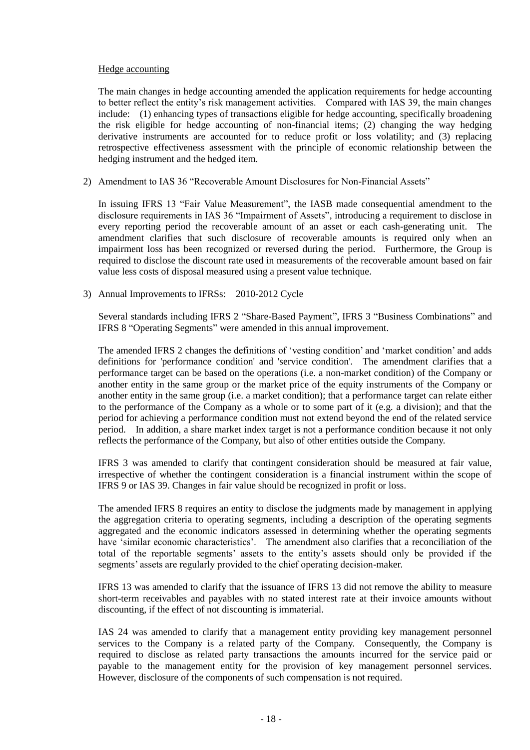Hedge accounting

The main changes in hedge accounting amended the application requirements for hedge accounting to better reflect the entity's risk management activities. Compared with IAS 39, the main changes include: (1) enhancing types of transactions eligible for hedge accounting, specifically broadening the risk eligible for hedge accounting of non-financial items; (2) changing the way hedging derivative instruments are accounted for to reduce profit or loss volatility; and (3) replacing retrospective effectiveness assessment with the principle of economic relationship between the hedging instrument and the hedged item.

2) Amendment to IAS 36 "Recoverable Amount Disclosures for Non-Financial Assets"

In issuing IFRS 13 "Fair Value Measurement", the IASB made consequential amendment to the disclosure requirements in IAS 36 "Impairment of Assets", introducing a requirement to disclose in every reporting period the recoverable amount of an asset or each cash-generating unit. The amendment clarifies that such disclosure of recoverable amounts is required only when an impairment loss has been recognized or reversed during the period. Furthermore, the Group is required to disclose the discount rate used in measurements of the recoverable amount based on fair value less costs of disposal measured using a present value technique.

3) Annual Improvements to IFRSs: 2010-2012 Cycle

Several standards including IFRS 2 "Share-Based Payment", IFRS 3 "Business Combinations" and IFRS 8 "Operating Segments" were amended in this annual improvement.

The amended IFRS 2 changes the definitions of 'vesting condition' and 'market condition' and adds definitions for 'performance condition' and 'service condition'. The amendment clarifies that a performance target can be based on the operations (i.e. a non-market condition) of the Company or another entity in the same group or the market price of the equity instruments of the Company or another entity in the same group (i.e. a market condition); that a performance target can relate either to the performance of the Company as a whole or to some part of it (e.g. a division); and that the period for achieving a performance condition must not extend beyond the end of the related service period. In addition, a share market index target is not a performance condition because it not only reflects the performance of the Company, but also of other entities outside the Company.

IFRS 3 was amended to clarify that contingent consideration should be measured at fair value, irrespective of whether the contingent consideration is a financial instrument within the scope of IFRS 9 or IAS 39. Changes in fair value should be recognized in profit or loss.

The amended IFRS 8 requires an entity to disclose the judgments made by management in applying the aggregation criteria to operating segments, including a description of the operating segments aggregated and the economic indicators assessed in determining whether the operating segments have 'similar economic characteristics'. The amendment also clarifies that a reconciliation of the total of the reportable segments' assets to the entity's assets should only be provided if the segments' assets are regularly provided to the chief operating decision-maker.

IFRS 13 was amended to clarify that the issuance of IFRS 13 did not remove the ability to measure short-term receivables and payables with no stated interest rate at their invoice amounts without discounting, if the effect of not discounting is immaterial.

IAS 24 was amended to clarify that a management entity providing key management personnel services to the Company is a related party of the Company. Consequently, the Company is required to disclose as related party transactions the amounts incurred for the service paid or payable to the management entity for the provision of key management personnel services. However, disclosure of the components of such compensation is not required.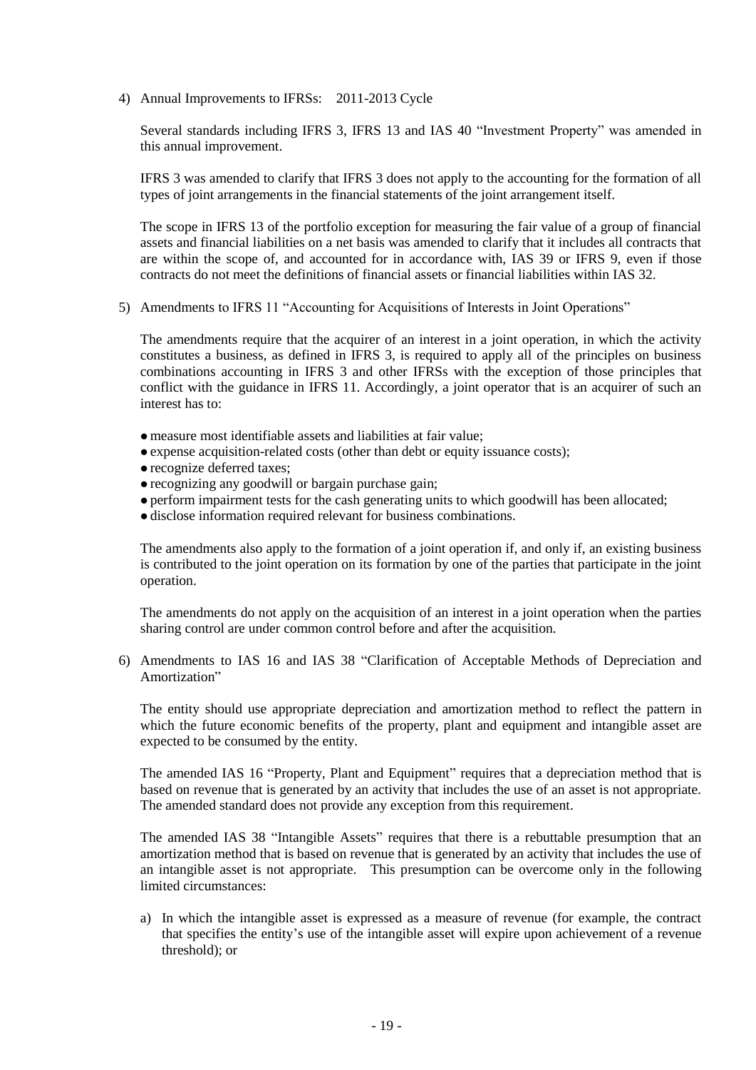4) Annual Improvements to IFRSs: 2011-2013 Cycle

Several standards including IFRS 3, IFRS 13 and IAS 40 "Investment Property" was amended in this annual improvement.

IFRS 3 was amended to clarify that IFRS 3 does not apply to the accounting for the formation of all types of joint arrangements in the financial statements of the joint arrangement itself.

The scope in IFRS 13 of the portfolio exception for measuring the fair value of a group of financial assets and financial liabilities on a net basis was amended to clarify that it includes all contracts that are within the scope of, and accounted for in accordance with, IAS 39 or IFRS 9, even if those contracts do not meet the definitions of financial assets or financial liabilities within IAS 32.

5) Amendments to IFRS 11 "Accounting for Acquisitions of Interests in Joint Operations"

The amendments require that the acquirer of an interest in a joint operation, in which the activity constitutes a business, as defined in IFRS 3, is required to apply all of the principles on business combinations accounting in IFRS 3 and other IFRSs with the exception of those principles that conflict with the guidance in IFRS 11. Accordingly, a joint operator that is an acquirer of such an interest has to:

- measure most identifiable assets and liabilities at fair value;
- expense acquisition-related costs (other than debt or equity issuance costs);
- recognize deferred taxes;
- recognizing any goodwill or bargain purchase gain;
- perform impairment tests for the cash generating units to which goodwill has been allocated;
- disclose information required relevant for business combinations.

The amendments also apply to the formation of a joint operation if, and only if, an existing business is contributed to the joint operation on its formation by one of the parties that participate in the joint operation.

The amendments do not apply on the acquisition of an interest in a joint operation when the parties sharing control are under common control before and after the acquisition.

6) Amendments to IAS 16 and IAS 38 "Clarification of Acceptable Methods of Depreciation and Amortization"

The entity should use appropriate depreciation and amortization method to reflect the pattern in which the future economic benefits of the property, plant and equipment and intangible asset are expected to be consumed by the entity.

The amended IAS 16 "Property, Plant and Equipment" requires that a depreciation method that is based on revenue that is generated by an activity that includes the use of an asset is not appropriate. The amended standard does not provide any exception from this requirement.

The amended IAS 38 "Intangible Assets" requires that there is a rebuttable presumption that an amortization method that is based on revenue that is generated by an activity that includes the use of an intangible asset is not appropriate. This presumption can be overcome only in the following limited circumstances:

a) In which the intangible asset is expressed as a measure of revenue (for example, the contract that specifies the entity's use of the intangible asset will expire upon achievement of a revenue threshold); or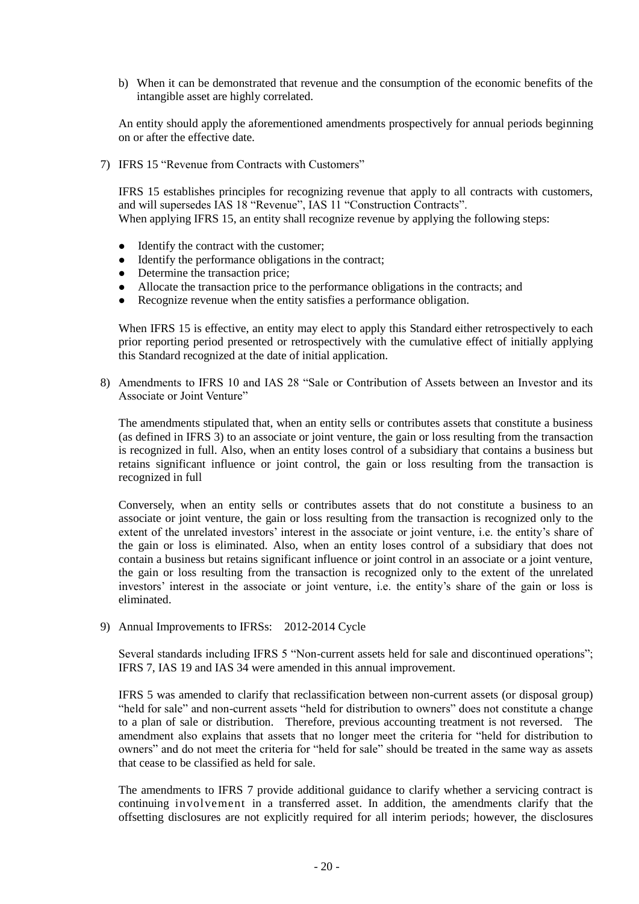b) When it can be demonstrated that revenue and the consumption of the economic benefits of the intangible asset are highly correlated.

An entity should apply the aforementioned amendments prospectively for annual periods beginning on or after the effective date.

7) IFRS 15 "Revenue from Contracts with Customers"

IFRS 15 establishes principles for recognizing revenue that apply to all contracts with customers, and will supersedes IAS 18 "Revenue", IAS 11 "Construction Contracts".
When applying IFRS 15, an entity shall recognize revenue by applying the following steps:

- Identify the contract with the customer;
- Identify the performance obligations in the contract;
- Determine the transaction price;
- Allocate the transaction price to the performance obligations in the contracts; and
- Recognize revenue when the entity satisfies a performance obligation.

When IFRS 15 is effective, an entity may elect to apply this Standard either retrospectively to each prior reporting period presented or retrospectively with the cumulative effect of initially applying this Standard recognized at the date of initial application.

8) Amendments to IFRS 10 and IAS 28 "Sale or Contribution of Assets between an Investor and its Associate or Joint Venture"

The amendments stipulated that, when an entity sells or contributes assets that constitute a business (as defined in IFRS 3) to an associate or joint venture, the gain or loss resulting from the transaction is recognized in full. Also, when an entity loses control of a subsidiary that contains a business but retains significant influence or joint control, the gain or loss resulting from the transaction is recognized in full

Conversely, when an entity sells or contributes assets that do not constitute a business to an associate or joint venture, the gain or loss resulting from the transaction is recognized only to the extent of the unrelated investors' interest in the associate or joint venture, i.e. the entity's share of the gain or loss is eliminated. Also, when an entity loses control of a subsidiary that does not contain a business but retains significant influence or joint control in an associate or a joint venture, the gain or loss resulting from the transaction is recognized only to the extent of the unrelated investors' interest in the associate or joint venture, i.e. the entity's share of the gain or loss is eliminated.

9) Annual Improvements to IFRSs: 2012-2014 Cycle

Several standards including IFRS 5 "Non-current assets held for sale and discontinued operations"; IFRS 7, IAS 19 and IAS 34 were amended in this annual improvement.

IFRS 5 was amended to clarify that reclassification between non-current assets (or disposal group) "held for sale" and non-current assets "held for distribution to owners" does not constitute a change to a plan of sale or distribution. Therefore, previous accounting treatment is not reversed. The amendment also explains that assets that no longer meet the criteria for "held for distribution to owners" and do not meet the criteria for "held for sale" should be treated in the same way as assets that cease to be classified as held for sale.

The amendments to IFRS 7 provide additional guidance to clarify whether a servicing contract is continuing involvement in a transferred asset. In addition, the amendments clarify that the offsetting disclosures are not explicitly required for all interim periods; however, the disclosures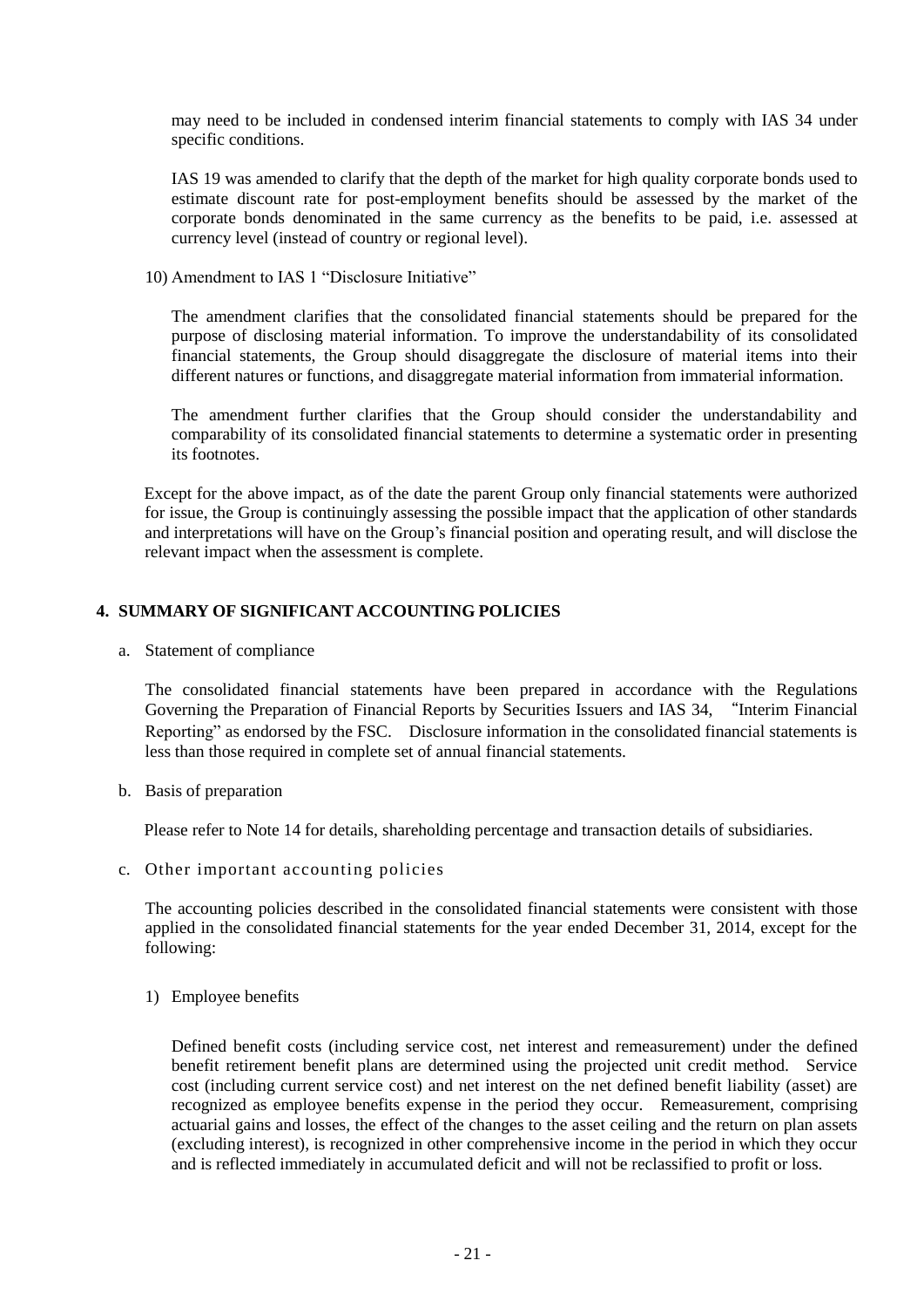may need to be included in condensed interim financial statements to comply with IAS 34 under specific conditions.

IAS 19 was amended to clarify that the depth of the market for high quality corporate bonds used to estimate discount rate for post-employment benefits should be assessed by the market of the corporate bonds denominated in the same currency as the benefits to be paid, i.e. assessed at currency level (instead of country or regional level).

10) Amendment to IAS 1 "Disclosure Initiative"

The amendment clarifies that the consolidated financial statements should be prepared for the purpose of disclosing material information. To improve the understandability of its consolidated financial statements, the Group should disaggregate the disclosure of material items into their different natures or functions, and disaggregate material information from immaterial information.

The amendment further clarifies that the Group should consider the understandability and comparability of its consolidated financial statements to determine a systematic order in presenting its footnotes.

Except for the above impact, as of the date the parent Group only financial statements were authorized for issue, the Group is continuingly assessing the possible impact that the application of other standards and interpretations will have on the Group's financial position and operating result, and will disclose the relevant impact when the assessment is complete.

## 4. SUMMARY OF SIGNIFICANT ACCOUNTING POLICIES

a. Statement of compliance

The consolidated financial statements have been prepared in accordance with the Regulations Governing the Preparation of Financial Reports by Securities Issuers and IAS 34, "Interim Financial Reporting" as endorsed by the FSC. Disclosure information in the consolidated financial statements is less than those required in complete set of annual financial statements.

b. Basis of preparation

Please refer to Note 14 for details, shareholding percentage and transaction details of subsidiaries.

c. Other important accounting policies

The accounting policies described in the consolidated financial statements were consistent with those applied in the consolidated financial statements for the year ended December 31, 2014, except for the following:

1) Employee benefits

Defined benefit costs (including service cost, net interest and remeasurement) under the defined benefit retirement benefit plans are determined using the projected unit credit method. Service cost (including current service cost) and net interest on the net defined benefit liability (asset) are recognized as employee benefits expense in the period they occur. Remeasurement, comprising actuarial gains and losses, the effect of the changes to the asset ceiling and the return on plan assets (excluding interest), is recognized in other comprehensive income in the period in which they occur and is reflected immediately in accumulated deficit and will not be reclassified to profit or loss.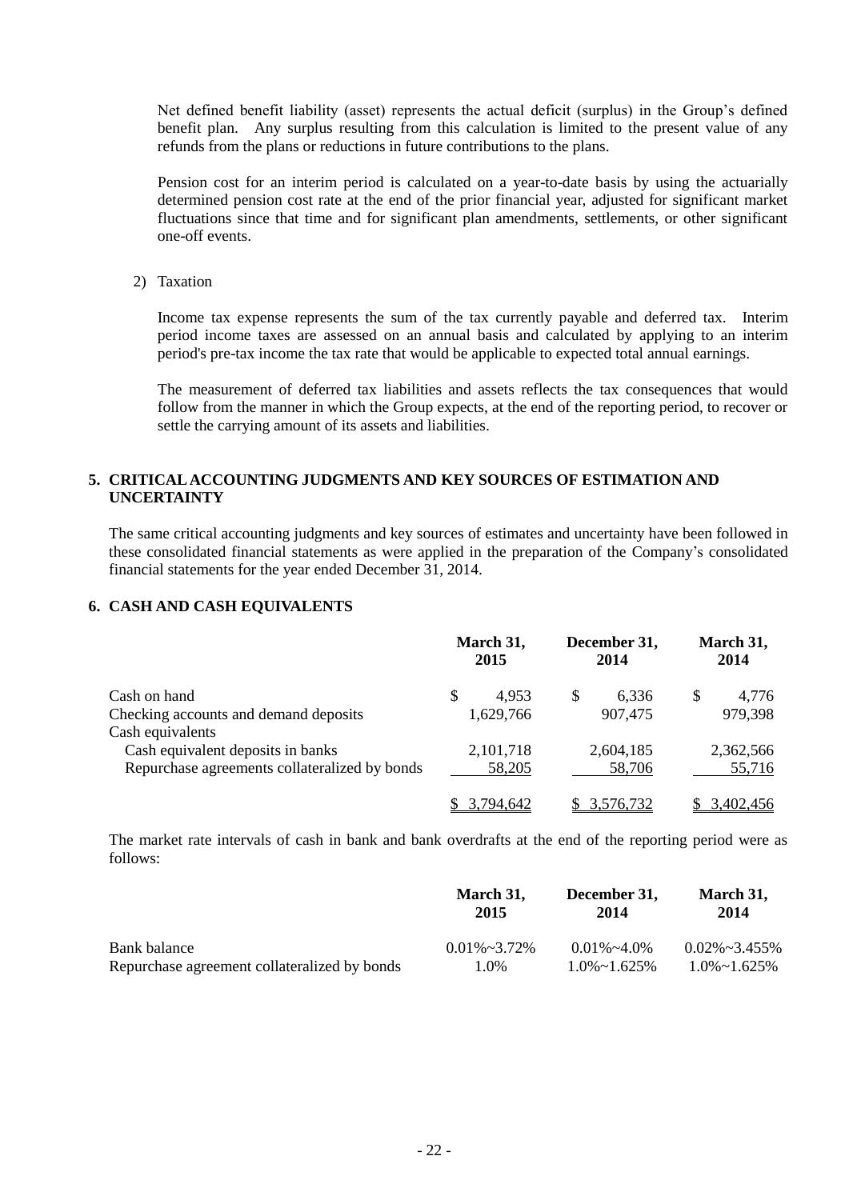Net defined benefit liability (asset) represents the actual deficit (surplus) in the Group's defined benefit plan. Any surplus resulting from this calculation is limited to the present value of any refunds from the plans or reductions in future contributions to the plans.

Pension cost for an interim period is calculated on a year-to-date basis by using the actuarially determined pension cost rate at the end of the prior financial year, adjusted for significant market fluctuations since that time and for significant plan amendments, settlements, or other significant one-off events.

2) Taxation

Income tax expense represents the sum of the tax currently payable and deferred tax. Interim period income taxes are assessed on an annual basis and calculated by applying to an interim period's pre-tax income the tax rate that would be applicable to expected total annual earnings.

The measurement of deferred tax liabilities and assets reflects the tax consequences that would follow from the manner in which the Group expects, at the end of the reporting period, to recover or settle the carrying amount of its assets and liabilities.

## 5. CRITICAL ACCOUNTING JUDGMENTS AND KEY SOURCES OF ESTIMATION AND UNCERTAINTY

The same critical accounting judgments and key sources of estimates and uncertainty have been followed in these consolidated financial statements as were applied in the preparation of the Company's consolidated financial statements for the year ended December 31, 2014.

## 6. CASH AND CASH EQUIVALENTS

| | March 31, 2015 | December 31, 2014 | March 31, 2014 |
|---|---|---|---|
| Cash on hand | $ 4,953 | $ 6,336 | $ 4,776 |
| Checking accounts and demand deposits | 1,629,766 | 907,475 | 979,398 |
| Cash equivalents | | | |
| Cash equivalent deposits in banks | 2,101,718 | 2,604,185 | 2,362,566 |
| Repurchase agreements collateralized by bonds | 58,205 | 58,706 | 55,716 |
| | $ 3,794,642 | $ 3,576,732 | $ 3,402,456 |

The market rate intervals of cash in bank and bank overdrafts at the end of the reporting period were as follows:

| | March 31, 2015 | December 31, 2014 | March 31, 2014 |
|---|---|---|---|
| Bank balance | 0.01%~3.72% | 0.01%~4.0% | 0.02%~3.455% |
| Repurchase agreement collateralized by bonds | 1.0% | 1.0%~1.625% | 1.0%~1.625% |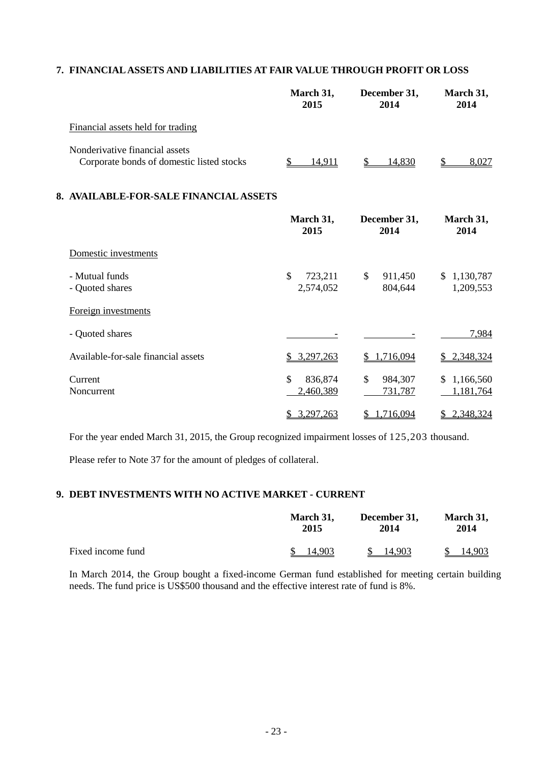## 7. FINANCIAL ASSETS AND LIABILITIES AT FAIR VALUE THROUGH PROFIT OR LOSS

| | March 31, 2015 | December 31, 2014 | March 31, 2014 |
|---|---|---|---|
| Financial assets held for trading | | | |
| Nonderivative financial assets | | | |
| Corporate bonds of domestic listed stocks | $ 14,911 | $ 14,830 | $ 8,027 |

## 8. AVAILABLE-FOR-SALE FINANCIAL ASSETS

| | March 31, 2015 | December 31, 2014 | March 31, 2014 |
|---|---|---|---|
| Domestic investments | | | |
| - Mutual funds | $ 723,211 | $ 911,450 | $ 1,130,787 |
| - Quoted shares | 2,574,052 | 804,644 | 1,209,553 |
| Foreign investments | | | |
| - Quoted shares | - | - | 7,984 |
| Available-for-sale financial assets | $ 3,297,263 | $ 1,716,094 | $ 2,348,324 |
| Current | $ 836,874 | $ 984,307 | $ 1,166,560 |
| Noncurrent | 2,460,389 | 731,787 | 1,181,764 |
| | $ 3,297,263 | $ 1,716,094 | $ 2,348,324 |

For the year ended March 31, 2015, the Group recognized impairment losses of 125,203 thousand.

Please refer to Note 37 for the amount of pledges of collateral.

## 9. DEBT INVESTMENTS WITH NO ACTIVE MARKET - CURRENT

| | March 31, 2015 | December 31, 2014 | March 31, 2014 |
|---|---|---|---|
| Fixed income fund | $ 14,903 | $ 14,903 | $ 14,903 |

In March 2014, the Group bought a fixed-income German fund established for meeting certain building needs. The fund price is US$500 thousand and the effective interest rate of fund is 8%.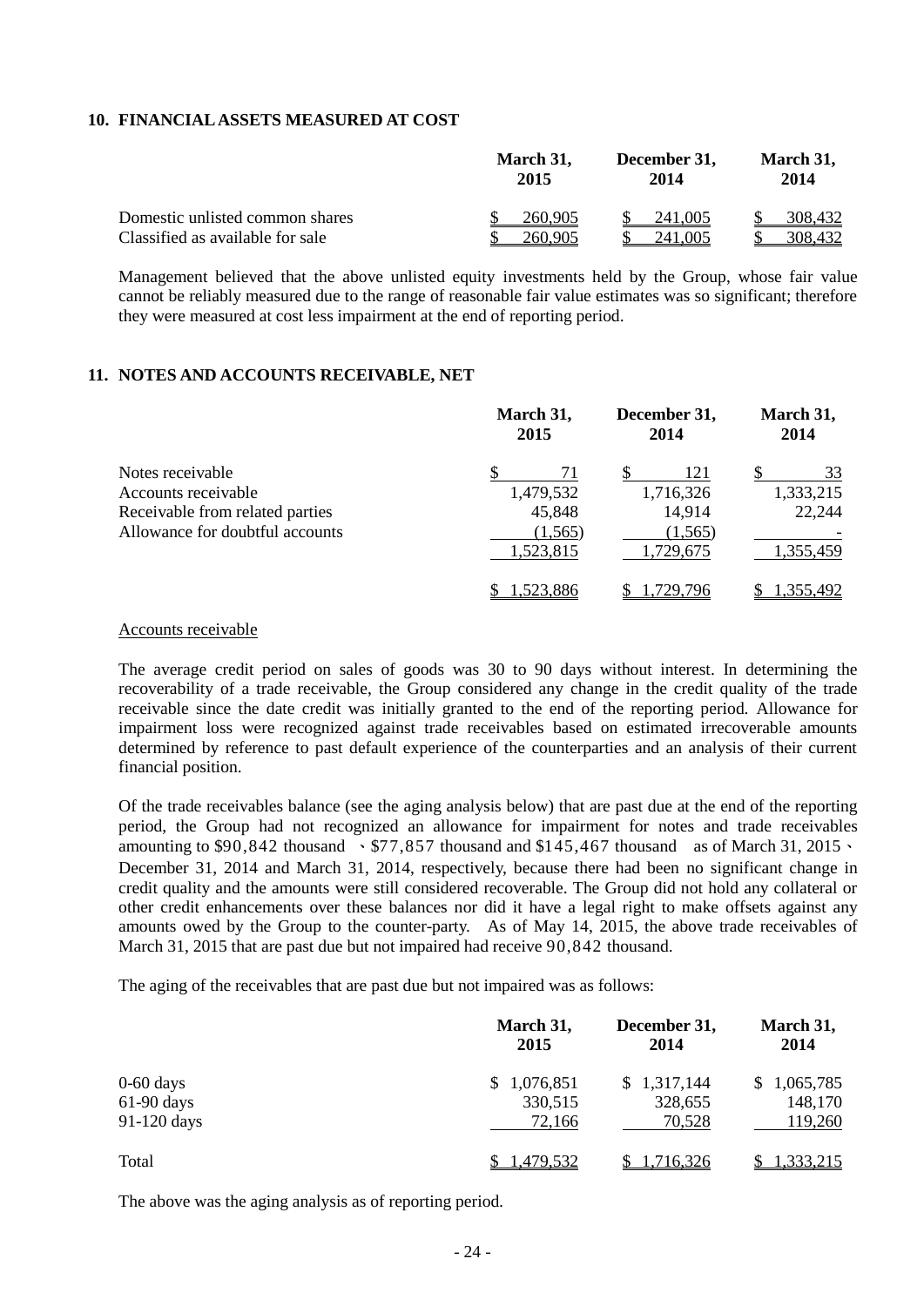## 10. FINANCIAL ASSETS MEASURED AT COST

| | March 31, 2015 | December 31, 2014 | March 31, 2014 |
|---|---|---|---|
| Domestic unlisted common shares | $ 260,905 | $ 241,005 | $ 308,432 |
| Classified as available for sale | $ 260,905 | $ 241,005 | $ 308,432 |

Management believed that the above unlisted equity investments held by the Group, whose fair value cannot be reliably measured due to the range of reasonable fair value estimates was so significant; therefore they were measured at cost less impairment at the end of reporting period.

## 11. NOTES AND ACCOUNTS RECEIVABLE, NET

| | March 31, 2015 | December 31, 2014 | March 31, 2014 |
|---|---|---|---|
| Notes receivable | $ 71 | $ 121 | $ 33 |
| Accounts receivable | 1,479,532 | 1,716,326 | 1,333,215 |
| Receivable from related parties | 45,848 | 14,914 | 22,244 |
| Allowance for doubtful accounts | (1,565) | (1,565) | - |
| | 1,523,815 | 1,729,675 | 1,355,459 |
| | $ 1,523,886 | $ 1,729,796 | $ 1,355,492 |

Accounts receivable

The average credit period on sales of goods was 30 to 90 days without interest. In determining the recoverability of a trade receivable, the Group considered any change in the credit quality of the trade receivable since the date credit was initially granted to the end of the reporting period. Allowance for impairment loss were recognized against trade receivables based on estimated irrecoverable amounts determined by reference to past default experience of the counterparties and an analysis of their current financial position.

Of the trade receivables balance (see the aging analysis below) that are past due at the end of the reporting period, the Group had not recognized an allowance for impairment for notes and trade receivables amounting to $90,842 thousand 、$77,857 thousand and $145,467 thousand as of March 31, 2015、December 31, 2014 and March 31, 2014, respectively, because there had been no significant change in credit quality and the amounts were still considered recoverable. The Group did not hold any collateral or other credit enhancements over these balances nor did it have a legal right to make offsets against any amounts owed by the Group to the counter-party. As of May 14, 2015, the above trade receivables of March 31, 2015 that are past due but not impaired had receive 90,842 thousand.

The aging of the receivables that are past due but not impaired was as follows:

| | March 31, 2015 | December 31, 2014 | March 31, 2014 |
|---|---|---|---|
| 0-60 days | $ 1,076,851 | $ 1,317,144 | $ 1,065,785 |
| 61-90 days | 330,515 | 328,655 | 148,170 |
| 91-120 days | 72,166 | 70,528 | 119,260 |
| Total | $ 1,479,532 | $ 1,716,326 | $ 1,333,215 |

The above was the aging analysis as of reporting period.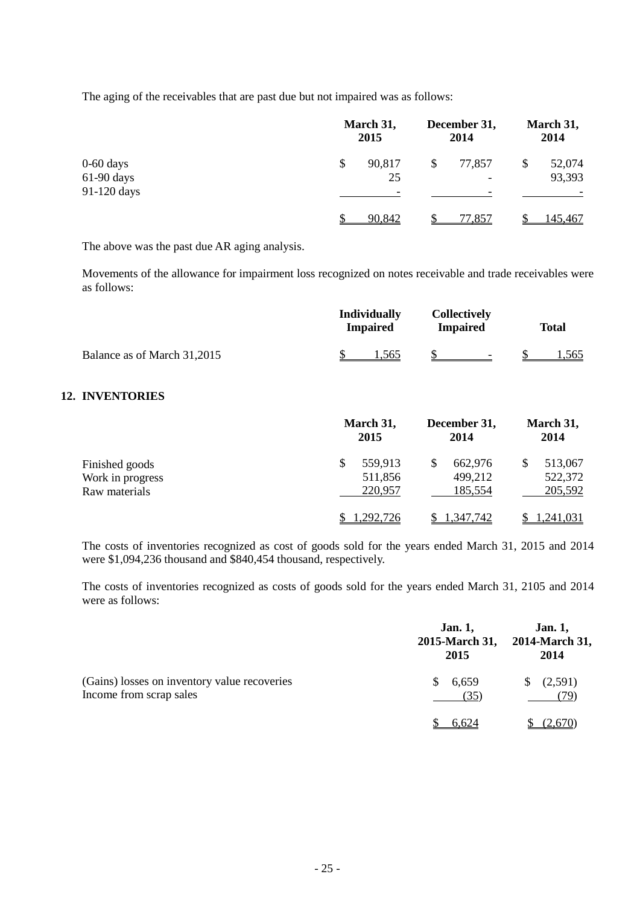The aging of the receivables that are past due but not impaired was as follows:

| | March 31, 2015 | December 31, 2014 | March 31, 2014 |
|---|---|---|---|
| 0-60 days | $ 90,817 | $ 77,857 | $ 52,074 |
| 61-90 days | 25 | - | 93,393 |
| 91-120 days | - | - | - |
| | $ 90,842 | $ 77,857 | $ 145,467 |

The above was the past due AR aging analysis.

Movements of the allowance for impairment loss recognized on notes receivable and trade receivables were as follows:

| | Individually Impaired | Collectively Impaired | Total |
|---|---|---|---|
| Balance as of March 31,2015 | $ 1,565 | $ - | $ 1,565 |

## 12. INVENTORIES

| | March 31, 2015 | December 31, 2014 | March 31, 2014 |
|---|---|---|---|
| Finished goods | $ 559,913 | $ 662,976 | $ 513,067 |
| Work in progress | 511,856 | 499,212 | 522,372 |
| Raw materials | 220,957 | 185,554 | 205,592 |
| | $ 1,292,726 | $ 1,347,742 | $ 1,241,031 |

The costs of inventories recognized as cost of goods sold for the years ended March 31, 2015 and 2014 were $1,094,236 thousand and $840,454 thousand, respectively.

The costs of inventories recognized as costs of goods sold for the years ended March 31, 2105 and 2014 were as follows:

| | Jan. 1, 2015-March 31, 2015 | Jan. 1, 2014-March 31, 2014 |
|---|---|---|
| (Gains) losses on inventory value recoveries | $ 6,659 | $ (2,591) |
| Income from scrap sales | (35) | (79) |
| | $ 6,624 | $ (2,670) |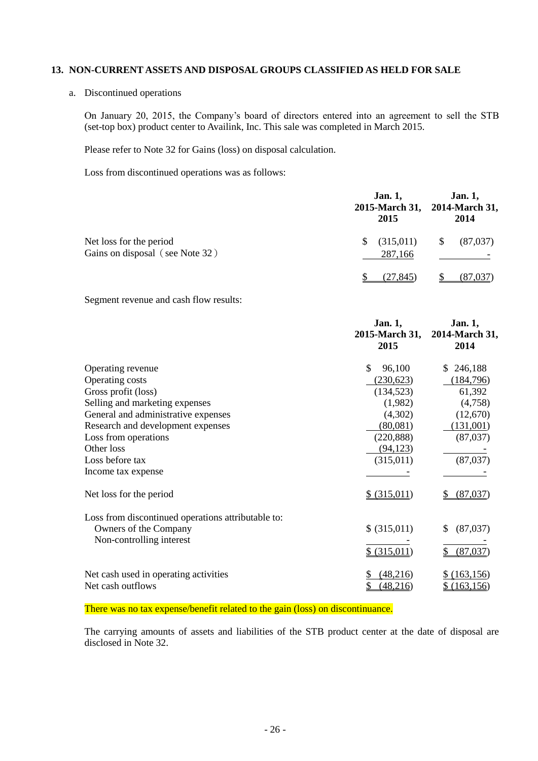## 13. NON-CURRENT ASSETS AND DISPOSAL GROUPS CLASSIFIED AS HELD FOR SALE

a. Discontinued operations

On January 20, 2015, the Company's board of directors entered into an agreement to sell the STB (set-top box) product center to Availink, Inc. This sale was completed in March 2015.

Please refer to Note 32 for Gains (loss) on disposal calculation.

Loss from discontinued operations was as follows:

| | Jan. 1, 2015-March 31, 2015 | Jan. 1, 2014-March 31, 2014 |
|---|---|---|
| Net loss for the period | $ (315,011) | $ (87,037) |
| Gains on disposal（see Note 32） | 287,166 | - |
| | $ (27,845) | $ (87,037) |

Segment revenue and cash flow results:

| | Jan. 1, 2015-March 31, 2015 | Jan. 1, 2014-March 31, 2014 |
|---|---|---|
| Operating revenue | $ 96,100 | $ 246,188 |
| Operating costs | (230,623) | (184,796) |
| Gross profit (loss) | (134,523) | 61,392 |
| Selling and marketing expenses | (1,982) | (4,758) |
| General and administrative expenses | (4,302) | (12,670) |
| Research and development expenses | (80,081) | (131,001) |
| Loss from operations | (220,888) | (87,037) |
| Other loss | (94,123) | - |
| Loss before tax | (315,011) | (87,037) |
| Income tax expense | - | - |
| Net loss for the period | $ (315,011) | $ (87,037) |
| Loss from discontinued operations attributable to: | | |
| Owners of the Company | $ (315,011) | $ (87,037) |
| Non-controlling interest | - | - |
| | $ (315,011) | $ (87,037) |
| Net cash used in operating activities | $ (48,216) | $ (163,156) |
| Net cash outflows | $ (48,216) | $ (163,156) |

There was no tax expense/benefit related to the gain (loss) on discontinuance.

The carrying amounts of assets and liabilities of the STB product center at the date of disposal are disclosed in Note 32.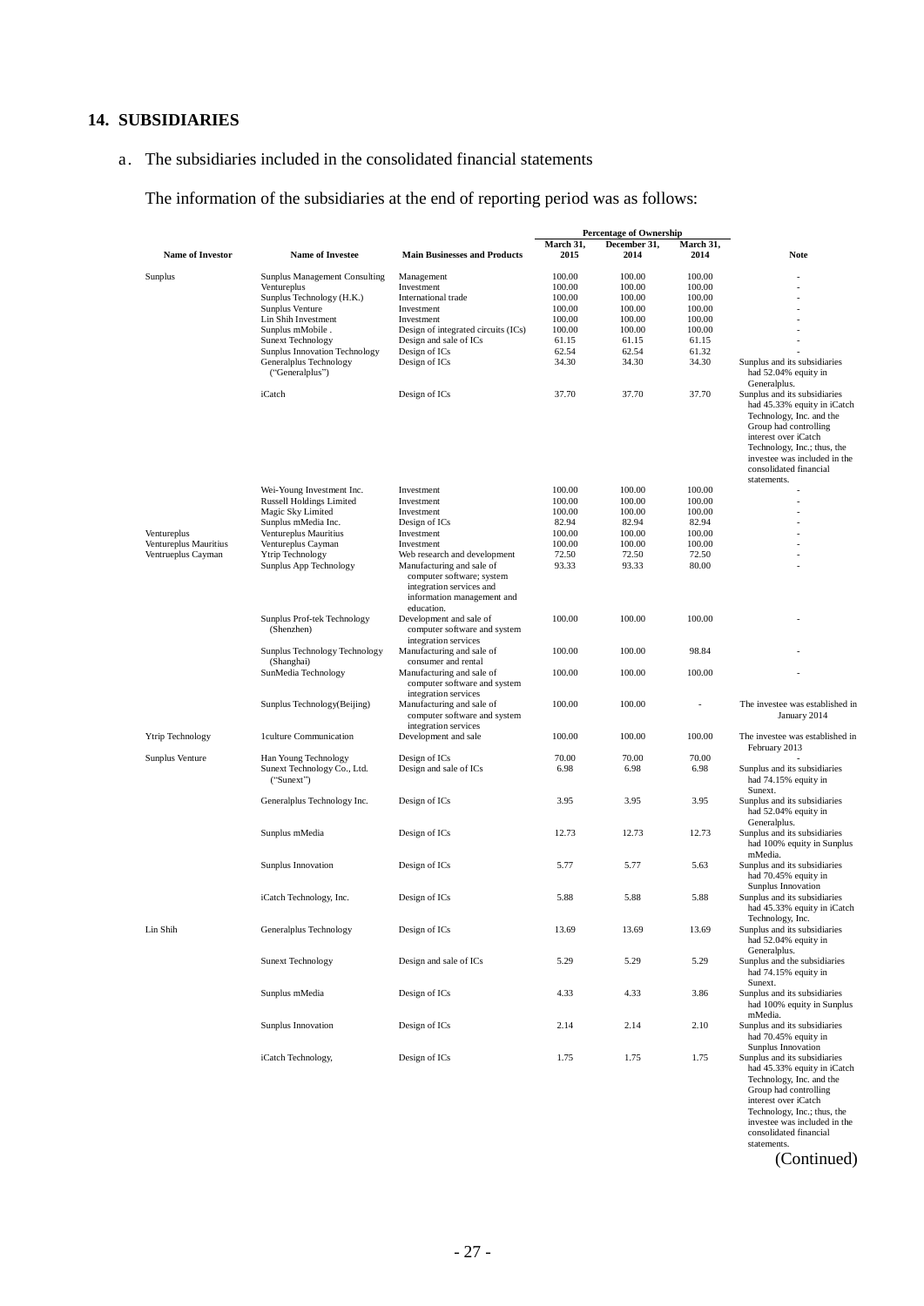## 14. SUBSIDIARIES

a. The subsidiaries included in the consolidated financial statements

The information of the subsidiaries at the end of reporting period was as follows:

| Name of Investor | Name of Investee | Main Businesses and Products | Percentage of Ownership March 31, 2015 | Percentage of Ownership December 31, 2014 | Percentage of Ownership March 31, 2014 | Note |
|---|---|---|---|---|---|---|
| Sunplus | Sunplus Management Consulting | Management | 100.00 | 100.00 | 100.00 | - |
| | Ventureplus | Investment | 100.00 | 100.00 | 100.00 | - |
| | Sunplus Technology (H.K.) | International trade | 100.00 | 100.00 | 100.00 | - |
| | Sunplus Venture | Investment | 100.00 | 100.00 | 100.00 | - |
| | Lin Shih Investment | Investment | 100.00 | 100.00 | 100.00 | - |
| | Sunplus mMobile . | Design of integrated circuits (ICs) | 100.00 | 100.00 | 100.00 | - |
| | Sunext Technology | Design and sale of ICs | 61.15 | 61.15 | 61.15 | - |
| | Sunplus Innovation Technology | Design of ICs | 62.54 | 62.54 | 61.32 | - |
| | Generalplus Technology ("Generalplus") | Design of ICs | 34.30 | 34.30 | 34.30 | Sunplus and its subsidiaries had 52.04% equity in Generalplus. |
| | iCatch | Design of ICs | 37.70 | 37.70 | 37.70 | Sunplus and its subsidiaries had 45.33% equity in iCatch Technology, Inc. and the Group had controlling interest over iCatch Technology, Inc.; thus, the investee was included in the consolidated financial statements. |
| | Wei-Young Investment Inc. | Investment | 100.00 | 100.00 | 100.00 | - |
| | Russell Holdings Limited | Investment | 100.00 | 100.00 | 100.00 | - |
| | Magic Sky Limited | Investment | 100.00 | 100.00 | 100.00 | - |
| | Sunplus mMedia Inc. | Design of ICs | 82.94 | 82.94 | 82.94 | - |
| Ventureplus | Ventureplus Mauritius | Investment | 100.00 | 100.00 | 100.00 | - |
| Ventureplus Mauritius | Ventureplus Cayman | Investment | 100.00 | 100.00 | 100.00 | - |
| Ventrueplus Cayman | Ytrip Technology | Web research and development | 72.50 | 72.50 | 72.50 | - |
| | Sunplus App Technology | Manufacturing and sale of computer software; system integration services and information management and education. | 93.33 | 93.33 | 80.00 | - |
| | Sunplus Prof-tek Technology (Shenzhen) | Development and sale of computer software and system integration services | 100.00 | 100.00 | 100.00 | - |
| | Sunplus Technology Technology (Shanghai) | Manufacturing and sale of consumer and rental | 100.00 | 100.00 | 98.84 | - |
| | SunMedia Technology | Manufacturing and sale of computer software and system integration services | 100.00 | 100.00 | 100.00 | - |
| | Sunplus Technology(Beijing) | Manufacturing and sale of computer software and system integration services | 100.00 | 100.00 | - | The investee was established in January 2014 |
| Ytrip Technology | 1culture Communication | Development and sale | 100.00 | 100.00 | 100.00 | The investee was established in February 2013 |
| Sunplus Venture | Han Young Technology | Design of ICs | 70.00 | 70.00 | 70.00 | - |
| | Sunext Technology Co., Ltd. ("Sunext") | Design and sale of ICs | 6.98 | 6.98 | 6.98 | Sunplus and its subsidiaries had 74.15% equity in Sunext. |
| | Generalplus Technology Inc. | Design of ICs | 3.95 | 3.95 | 3.95 | Sunplus and its subsidiaries had 52.04% equity in Generalplus. |
| | Sunplus mMedia | Design of ICs | 12.73 | 12.73 | 12.73 | Sunplus and its subsidiaries had 100% equity in Sunplus mMedia. |
| | Sunplus Innovation | Design of ICs | 5.77 | 5.77 | 5.63 | Sunplus and its subsidiaries had 70.45% equity in Sunplus Innovation |
| | iCatch Technology, Inc. | Design of ICs | 5.88 | 5.88 | 5.88 | Sunplus and its subsidiaries had 45.33% equity in iCatch Technology, Inc. |
| Lin Shih | Generalplus Technology | Design of ICs | 13.69 | 13.69 | 13.69 | Sunplus and its subsidiaries had 52.04% equity in Generalplus. |
| | Sunext Technology | Design and sale of ICs | 5.29 | 5.29 | 5.29 | Sunplus and the subsidiaries had 74.15% equity in Sunext. |
| | Sunplus mMedia | Design of ICs | 4.33 | 4.33 | 3.86 | Sunplus and its subsidiaries had 100% equity in Sunplus mMedia. |
| | Sunplus Innovation | Design of ICs | 2.14 | 2.14 | 2.10 | Sunplus and its subsidiaries had 70.45% equity in Sunplus Innovation |
| | iCatch Technology, | Design of ICs | 1.75 | 1.75 | 1.75 | Sunplus and its subsidiaries had 45.33% equity in iCatch Technology, Inc. and the Group had controlling interest over iCatch Technology, Inc.; thus, the investee was included in the consolidated financial statements. |

(Continued)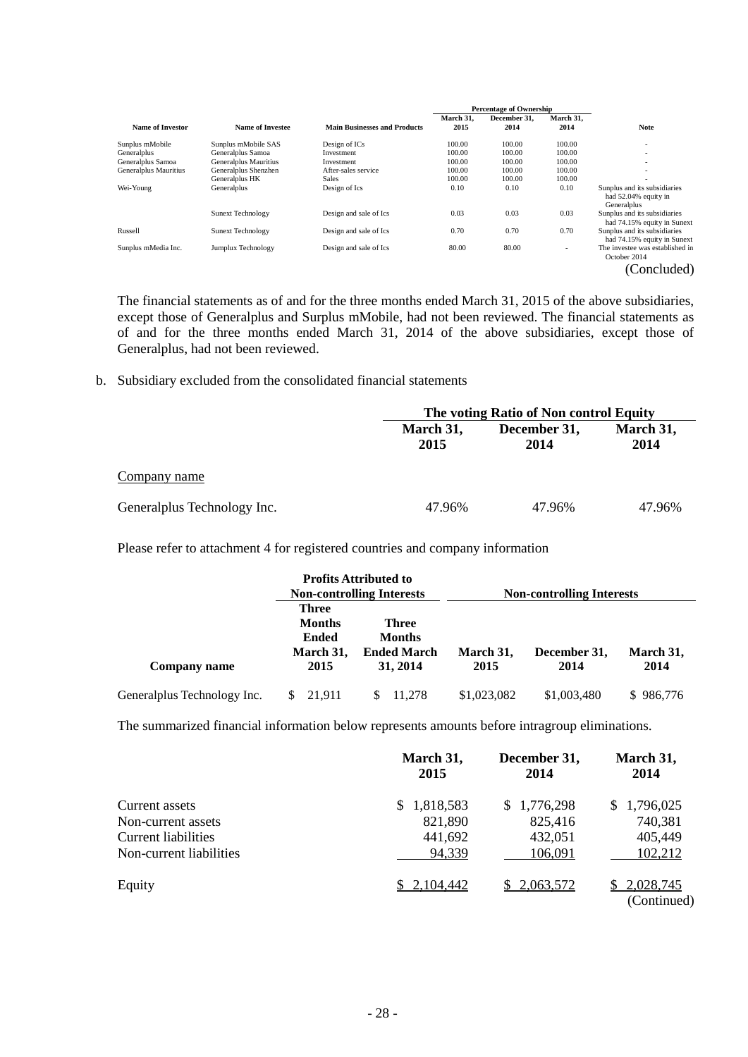| Name of Investor | Name of Investee | Main Businesses and Products | Percentage of Ownership | | | Note |
|---|---|---|---|---|---|---|
| | | | March 31, 2015 | December 31, 2014 | March 31, 2014 | |
| Sunplus mMobile | Sunplus mMobile SAS | Design of ICs | 100.00 | 100.00 | 100.00 | - |
| Generalplus | Generalplus Samoa | Investment | 100.00 | 100.00 | 100.00 | - |
| Generalplus Samoa | Generalplus Mauritius | Investment | 100.00 | 100.00 | 100.00 | - |
| Generalplus Mauritius | Generalplus Shenzhen | After-sales service | 100.00 | 100.00 | 100.00 | - |
| | Generalplus HK | Sales | 100.00 | 100.00 | 100.00 | - |
| Wei-Young | Generalplus | Design of Ics | 0.10 | 0.10 | 0.10 | Sunplus and its subsidiaries had 52.04% equity in Generalplus |
| | Sunext Technology | Design and sale of Ics | 0.03 | 0.03 | 0.03 | Sunplus and its subsidiaries had 74.15% equity in Sunext |
| Russell | Sunext Technology | Design and sale of Ics | 0.70 | 0.70 | 0.70 | Sunplus and its subsidiaries had 74.15% equity in Sunext |
| Sunplus mMedia Inc. | Jumplux Technology | Design and sale of Ics | 80.00 | 80.00 | - | The investee was established in October 2014 |

(Concluded)

The financial statements as of and for the three months ended March 31, 2015 of the above subsidiaries, except those of Generalplus and Surplus mMobile, had not been reviewed. The financial statements as of and for the three months ended March 31, 2014 of the above subsidiaries, except those of Generalplus, had not been reviewed.

b. Subsidiary excluded from the consolidated financial statements

| | The voting Ratio of Non control Equity | | |
|---|---|---|---|
| | March 31, 2015 | December 31, 2014 | March 31, 2014 |
| Company name | | | |
| Generalplus Technology Inc. | 47.96% | 47.96% | 47.96% |

Please refer to attachment 4 for registered countries and company information

| | Profits Attributed to Non-controlling Interests | | Non-controlling Interests | | |
|---|---|---|---|---|---|
| Company name | Three Months Ended March 31, 2015 | Three Months Ended March 31, 2014 | March 31, 2015 | December 31, 2014 | March 31, 2014 |
| Generalplus Technology Inc. | $ 21,911 | $ 11,278 | $1,023,082 | $1,003,480 | $ 986,776 |

The summarized financial information below represents amounts before intragroup eliminations.

| | March 31, 2015 | December 31, 2014 | March 31, 2014 |
|---|---|---|---|
| Current assets | $ 1,818,583 | $ 1,776,298 | $ 1,796,025 |
| Non-current assets | 821,890 | 825,416 | 740,381 |
| Current liabilities | 441,692 | 432,051 | 405,449 |
| Non-current liabilities | 94,339 | 106,091 | 102,212 |
| Equity | $ 2,104,442 | $ 2,063,572 | $ 2,028,745 |

(Continued)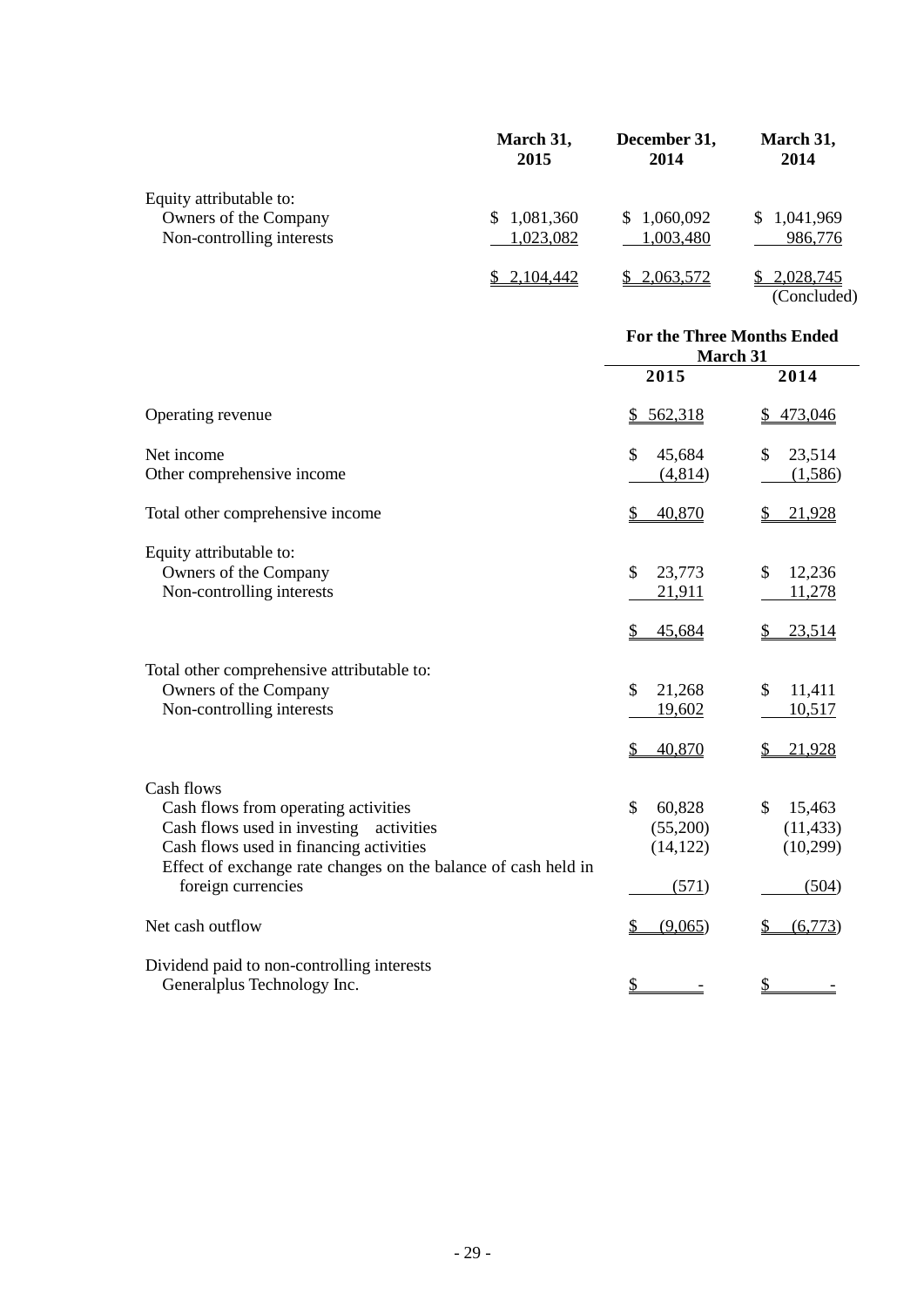| | March 31, 2015 | December 31, 2014 | March 31, 2014 |
|---|---|---|---|
| Equity attributable to: | | | |
| Owners of the Company | $ 1,081,360 | $ 1,060,092 | $ 1,041,969 |
| Non-controlling interests | 1,023,082 | 1,003,480 | 986,776 |
| | $ 2,104,442 | $ 2,063,572 | $ 2,028,745 |

(Concluded)

| | For the Three Months Ended March 31 | |
|---|---|---|
| | 2015 | 2014 |
| Operating revenue | $ 562,318 | $ 473,046 |
| Net income | $ 45,684 | $ 23,514 |
| Other comprehensive income | (4,814) | (1,586) |
| Total other comprehensive income | $ 40,870 | $ 21,928 |
| Equity attributable to: | | |
| Owners of the Company | $ 23,773 | $ 12,236 |
| Non-controlling interests | 21,911 | 11,278 |
| | $ 45,684 | $ 23,514 |
| Total other comprehensive attributable to: | | |
| Owners of the Company | $ 21,268 | $ 11,411 |
| Non-controlling interests | 19,602 | 10,517 |
| | $ 40,870 | $ 21,928 |
| Cash flows | | |
| Cash flows from operating activities | $ 60,828 | $ 15,463 |
| Cash flows used in investing activities | (55,200) | (11,433) |
| Cash flows used in financing activities | (14,122) | (10,299) |
| Effect of exchange rate changes on the balance of cash held in foreign currencies | (571) | (504) |
| Net cash outflow | $ (9,065) | $ (6,773) |
| Dividend paid to non-controlling interests | | |
| Generalplus Technology Inc. | $ - | $ - |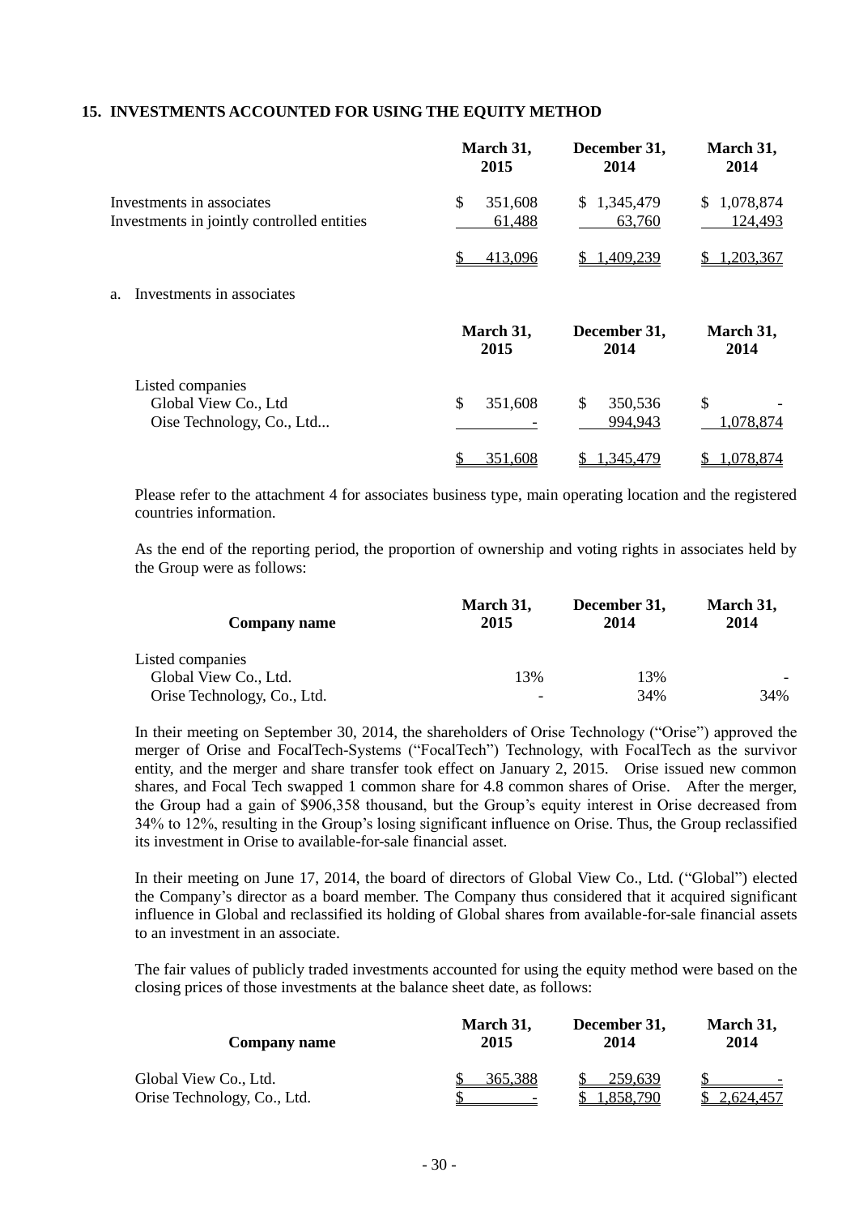## 15. INVESTMENTS ACCOUNTED FOR USING THE EQUITY METHOD

| | March 31, 2015 | December 31, 2014 | March 31, 2014 |
|---|---|---|---|
| Investments in associates | $ 351,608 | $ 1,345,479 | $ 1,078,874 |
| Investments in jointly controlled entities | 61,488 | 63,760 | 124,493 |
| | $ 413,096 | $ 1,409,239 | $ 1,203,367 |

a. Investments in associates

| | March 31, 2015 | December 31, 2014 | March 31, 2014 |
|---|---|---|---|
| Listed companies | | | |
| Global View Co., Ltd | $ 351,608 | $ 350,536 | $ - |
| Oise Technology, Co., Ltd... | - | 994,943 | 1,078,874 |
| | $ 351,608 | $ 1,345,479 | $ 1,078,874 |

Please refer to the attachment 4 for associates business type, main operating location and the registered countries information.

As the end of the reporting period, the proportion of ownership and voting rights in associates held by the Group were as follows:

| Company name | March 31, 2015 | December 31, 2014 | March 31, 2014 |
|---|---|---|---|
| Listed companies | | | |
| Global View Co., Ltd. | 13% | 13% | - |
| Orise Technology, Co., Ltd. | - | 34% | 34% |

In their meeting on September 30, 2014, the shareholders of Orise Technology ("Orise") approved the merger of Orise and FocalTech-Systems ("FocalTech") Technology, with FocalTech as the survivor entity, and the merger and share transfer took effect on January 2, 2015. Orise issued new common shares, and Focal Tech swapped 1 common share for 4.8 common shares of Orise. After the merger, the Group had a gain of $906,358 thousand, but the Group's equity interest in Orise decreased from 34% to 12%, resulting in the Group's losing significant influence on Orise. Thus, the Group reclassified its investment in Orise to available-for-sale financial asset.

In their meeting on June 17, 2014, the board of directors of Global View Co., Ltd. ("Global") elected the Company's director as a board member. The Company thus considered that it acquired significant influence in Global and reclassified its holding of Global shares from available-for-sale financial assets to an investment in an associate.

The fair values of publicly traded investments accounted for using the equity method were based on the closing prices of those investments at the balance sheet date, as follows:

| Company name | March 31, 2015 | December 31, 2014 | March 31, 2014 |
|---|---|---|---|
| Global View Co., Ltd. | $ 365,388 | $ 259,639 | $ - |
| Orise Technology, Co., Ltd. | $ - | $ 1,858,790 | $ 2,624,457 |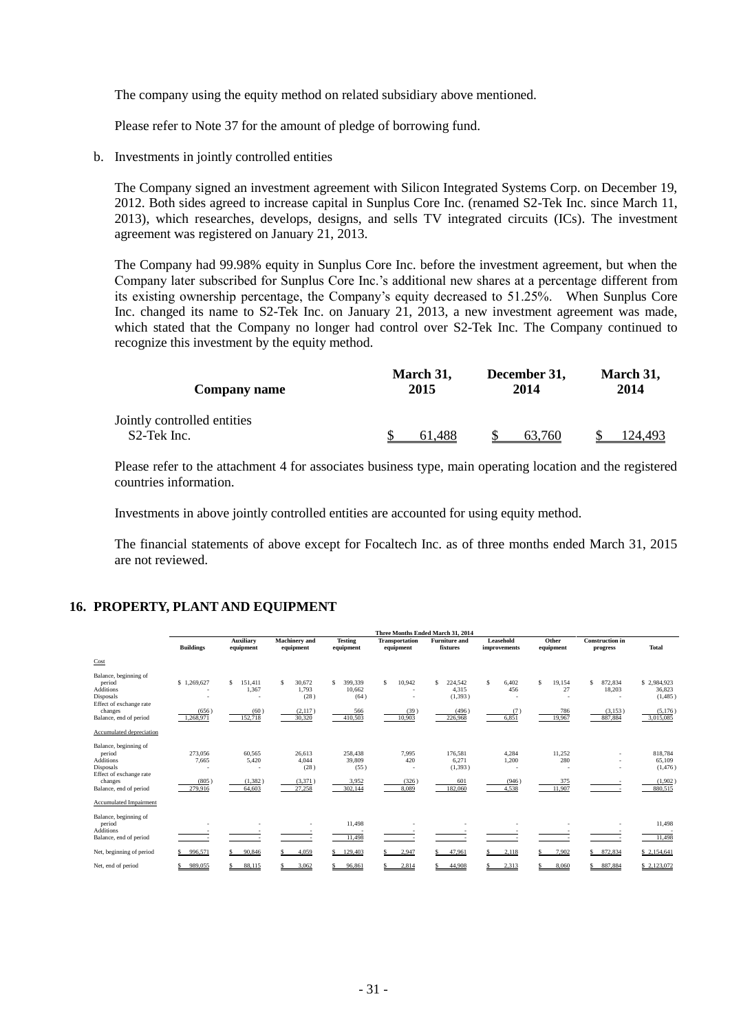The company using the equity method on related subsidiary above mentioned.

Please refer to Note 37 for the amount of pledge of borrowing fund.

b. Investments in jointly controlled entities

The Company signed an investment agreement with Silicon Integrated Systems Corp. on December 19, 2012. Both sides agreed to increase capital in Sunplus Core Inc. (renamed S2-Tek Inc. since March 11, 2013), which researches, develops, designs, and sells TV integrated circuits (ICs). The investment agreement was registered on January 21, 2013.

The Company had 99.98% equity in Sunplus Core Inc. before the investment agreement, but when the Company later subscribed for Sunplus Core Inc.'s additional new shares at a percentage different from its existing ownership percentage, the Company's equity decreased to 51.25%. When Sunplus Core Inc. changed its name to S2-Tek Inc. on January 21, 2013, a new investment agreement was made, which stated that the Company no longer had control over S2-Tek Inc. The Company continued to recognize this investment by the equity method.

| Company name | March 31, 2015 | December 31, 2014 | March 31, 2014 |
|---|---|---|---|
| Jointly controlled entities | | | |
| S2-Tek Inc. | $ 61,488 | $ 63,760 | $ 124,493 |

Please refer to the attachment 4 for associates business type, main operating location and the registered countries information.

Investments in above jointly controlled entities are accounted for using equity method.

The financial statements of above except for Focaltech Inc. as of three months ended March 31, 2015 are not reviewed.

## 16. PROPERTY, PLANT AND EQUIPMENT

| | Three Months Ended March 31, 2014 | | | | | | | | | |
|---|---|---|---|---|---|---|---|---|---|---|
| | Buildings | Auxiliary equipment | Machinery and equipment | Testing equipment | Transportation equipment | Furniture and fixtures | Leasehold improvements | Other equipment | Construction in progress | Total |
| Cost | | | | | | | | | | |
| Balance, beginning of period | $ 1,269,627 | $ 151,411 | $ 30,672 | $ 399,339 | $ 10,942 | $ 224,542 | $ 6,402 | $ 19,154 | $ 872,834 | $ 2,984,923 |
| Additions | - | 1,367 | 1,793 | 10,662 | - | 4,315 | 456 | 27 | 18,203 | 36,823 |
| Disposals | - | - | (28) | (64) | - | (1,393) | - | - | - | (1,485) |
| Effect of exchange rate changes | (656) | (60) | (2,117) | 566 | (39) | (496) | (7) | 786 | (3,153) | (5,176) |
| Balance, end of period | 1,268,971 | 152,718 | 30,320 | 410,503 | 10,903 | 226,968 | 6,851 | 19,967 | 887,884 | 3,015,085 |
| Accumulated depreciation | | | | | | | | | | |
| Balance, beginning of period | 273,056 | 60,565 | 26,613 | 258,438 | 7,995 | 176,581 | 4,284 | 11,252 | - | 818,784 |
| Additions | 7,665 | 5,420 | 4,044 | 39,809 | 420 | 6,271 | 1,200 | 280 | - | 65,109 |
| Disposals | - | - | (28) | (55) | - | (1,393) | - | - | - | (1,476) |
| Effect of exchange rate changes | (805) | (1,382) | (3,371) | 3,952 | (326) | 601 | (946) | 375 | - | (1,902) |
| Balance, end of period | 279,916 | 64,603 | 27,258 | 302,144 | 8,089 | 182,060 | 4,538 | 11,907 | - | 880,515 |
| Accumulated Impairment | | | | | | | | | | |
| Balance, beginning of period | - | - | - | 11,498 | - | - | - | - | - | 11,498 |
| Additions | - | - | - | - | - | - | - | - | - | - |
| Balance, end of period | - | - | - | 11,498 | - | - | - | - | - | 11,498 |
| Net, beginning of period | $ 996,571 | $ 90,846 | $ 4,059 | $ 129,403 | $ 2,947 | $ 47,961 | $ 2,118 | $ 7,902 | $ 872,834 | $ 2,154,641 |
| Net, end of period | $ 989,055 | $ 88,115 | $ 3,062 | $ 96,861 | $ 2,814 | $ 44,908 | $ 2,313 | $ 8,060 | $ 887,884 | $ 2,123,072 |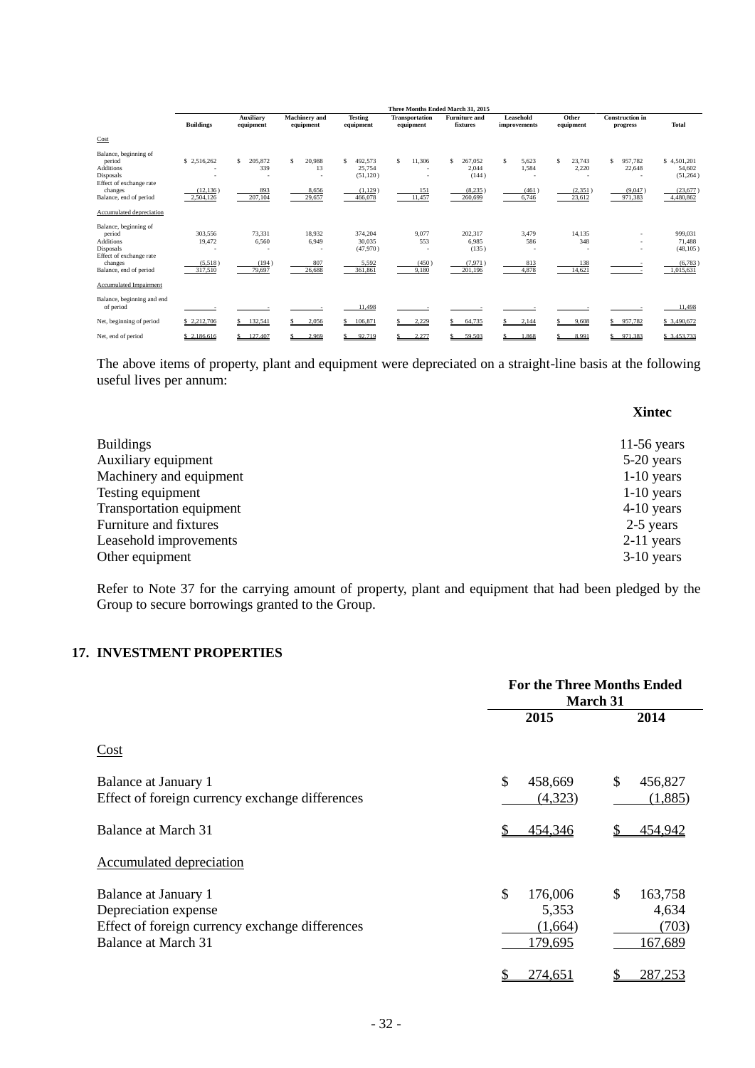| | Three Months Ended March 31, 2015 | | | | | | | | | |
|---|---|---|---|---|---|---|---|---|---|---|
| | Buildings | Auxiliary equipment | Machinery and equipment | Testing equipment | Transportation equipment | Furniture and fixtures | Leasehold improvements | Other equipment | Construction in progress | Total |
| Cost | | | | | | | | | | |
| Balance, beginning of period | $ 2,516,262 | $ 205,872 | $ 20,988 | $ 492,573 | $ 11,306 | $ 267,052 | $ 5,623 | $ 23,743 | $ 957,782 | $ 4,501,201 |
| Additions | - | 339 | 13 | 25,754 | - | 2,044 | 1,584 | 2,220 | 22,648 | 54,602 |
| Disposals | - | - | - | (51,120) | - | (144) | - | - | - | (51,264) |
| Effect of exchange rate changes | (12,136) | 893 | 8,656 | (1,129) | 151 | (8,235) | (461) | (2,351) | (9,047) | (23,677) |
| Balance, end of period | 2,504,126 | 207,104 | 29,657 | 466,078 | 11,457 | 260,699 | 6,746 | 23,612 | 971,383 | 4,480,862 |
| Accumulated depreciation | | | | | | | | | | |
| Balance, beginning of period | 303,556 | 73,331 | 18,932 | 374,204 | 9,077 | 202,317 | 3,479 | 14,135 | - | 999,031 |
| Additions | 19,472 | 6,560 | 6,949 | 30,035 | 553 | 6,985 | 586 | 348 | - | 71,488 |
| Disposals | - | - | - | (47,970) | - | (135) | - | - | - | (48,105) |
| Effect of exchange rate changes | (5,518) | (194) | 807 | 5,592 | (450) | (7,971) | 813 | 138 | - | (6,783) |
| Balance, end of period | 317,510 | 79,697 | 26,688 | 361,861 | 9,180 | 201,196 | 4,878 | 14,621 | - | 1,015,631 |
| Accumulated Impairment | | | | | | | | | | |
| Balance, beginning and end of period | - | - | - | 11,498 | - | - | - | - | - | 11,498 |
| Net, beginning of period | $ 2,212,706 | $ 132,541 | $ 2,056 | $ 106,871 | $ 2,229 | $ 64,735 | $ 2,144 | $ 9,608 | $ 957,782 | $ 3,490,672 |
| Net, end of period | $ 2,186,616 | $ 127,407 | $ 2,969 | $ 92,719 | $ 2,277 | $ 59,503 | $ 1,868 | $ 8,991 | $ 971,383 | $ 3,453,733 |

The above items of property, plant and equipment were depreciated on a straight-line basis at the following useful lives per annum:

| | Xintec |
|---|---|
| Buildings | 11-56 years |
| Auxiliary equipment | 5-20 years |
| Machinery and equipment | 1-10 years |
| Testing equipment | 1-10 years |
| Transportation equipment | 4-10 years |
| Furniture and fixtures | 2-5 years |
| Leasehold improvements | 2-11 years |
| Other equipment | 3-10 years |

Refer to Note 37 for the carrying amount of property, plant and equipment that had been pledged by the Group to secure borrowings granted to the Group.

## 17. INVESTMENT PROPERTIES

| | For the Three Months Ended March 31 | |
|---|---|---|
| | 2015 | 2014 |
| Cost | | |
| Balance at January 1 | $ 458,669 | $ 456,827 |
| Effect of foreign currency exchange differences | (4,323) | (1,885) |
| Balance at March 31 | $ 454,346 | $ 454,942 |
| Accumulated depreciation | | |
| Balance at January 1 | $ 176,006 | $ 163,758 |
| Depreciation expense | 5,353 | 4,634 |
| Effect of foreign currency exchange differences | (1,664) | (703) |
| Balance at March 31 | 179,695 | 167,689 |
| | $ 274,651 | $ 287,253 |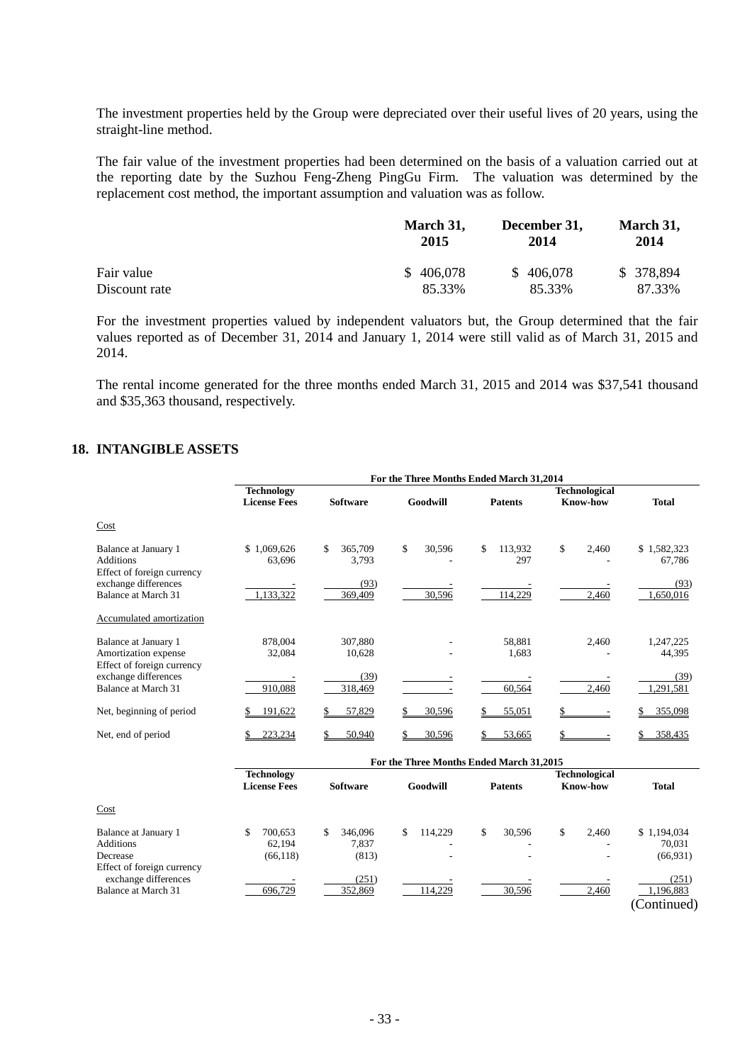The investment properties held by the Group were depreciated over their useful lives of 20 years, using the straight-line method.

The fair value of the investment properties had been determined on the basis of a valuation carried out at the reporting date by the Suzhou Feng-Zheng PingGu Firm. The valuation was determined by the replacement cost method, the important assumption and valuation was as follow.

| | March 31, 2015 | December 31, 2014 | March 31, 2014 |
|---|---|---|---|
| Fair value | $ 406,078 | $ 406,078 | $ 378,894 |
| Discount rate | 85.33% | 85.33% | 87.33% |

For the investment properties valued by independent valuators but, the Group determined that the fair values reported as of December 31, 2014 and January 1, 2014 were still valid as of March 31, 2015 and 2014.

The rental income generated for the three months ended March 31, 2015 and 2014 was $37,541 thousand and $35,363 thousand, respectively.

## 18. INTANGIBLE ASSETS

| | For the Three Months Ended March 31,2014 | | | | | |
|---|---|---|---|---|---|---|
| | Technology License Fees | Software | Goodwill | Patents | Technological Know-how | Total |
| Cost | | | | | | |
| Balance at January 1 | $ 1,069,626 | $ 365,709 | $ 30,596 | $ 113,932 | $ 2,460 | $ 1,582,323 |
| Additions | 63,696 | 3,793 | - | 297 | - | 67,786 |
| Effect of foreign currency exchange differences | - | (93) | - | - | - | (93) |
| Balance at March 31 | 1,133,322 | 369,409 | 30,596 | 114,229 | 2,460 | 1,650,016 |
| Accumulated amortization | | | | | | |
| Balance at January 1 | 878,004 | 307,880 | - | 58,881 | 2,460 | 1,247,225 |
| Amortization expense | 32,084 | 10,628 | - | 1,683 | - | 44,395 |
| Effect of foreign currency exchange differences | - | (39) | - | - | - | (39) |
| Balance at March 31 | 910,088 | 318,469 | - | 60,564 | 2,460 | 1,291,581 |
| Net, beginning of period | $ 191,622 | $ 57,829 | $ 30,596 | $ 55,051 | $ - | $ 355,098 |
| Net, end of period | $ 223,234 | $ 50,940 | $ 30,596 | $ 53,665 | $ - | $ 358,435 |

| | For the Three Months Ended March 31,2015 | | | | | |
|---|---|---|---|---|---|---|
| | Technology License Fees | Software | Goodwill | Patents | Technological Know-how | Total |
| Cost | | | | | | |
| Balance at January 1 | $ 700,653 | $ 346,096 | $ 114,229 | $ 30,596 | $ 2,460 | $ 1,194,034 |
| Additions | 62,194 | 7,837 | - | - | - | 70,031 |
| Decrease | (66,118) | (813) | - | - | - | (66,931) |
| Effect of foreign currency exchange differences | - | (251) | - | - | - | (251) |
| Balance at March 31 | 696,729 | 352,869 | 114,229 | 30,596 | 2,460 | 1,196,883 |

(Continued)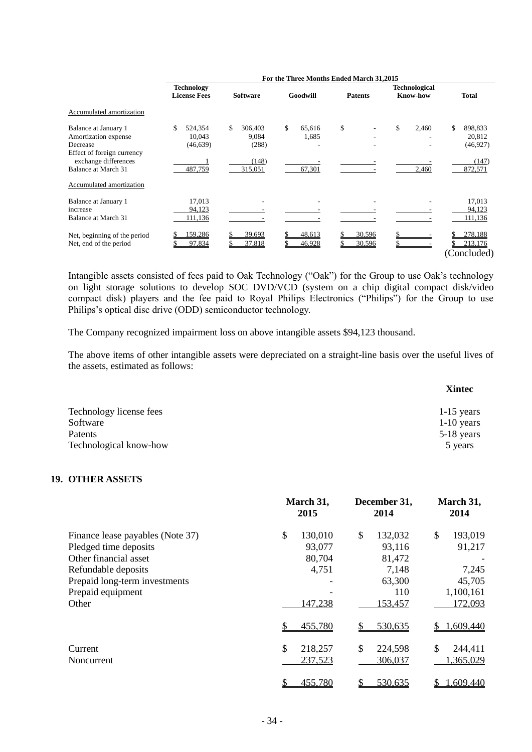| | For the Three Months Ended March 31,2015 | | | | | |
|---|---|---|---|---|---|---|
| | Technology License Fees | Software | Goodwill | Patents | Technological Know-how | Total |
| Accumulated amortization | | | | | | |
| Balance at January 1 | $ 524,354 | $ 306,403 | $ 65,616 | $ - | $ 2,460 | $ 898,833 |
| Amortization expense | 10,043 | 9,084 | 1,685 | - | - | 20,812 |
| Decrease | (46,639) | (288) | - | - | - | (46,927) |
| Effect of foreign currency exchange differences | 1 | (148) | - | - | - | (147) |
| Balance at March 31 | 487,759 | 315,051 | 67,301 | - | 2,460 | 872,571 |
| Accumulated amortization | | | | | | |
| Balance at January 1 | 17,013 | - | - | - | - | 17,013 |
| increase | 94,123 | - | - | - | - | 94,123 |
| Balance at March 31 | 111,136 | - | - | - | - | 111,136 |
| Net, beginning of the period | $ 159,286 | $ 39,693 | $ 48,613 | $ 30,596 | $ - | $ 278,188 |
| Net, end of the period | $ 97,834 | $ 37,818 | $ 46,928 | $ 30,596 | $ - | $ 213,176 |

(Concluded)

Intangible assets consisted of fees paid to Oak Technology ("Oak") for the Group to use Oak's technology on light storage solutions to develop SOC DVD/VCD (system on a chip digital compact disk/video compact disk) players and the fee paid to Royal Philips Electronics ("Philips") for the Group to use Philips's optical disc drive (ODD) semiconductor technology.

The Company recognized impairment loss on above intangible assets $94,123 thousand.

The above items of other intangible assets were depreciated on a straight-line basis over the useful lives of the assets, estimated as follows:

| | Xintec |
|---|---|
| Technology license fees | 1-15 years |
| Software | 1-10 years |
| Patents | 5-18 years |
| Technological know-how | 5 years |

## 19. OTHER ASSETS

| | March 31, 2015 | December 31, 2014 | March 31, 2014 |
|---|---|---|---|
| Finance lease payables (Note 37) | $ 130,010 | $ 132,032 | $ 193,019 |
| Pledged time deposits | 93,077 | 93,116 | 91,217 |
| Other financial asset | 80,704 | 81,472 | - |
| Refundable deposits | 4,751 | 7,148 | 7,245 |
| Prepaid long-term investments | - | 63,300 | 45,705 |
| Prepaid equipment | - | 110 | 1,100,161 |
| Other | 147,238 | 153,457 | 172,093 |
| | $ 455,780 | $ 530,635 | $ 1,609,440 |
| Current | $ 218,257 | $ 224,598 | $ 244,411 |
| Noncurrent | 237,523 | 306,037 | 1,365,029 |
| | $ 455,780 | $ 530,635 | $ 1,609,440 |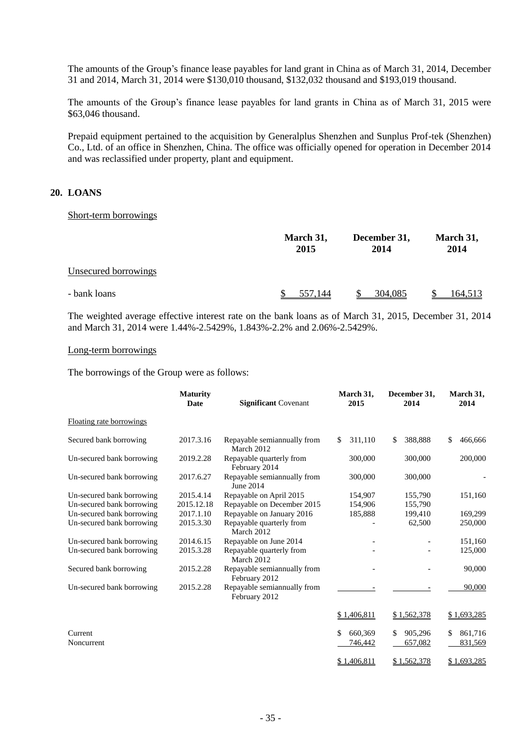The amounts of the Group's finance lease payables for land grant in China as of March 31, 2014, December 31 and 2014, March 31, 2014 were $130,010 thousand, $132,032 thousand and $193,019 thousand.

The amounts of the Group's finance lease payables for land grants in China as of March 31, 2015 were $63,046 thousand.

Prepaid equipment pertained to the acquisition by Generalplus Shenzhen and Sunplus Prof-tek (Shenzhen) Co., Ltd. of an office in Shenzhen, China. The office was officially opened for operation in December 2014 and was reclassified under property, plant and equipment.

## 20. LOANS

Short-term borrowings

| | March 31, 2015 | December 31, 2014 | March 31, 2014 |
|---|---|---|---|
| Unsecured borrowings | | | |
| - bank loans | $ 557,144 | $ 304,085 | $ 164,513 |

The weighted average effective interest rate on the bank loans as of March 31, 2015, December 31, 2014 and March 31, 2014 were 1.44%-2.5429%, 1.843%-2.2% and 2.06%-2.5429%.

Long-term borrowings

The borrowings of the Group were as follows:

| | Maturity Date | Significant Covenant | March 31, 2015 | December 31, 2014 | March 31, 2014 |
|---|---|---|---|---|---|
| Floating rate borrowings | | | | | |
| Secured bank borrowing | 2017.3.16 | Repayable semiannually from March 2012 | $ 311,110 | $ 388,888 | $ 466,666 |
| Un-secured bank borrowing | 2019.2.28 | Repayable quarterly from February 2014 | 300,000 | 300,000 | 200,000 |
| Un-secured bank borrowing | 2017.6.27 | Repayable semiannually from June 2014 | 300,000 | 300,000 | - |
| Un-secured bank borrowing | 2015.4.14 | Repayable on April 2015 | 154,907 | 155,790 | 151,160 |
| Un-secured bank borrowing | 2015.12.18 | Repayable on December 2015 | 154,906 | 155,790 | - |
| Un-secured bank borrowing | 2017.1.10 | Repayable on January 2016 | 185,888 | 199,410 | 169,299 |
| Un-secured bank borrowing | 2015.3.30 | Repayable quarterly from March 2012 | - | 62,500 | 250,000 |
| Un-secured bank borrowing | 2014.6.15 | Repayable on June 2014 | - | - | 151,160 |
| Un-secured bank borrowing | 2015.3.28 | Repayable quarterly from March 2012 | - | - | 125,000 |
| Secured bank borrowing | 2015.2.28 | Repayable semiannually from February 2012 | - | - | 90,000 |
| Un-secured bank borrowing | 2015.2.28 | Repayable semiannually from February 2012 | - | - | 90,000 |
| | | | $ 1,406,811 | $ 1,562,378 | $ 1,693,285 |
| Current | | | $ 660,369 | $ 905,296 | $ 861,716 |
| Noncurrent | | | 746,442 | 657,082 | 831,569 |
| | | | $ 1,406,811 | $ 1,562,378 | $ 1,693,285 |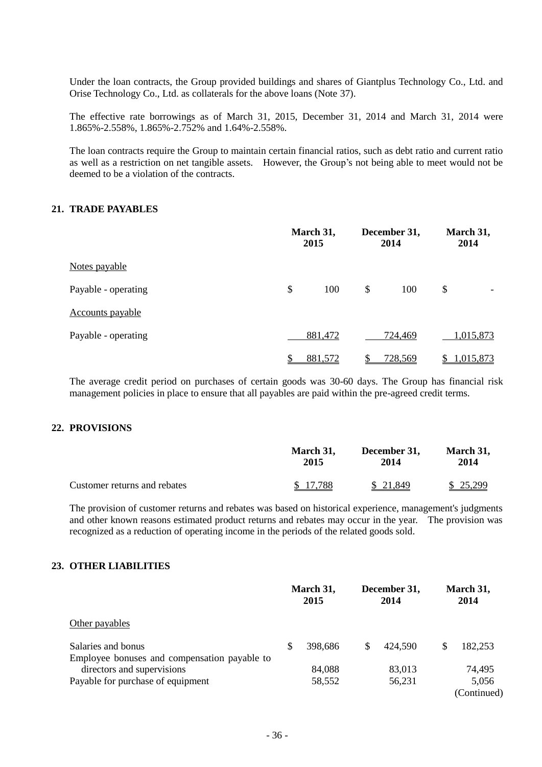Under the loan contracts, the Group provided buildings and shares of Giantplus Technology Co., Ltd. and Orise Technology Co., Ltd. as collaterals for the above loans (Note 37).

The effective rate borrowings as of March 31, 2015, December 31, 2014 and March 31, 2014 were 1.865%-2.558%, 1.865%-2.752% and 1.64%-2.558%.

The loan contracts require the Group to maintain certain financial ratios, such as debt ratio and current ratio as well as a restriction on net tangible assets. However, the Group's not being able to meet would not be deemed to be a violation of the contracts.

## 21. TRADE PAYABLES

| | March 31, 2015 | December 31, 2014 | March 31, 2014 |
|---|---|---|---|
| Notes payable | | | |
| Payable - operating | $ 100 | $ 100 | $ - |
| Accounts payable | | | |
| Payable - operating | 881,472 | 724,469 | 1,015,873 |
| | $ 881,572 | $ 728,569 | $ 1,015,873 |

The average credit period on purchases of certain goods was 30-60 days. The Group has financial risk management policies in place to ensure that all payables are paid within the pre-agreed credit terms.

## 22. PROVISIONS

| | March 31, 2015 | December 31, 2014 | March 31, 2014 |
|---|---|---|---|
| Customer returns and rebates | $ 17,788 | $ 21,849 | $ 25,299 |

The provision of customer returns and rebates was based on historical experience, management's judgments and other known reasons estimated product returns and rebates may occur in the year. The provision was recognized as a reduction of operating income in the periods of the related goods sold.

## 23. OTHER LIABILITIES

| | March 31, 2015 | December 31, 2014 | March 31, 2014 |
|---|---|---|---|
| Other payables | | | |
| Salaries and bonus | $ 398,686 | $ 424,590 | $ 182,253 |
| Employee bonuses and compensation payable to directors and supervisions | 84,088 | 83,013 | 74,495 |
| Payable for purchase of equipment | 58,552 | 56,231 | 5,056 |
| | | | (Continued) |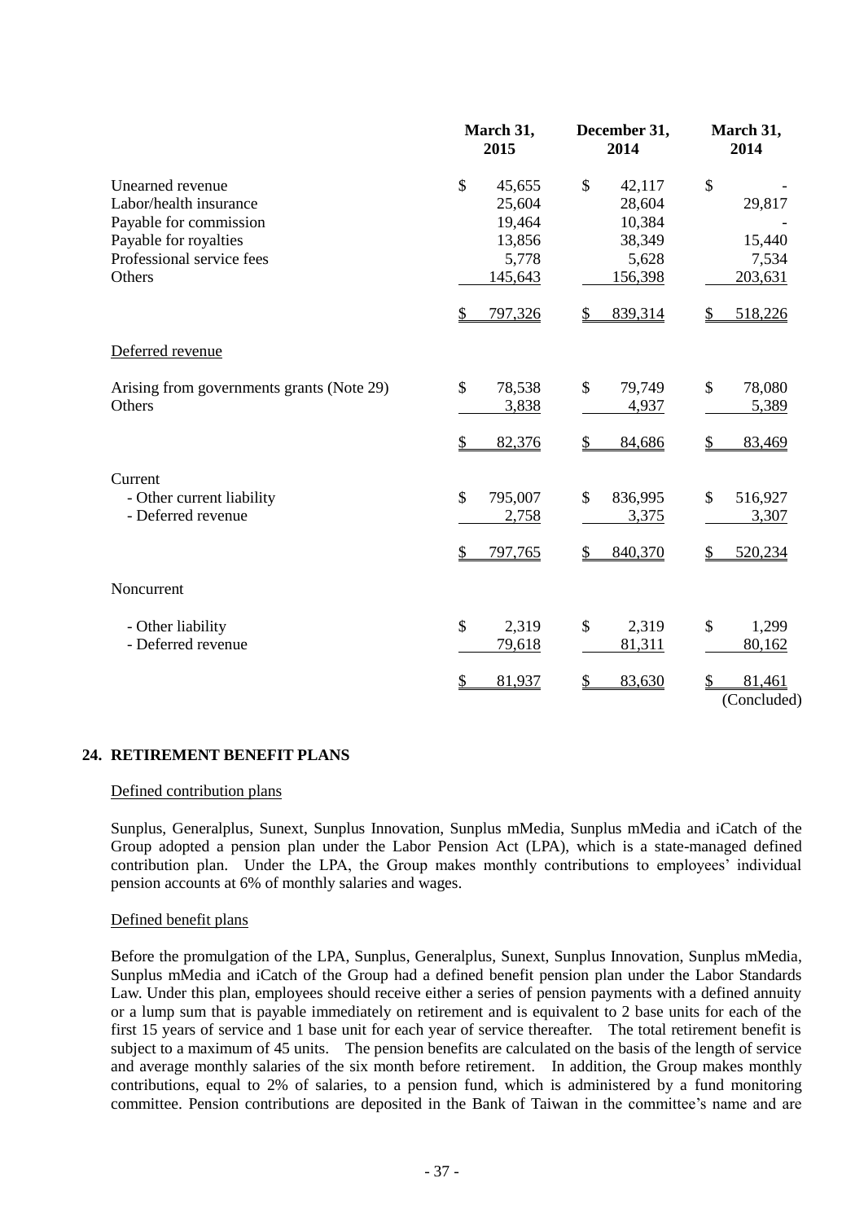| | March 31, 2015 | December 31, 2014 | March 31, 2014 |
|---|---|---|---|
| Unearned revenue | $ 45,655 | $ 42,117 | $ - |
| Labor/health insurance | 25,604 | 28,604 | 29,817 |
| Payable for commission | 19,464 | 10,384 | - |
| Payable for royalties | 13,856 | 38,349 | 15,440 |
| Professional service fees | 5,778 | 5,628 | 7,534 |
| Others | 145,643 | 156,398 | 203,631 |
| | $ 797,326 | $ 839,314 | $ 518,226 |
| Deferred revenue | | | |
| Arising from governments grants (Note 29) | $ 78,538 | $ 79,749 | $ 78,080 |
| Others | 3,838 | 4,937 | 5,389 |
| | $ 82,376 | $ 84,686 | $ 83,469 |
| Current | | | |
| - Other current liability | $ 795,007 | $ 836,995 | $ 516,927 |
| - Deferred revenue | 2,758 | 3,375 | 3,307 |
| | $ 797,765 | $ 840,370 | $ 520,234 |
| Noncurrent | | | |
| - Other liability | $ 2,319 | $ 2,319 | $ 1,299 |
| - Deferred revenue | 79,618 | 81,311 | 80,162 |
| | $ 81,937 | $ 83,630 | $ 81,461 |

(Concluded)

## 24. RETIREMENT BENEFIT PLANS

Defined contribution plans

Sunplus, Generalplus, Sunext, Sunplus Innovation, Sunplus mMedia, Sunplus mMedia and iCatch of the Group adopted a pension plan under the Labor Pension Act (LPA), which is a state-managed defined contribution plan. Under the LPA, the Group makes monthly contributions to employees' individual pension accounts at 6% of monthly salaries and wages.

Defined benefit plans

Before the promulgation of the LPA, Sunplus, Generalplus, Sunext, Sunplus Innovation, Sunplus mMedia, Sunplus mMedia and iCatch of the Group had a defined benefit pension plan under the Labor Standards Law. Under this plan, employees should receive either a series of pension payments with a defined annuity or a lump sum that is payable immediately on retirement and is equivalent to 2 base units for each of the first 15 years of service and 1 base unit for each year of service thereafter. The total retirement benefit is subject to a maximum of 45 units. The pension benefits are calculated on the basis of the length of service and average monthly salaries of the six month before retirement. In addition, the Group makes monthly contributions, equal to 2% of salaries, to a pension fund, which is administered by a fund monitoring committee. Pension contributions are deposited in the Bank of Taiwan in the committee's name and are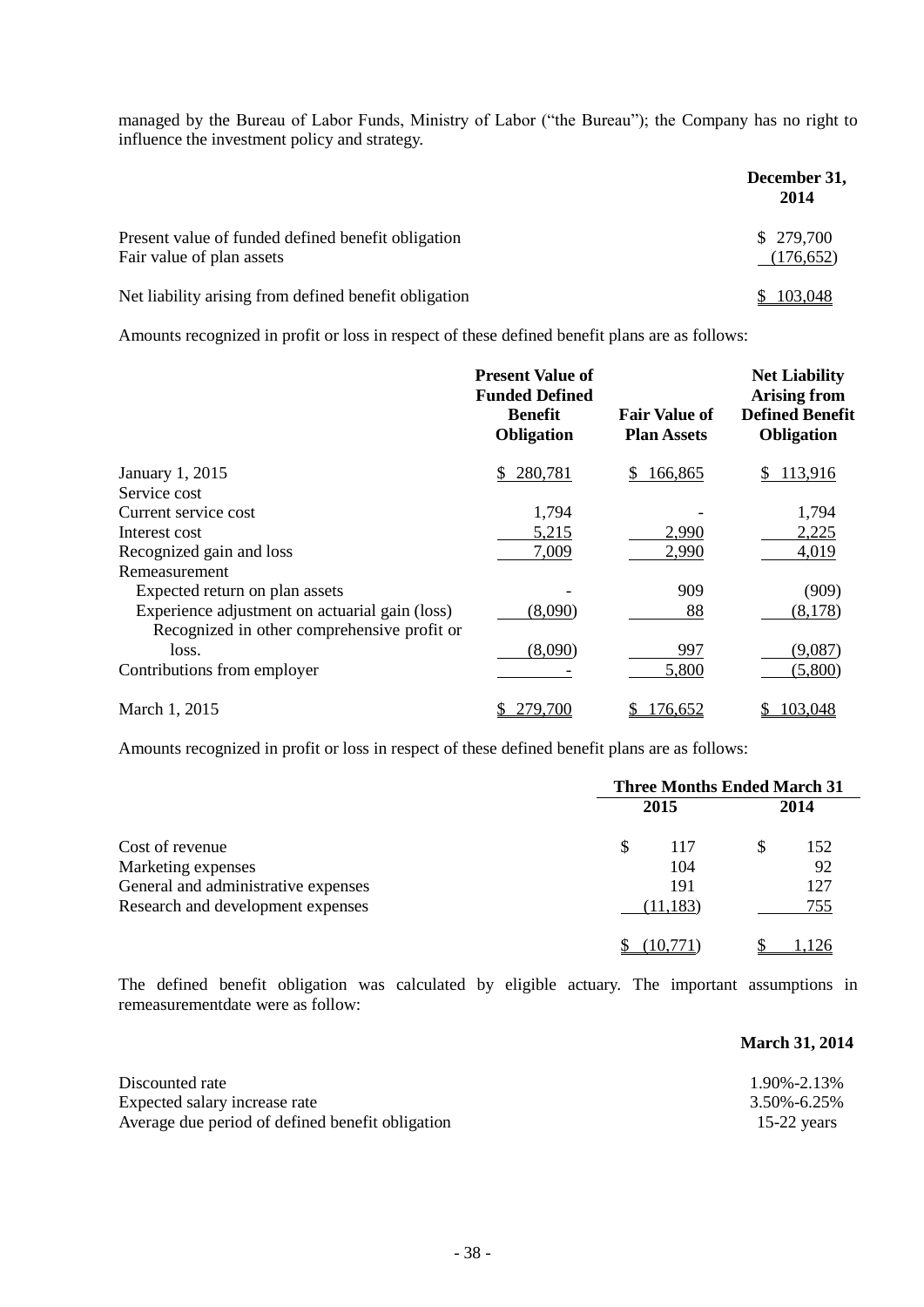managed by the Bureau of Labor Funds, Ministry of Labor ("the Bureau"); the Company has no right to influence the investment policy and strategy.

| | December 31, 2014 |
|---|---|
| Present value of funded defined benefit obligation | $ 279,700 |
| Fair value of plan assets | (176,652) |
| Net liability arising from defined benefit obligation | $ 103,048 |

Amounts recognized in profit or loss in respect of these defined benefit plans are as follows:

| | Present Value of Funded Defined Benefit Obligation | Fair Value of Plan Assets | Net Liability Arising from Defined Benefit Obligation |
|---|---|---|---|
| January 1, 2015 | $ 280,781 | $ 166,865 | $ 113,916 |
| Service cost | | | |
| Current service cost | 1,794 | - | 1,794 |
| Interest cost | 5,215 | 2,990 | 2,225 |
| Recognized gain and loss | 7,009 | 2,990 | 4,019 |
| Remeasurement | | | |
| Expected return on plan assets | - | 909 | (909) |
| Experience adjustment on actuarial gain (loss) | (8,090) | 88 | (8,178) |
| Recognized in other comprehensive profit or loss. | (8,090) | 997 | (9,087) |
| Contributions from employer | - | 5,800 | (5,800) |
| March 1, 2015 | $ 279,700 | $ 176,652 | $ 103,048 |

Amounts recognized in profit or loss in respect of these defined benefit plans are as follows:

| | Three Months Ended March 31 | |
|---|---|---|
| | 2015 | 2014 |
| Cost of revenue | $ 117 | $ 152 |
| Marketing expenses | 104 | 92 |
| General and administrative expenses | 191 | 127 |
| Research and development expenses | (11,183) | 755 |
| | $ (10,771) | $ 1,126 |

The defined benefit obligation was calculated by eligible actuary. The important assumptions in remeasurementdate were as follow:

| | March 31, 2014 |
|---|---|
| Discounted rate | 1.90%-2.13% |
| Expected salary increase rate | 3.50%-6.25% |
| Average due period of defined benefit obligation | 15-22 years |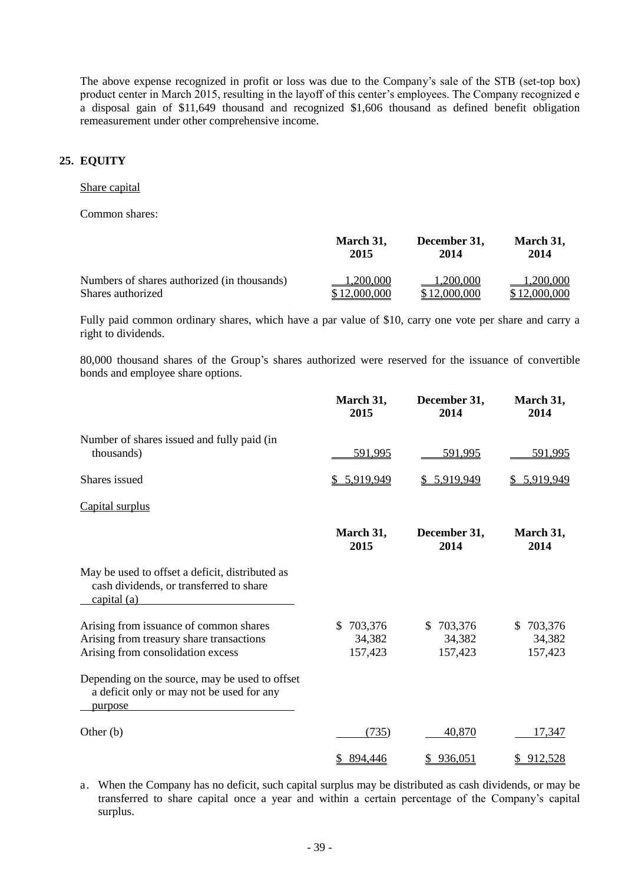The above expense recognized in profit or loss was due to the Company's sale of the STB (set-top box) product center in March 2015, resulting in the layoff of this center's employees. The Company recognized e a disposal gain of $11,649 thousand and recognized $1,606 thousand as defined benefit obligation remeasurement under other comprehensive income.

## 25. EQUITY

Share capital

Common shares:

| | March 31, 2015 | December 31, 2014 | March 31, 2014 |
|---|---|---|---|
| Numbers of shares authorized (in thousands) | 1,200,000 | 1,200,000 | 1,200,000 |
| Shares authorized | $12,000,000 | $12,000,000 | $12,000,000 |

Fully paid common ordinary shares, which have a par value of $10, carry one vote per share and carry a right to dividends.

80,000 thousand shares of the Group's shares authorized were reserved for the issuance of convertible bonds and employee share options.

| | March 31, 2015 | December 31, 2014 | March 31, 2014 |
|---|---|---|---|
| Number of shares issued and fully paid (in thousands) | 591,995 | 591,995 | 591,995 |
| Shares issued | $ 5,919,949 | $ 5,919,949 | $ 5,919,949 |

Capital surplus

| | March 31, 2015 | December 31, 2014 | March 31, 2014 |
|---|---|---|---|
| May be used to offset a deficit, distributed as cash dividends, or transferred to share capital (a) | | | |
| Arising from issuance of common shares | $ 703,376 | $ 703,376 | $ 703,376 |
| Arising from treasury share transactions | 34,382 | 34,382 | 34,382 |
| Arising from consolidation excess | 157,423 | 157,423 | 157,423 |
| Depending on the source, may be used to offset a deficit only or may not be used for any purpose | | | |
| Other (b) | (735) | 40,870 | 17,347 |
| | $ 894,446 | $ 936,051 | $ 912,528 |

a. When the Company has no deficit, such capital surplus may be distributed as cash dividends, or may be transferred to share capital once a year and within a certain percentage of the Company's capital surplus.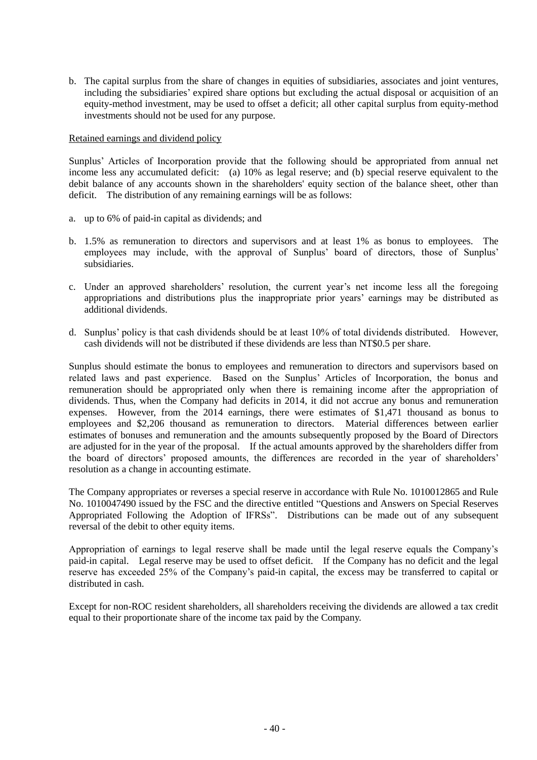b. The capital surplus from the share of changes in equities of subsidiaries, associates and joint ventures, including the subsidiaries' expired share options but excluding the actual disposal or acquisition of an equity-method investment, may be used to offset a deficit; all other capital surplus from equity-method investments should not be used for any purpose.

Retained earnings and dividend policy

Sunplus' Articles of Incorporation provide that the following should be appropriated from annual net income less any accumulated deficit: (a) 10% as legal reserve; and (b) special reserve equivalent to the debit balance of any accounts shown in the shareholders' equity section of the balance sheet, other than deficit. The distribution of any remaining earnings will be as follows:

a. up to 6% of paid-in capital as dividends; and

b. 1.5% as remuneration to directors and supervisors and at least 1% as bonus to employees. The employees may include, with the approval of Sunplus' board of directors, those of Sunplus' subsidiaries.

c. Under an approved shareholders' resolution, the current year's net income less all the foregoing appropriations and distributions plus the inappropriate prior years' earnings may be distributed as additional dividends.

d. Sunplus' policy is that cash dividends should be at least 10% of total dividends distributed. However, cash dividends will not be distributed if these dividends are less than NT$0.5 per share.

Sunplus should estimate the bonus to employees and remuneration to directors and supervisors based on related laws and past experience. Based on the Sunplus' Articles of Incorporation, the bonus and remuneration should be appropriated only when there is remaining income after the appropriation of dividends. Thus, when the Company had deficits in 2014, it did not accrue any bonus and remuneration expenses. However, from the 2014 earnings, there were estimates of $1,471 thousand as bonus to employees and $2,206 thousand as remuneration to directors. Material differences between earlier estimates of bonuses and remuneration and the amounts subsequently proposed by the Board of Directors are adjusted for in the year of the proposal. If the actual amounts approved by the shareholders differ from the board of directors' proposed amounts, the differences are recorded in the year of shareholders' resolution as a change in accounting estimate.

The Company appropriates or reverses a special reserve in accordance with Rule No. 1010012865 and Rule No. 1010047490 issued by the FSC and the directive entitled "Questions and Answers on Special Reserves Appropriated Following the Adoption of IFRSs". Distributions can be made out of any subsequent reversal of the debit to other equity items.

Appropriation of earnings to legal reserve shall be made until the legal reserve equals the Company's paid-in capital. Legal reserve may be used to offset deficit. If the Company has no deficit and the legal reserve has exceeded 25% of the Company's paid-in capital, the excess may be transferred to capital or distributed in cash.

Except for non-ROC resident shareholders, all shareholders receiving the dividends are allowed a tax credit equal to their proportionate share of the income tax paid by the Company.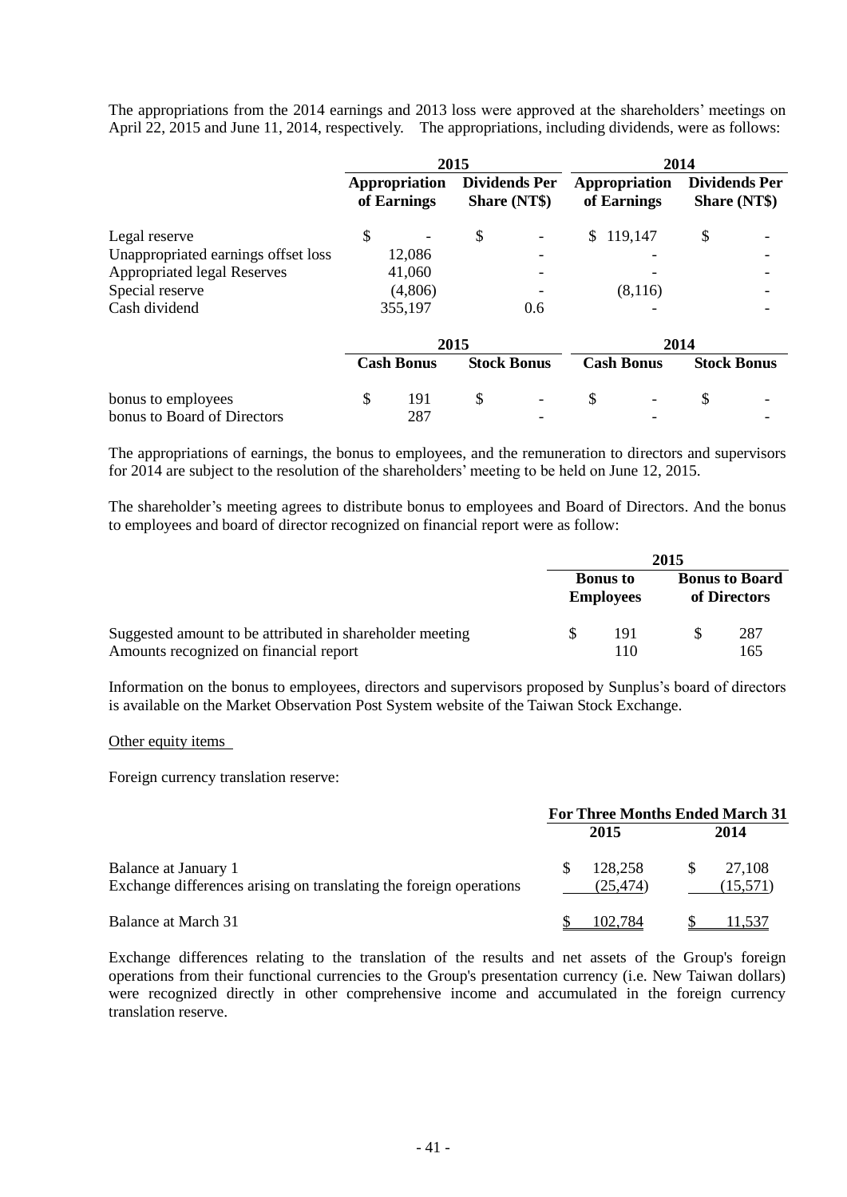The appropriations from the 2014 earnings and 2013 loss were approved at the shareholders' meetings on April 22, 2015 and June 11, 2014, respectively. The appropriations, including dividends, were as follows:

| | 2015 | | 2014 | |
|---|---|---|---|---|
| | Appropriation of Earnings | Dividends Per Share (NT$) | Appropriation of Earnings | Dividends Per Share (NT$) |
| Legal reserve | $ - | $ - | $ 119,147 | $ - |
| Unappropriated earnings offset loss | 12,086 | - | - | - |
| Appropriated legal Reserves | 41,060 | - | - | - |
| Special reserve | (4,806) | - | (8,116) | - |
| Cash dividend | 355,197 | 0.6 | - | - |

| | 2015 | | 2014 | |
|---|---|---|---|---|
| | Cash Bonus | Stock Bonus | Cash Bonus | Stock Bonus |
| bonus to employees | $ 191 | $ - | $ - | $ - |
| bonus to Board of Directors | 287 | - | - | - |

The appropriations of earnings, the bonus to employees, and the remuneration to directors and supervisors for 2014 are subject to the resolution of the shareholders' meeting to be held on June 12, 2015.

The shareholder's meeting agrees to distribute bonus to employees and Board of Directors. And the bonus to employees and board of director recognized on financial report were as follow:

| | 2015 | |
|---|---|---|
| | Bonus to Employees | Bonus to Board of Directors |
| Suggested amount to be attributed in shareholder meeting | $ 191 | $ 287 |
| Amounts recognized on financial report | 110 | 165 |

Information on the bonus to employees, directors and supervisors proposed by Sunplus's board of directors is available on the Market Observation Post System website of the Taiwan Stock Exchange.

Other equity items

Foreign currency translation reserve:

| | For Three Months Ended March 31 | |
|---|---|---|
| | 2015 | 2014 |
| Balance at January 1 | $ 128,258 | $ 27,108 |
| Exchange differences arising on translating the foreign operations | (25,474) | (15,571) |
| Balance at March 31 | $ 102,784 | $ 11,537 |

Exchange differences relating to the translation of the results and net assets of the Group's foreign operations from their functional currencies to the Group's presentation currency (i.e. New Taiwan dollars) were recognized directly in other comprehensive income and accumulated in the foreign currency translation reserve.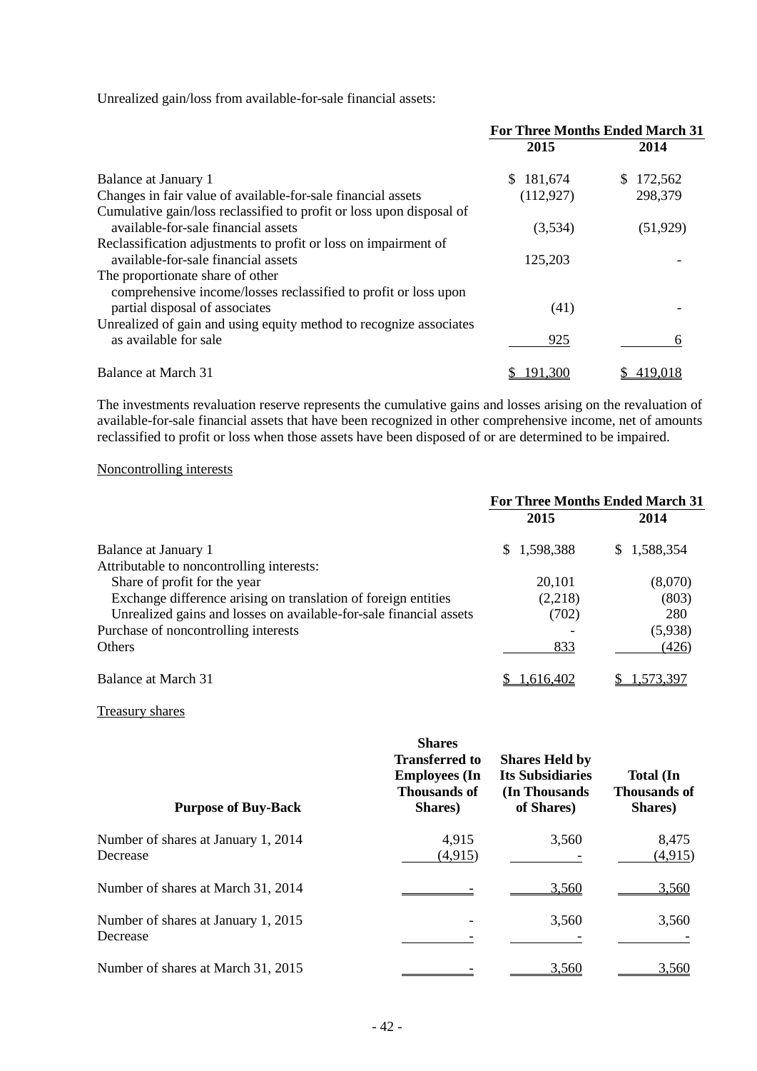Unrealized gain/loss from available-for-sale financial assets:

| | For Three Months Ended March 31 | |
|---|---|---|
| | 2015 | 2014 |
| Balance at January 1 | $ 181,674 | $ 172,562 |
| Changes in fair value of available-for-sale financial assets | (112,927) | 298,379 |
| Cumulative gain/loss reclassified to profit or loss upon disposal of available-for-sale financial assets | (3,534) | (51,929) |
| Reclassification adjustments to profit or loss on impairment of available-for-sale financial assets | 125,203 | - |
| The proportionate share of other comprehensive income/losses reclassified to profit or loss upon partial disposal of associates | (41) | - |
| Unrealized of gain and using equity method to recognize associates as available for sale | 925 | 6 |
| Balance at March 31 | $ 191,300 | $ 419,018 |

The investments revaluation reserve represents the cumulative gains and losses arising on the revaluation of available-for-sale financial assets that have been recognized in other comprehensive income, net of amounts reclassified to profit or loss when those assets have been disposed of or are determined to be impaired.

Noncontrolling interests

| | For Three Months Ended March 31 | |
|---|---|---|
| | 2015 | 2014 |
| Balance at January 1 | $ 1,598,388 | $ 1,588,354 |
| Attributable to noncontrolling interests: | | |
| Share of profit for the year | 20,101 | (8,070) |
| Exchange difference arising on translation of foreign entities | (2,218) | (803) |
| Unrealized gains and losses on available-for-sale financial assets | (702) | 280 |
| Purchase of noncontrolling interests | - | (5,938) |
| Others | 833 | (426) |
| Balance at March 31 | $ 1,616,402 | $ 1,573,397 |

Treasury shares

| Purpose of Buy-Back | Shares Transferred to Employees (In Thousands of Shares) | Shares Held by Its Subsidiaries (In Thousands of Shares) | Total (In Thousands of Shares) |
|---|---|---|---|
| Number of shares at January 1, 2014 | 4,915 | 3,560 | 8,475 |
| Decrease | (4,915) | - | (4,915) |
| Number of shares at March 31, 2014 | - | 3,560 | 3,560 |
| Number of shares at January 1, 2015 | - | 3,560 | 3,560 |
| Decrease | - | - | - |
| Number of shares at March 31, 2015 | - | 3,560 | 3,560 |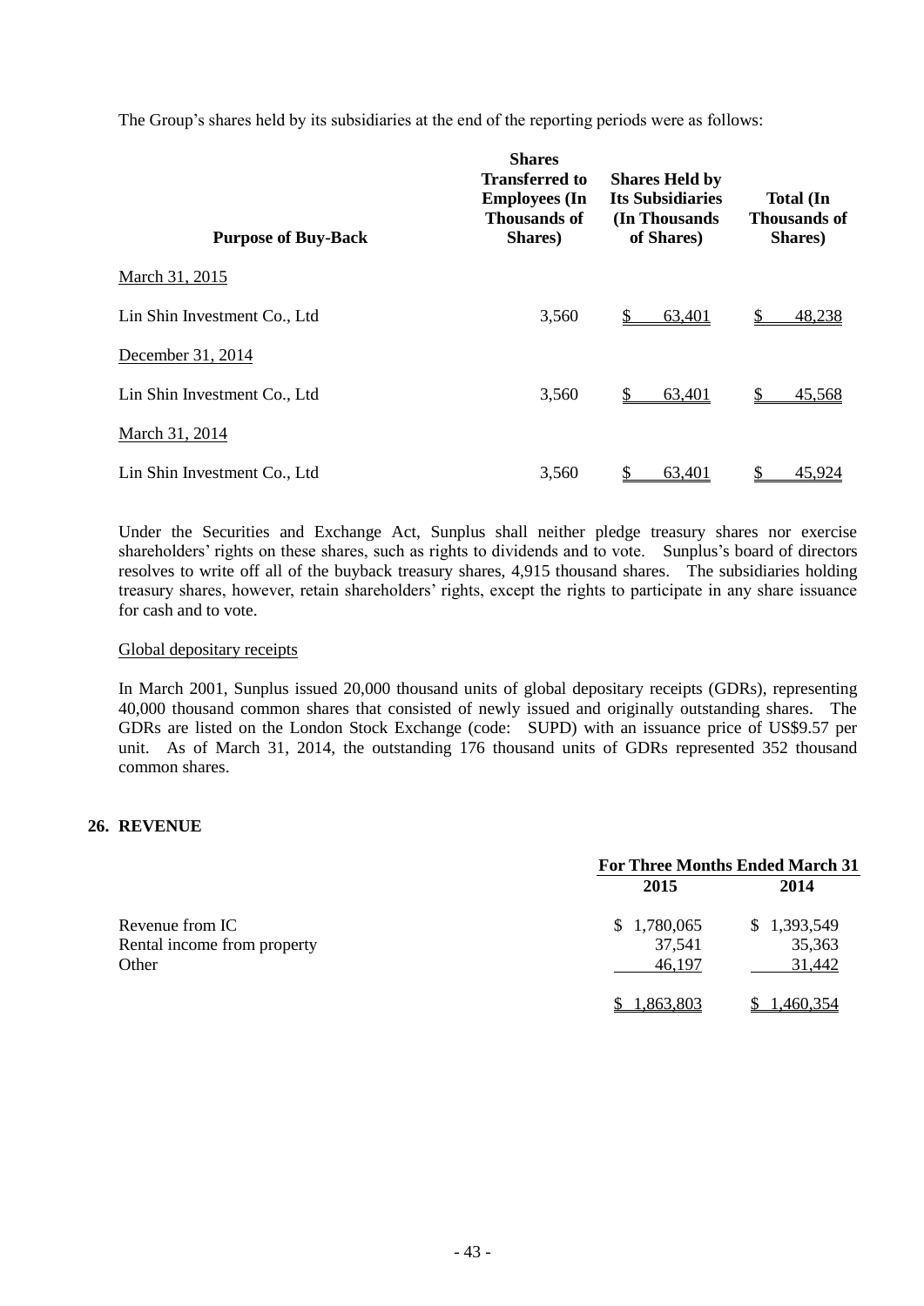The Group's shares held by its subsidiaries at the end of the reporting periods were as follows:

| Purpose of Buy-Back | Shares Transferred to Employees (In Thousands of Shares) | Shares Held by Its Subsidiaries (In Thousands of Shares) | Total (In Thousands of Shares) |
|---|---|---|---|
| March 31, 2015 | | | |
| Lin Shin Investment Co., Ltd | 3,560 | $ 63,401 | $ 48,238 |
| December 31, 2014 | | | |
| Lin Shin Investment Co., Ltd | 3,560 | $ 63,401 | $ 45,568 |
| March 31, 2014 | | | |
| Lin Shin Investment Co., Ltd | 3,560 | $ 63,401 | $ 45,924 |

Under the Securities and Exchange Act, Sunplus shall neither pledge treasury shares nor exercise shareholders' rights on these shares, such as rights to dividends and to vote. Sunplus's board of directors resolves to write off all of the buyback treasury shares, 4,915 thousand shares. The subsidiaries holding treasury shares, however, retain shareholders' rights, except the rights to participate in any share issuance for cash and to vote.

Global depositary receipts

In March 2001, Sunplus issued 20,000 thousand units of global depositary receipts (GDRs), representing 40,000 thousand common shares that consisted of newly issued and originally outstanding shares. The GDRs are listed on the London Stock Exchange (code: SUPD) with an issuance price of US$9.57 per unit. As of March 31, 2014, the outstanding 176 thousand units of GDRs represented 352 thousand common shares.

## 26. REVENUE

| | For Three Months Ended March 31 | |
|---|---|---|
| | 2015 | 2014 |
| Revenue from IC | $ 1,780,065 | $ 1,393,549 |
| Rental income from property | 37,541 | 35,363 |
| Other | 46,197 | 31,442 |
| | $ 1,863,803 | $ 1,460,354 |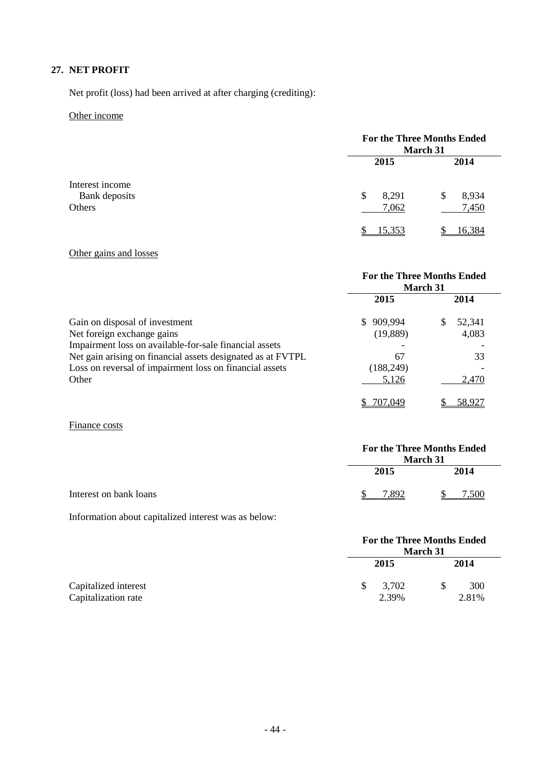## 27. NET PROFIT

Net profit (loss) had been arrived at after charging (crediting):

Other income

| | For the Three Months Ended March 31 | |
|---|---|---|
| | 2015 | 2014 |
| Interest income | | |
| Bank deposits | $ 8,291 | $ 8,934 |
| Others | 7,062 | 7,450 |
| | $ 15,353 | $ 16,384 |

Other gains and losses

| | For the Three Months Ended March 31 | |
|---|---|---|
| | 2015 | 2014 |
| Gain on disposal of investment | $ 909,994 | $ 52,341 |
| Net foreign exchange gains | (19,889) | 4,083 |
| Impairment loss on available-for-sale financial assets | - | - |
| Net gain arising on financial assets designated as at FVTPL | 67 | 33 |
| Loss on reversal of impairment loss on financial assets | (188,249) | - |
| Other | 5,126 | 2,470 |
| | $ 707,049 | $ 58,927 |

Finance costs

| | For the Three Months Ended March 31 | |
|---|---|---|
| | 2015 | 2014 |
| Interest on bank loans | $ 7,892 | $ 7,500 |

Information about capitalized interest was as below:

| | For the Three Months Ended March 31 | |
|---|---|---|
| | 2015 | 2014 |
| Capitalized interest | $ 3,702 | $ 300 |
| Capitalization rate | 2.39% | 2.81% |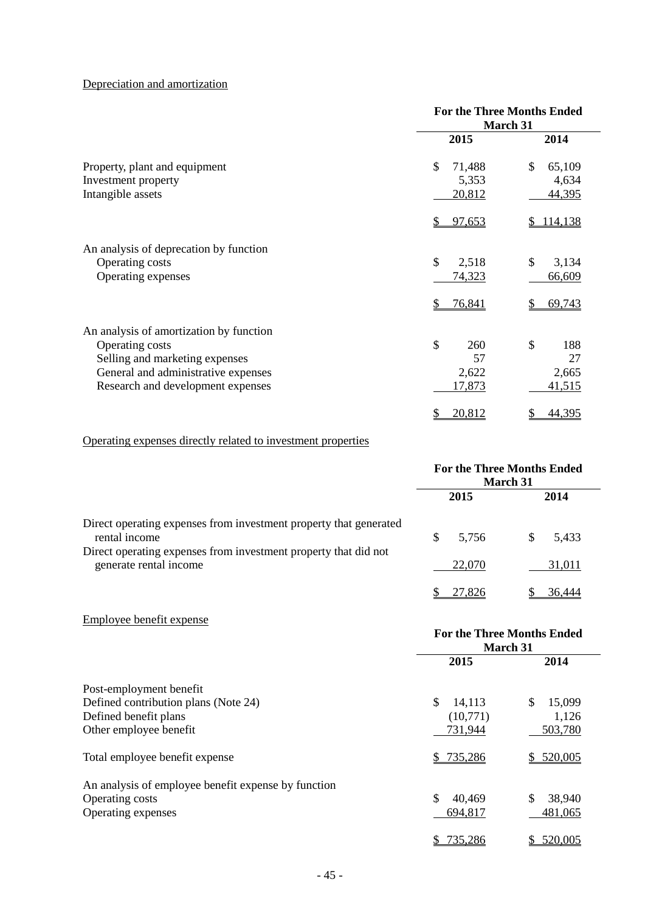Depreciation and amortization

| | For the Three Months Ended March 31 | |
|---|---|---|
| | 2015 | 2014 |
| Property, plant and equipment | $ 71,488 | $ 65,109 |
| Investment property | 5,353 | 4,634 |
| Intangible assets | 20,812 | 44,395 |
| | $ 97,653 | $ 114,138 |
| An analysis of deprecation by function | | |
| Operating costs | $ 2,518 | $ 3,134 |
| Operating expenses | 74,323 | 66,609 |
| | $ 76,841 | $ 69,743 |
| An analysis of amortization by function | | |
| Operating costs | $ 260 | $ 188 |
| Selling and marketing expenses | 57 | 27 |
| General and administrative expenses | 2,622 | 2,665 |
| Research and development expenses | 17,873 | 41,515 |
| | $ 20,812 | $ 44,395 |

Operating expenses directly related to investment properties

| | For the Three Months Ended March 31 | |
|---|---|---|
| | 2015 | 2014 |
| Direct operating expenses from investment property that generated rental income | $ 5,756 | $ 5,433 |
| Direct operating expenses from investment property that did not generate rental income | 22,070 | 31,011 |
| | $ 27,826 | $ 36,444 |

Employee benefit expense

| | For the Three Months Ended March 31 | |
|---|---|---|
| | 2015 | 2014 |
| Post-employment benefit | | |
| Defined contribution plans (Note 24) | $ 14,113 | $ 15,099 |
| Defined benefit plans | (10,771) | 1,126 |
| Other employee benefit | 731,944 | 503,780 |
| Total employee benefit expense | $ 735,286 | $ 520,005 |
| An analysis of employee benefit expense by function | | |
| Operating costs | $ 40,469 | $ 38,940 |
| Operating expenses | 694,817 | 481,065 |
| | $ 735,286 | $ 520,005 |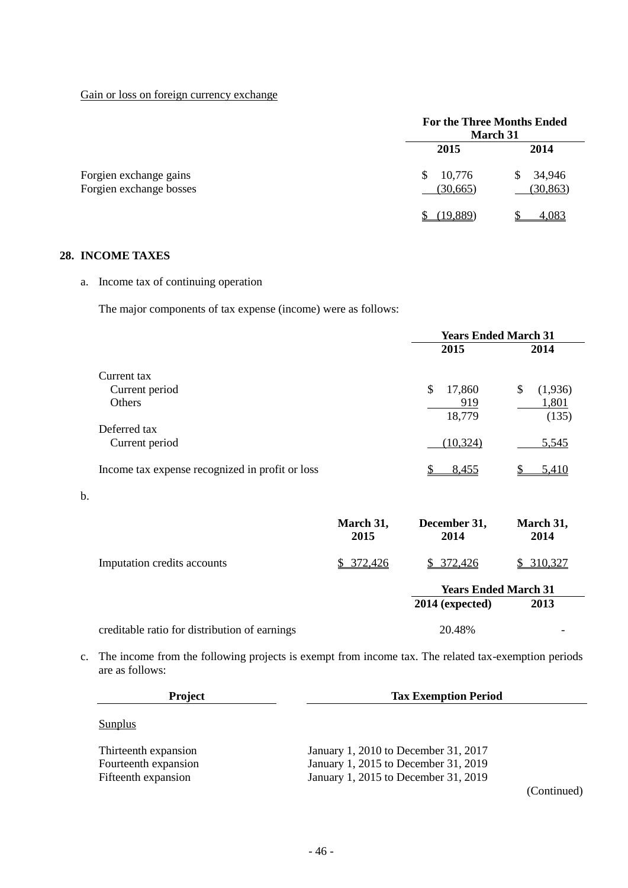Gain or loss on foreign currency exchange

| | For the Three Months Ended March 31 | |
|---|---|---|
| | 2015 | 2014 |
| Forgien exchange gains | $ 10,776 | $ 34,946 |
| Forgien exchange bosses | (30,665) | (30,863) |
| | $ (19,889) | $ 4,083 |

## 28. INCOME TAXES

a. Income tax of continuing operation

The major components of tax expense (income) were as follows:

| | Years Ended March 31 | |
|---|---|---|
| | 2015 | 2014 |
| Current tax | | |
| Current period | $ 17,860 | $ (1,936) |
| Others | 919 | 1,801 |
| | 18,779 | (135) |
| Deferred tax | | |
| Current period | (10,324) | 5,545 |
| Income tax expense recognized in profit or loss | $ 8,455 | $ 5,410 |

b.

| | March 31, 2015 | December 31, 2014 | March 31, 2014 |
|---|---|---|---|
| Imputation credits accounts | $ 372,426 | $ 372,426 | $ 310,327 |

| | Years Ended March 31 | |
|---|---|---|
| | 2014 (expected) | 2013 |
| creditable ratio for distribution of earnings | 20.48% | - |

c. The income from the following projects is exempt from income tax. The related tax-exemption periods are as follows:

| Project | Tax Exemption Period |
|---|---|
| Sunplus | |
| Thirteenth expansion | January 1, 2010 to December 31, 2017 |
| Fourteenth expansion | January 1, 2015 to December 31, 2019 |
| Fifteenth expansion | January 1, 2015 to December 31, 2019 |

(Continued)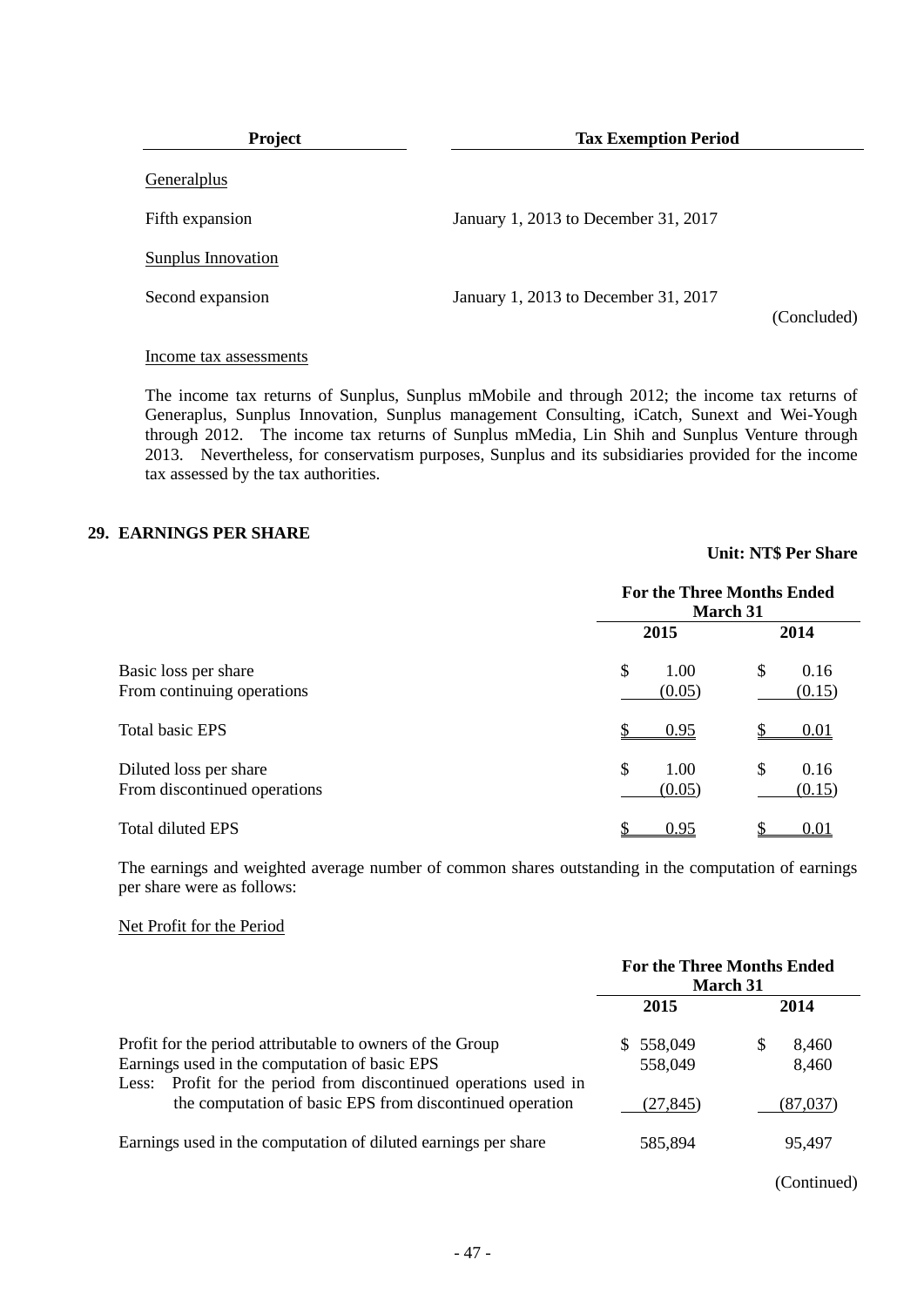| Project | Tax Exemption Period |
|---|---|
| Generalplus | |
| Fifth expansion | January 1, 2013 to December 31, 2017 |
| Sunplus Innovation | |
| Second expansion | January 1, 2013 to December 31, 2017 |

(Concluded)

Income tax assessments

The income tax returns of Sunplus, Sunplus mMobile and through 2012; the income tax returns of Generaplus, Sunplus Innovation, Sunplus management Consulting, iCatch, Sunext and Wei-Yough through 2012. The income tax returns of Sunplus mMedia, Lin Shih and Sunplus Venture through 2013. Nevertheless, for conservatism purposes, Sunplus and its subsidiaries provided for the income tax assessed by the tax authorities.

## 29. EARNINGS PER SHARE

**Unit: NT$ Per Share**

| | For the Three Months Ended March 31 | |
|---|---|---|
| | 2015 | 2014 |
| Basic loss per share | $ 1.00 | $ 0.16 |
| From continuing operations | (0.05) | (0.15) |
| Total basic EPS | $ 0.95 | $ 0.01 |
| Diluted loss per share | $ 1.00 | $ 0.16 |
| From discontinued operations | (0.05) | (0.15) |
| Total diluted EPS | $ 0.95 | $ 0.01 |

The earnings and weighted average number of common shares outstanding in the computation of earnings per share were as follows:

Net Profit for the Period

| | For the Three Months Ended March 31 | |
|---|---|---|
| | 2015 | 2014 |
| Profit for the period attributable to owners of the Group | $ 558,049 | $ 8,460 |
| Earnings used in the computation of basic EPS | 558,049 | 8,460 |
| Less: Profit for the period from discontinued operations used in the computation of basic EPS from discontinued operation | (27,845) | (87,037) |
| Earnings used in the computation of diluted earnings per share | 585,894 | 95,497 |

(Continued)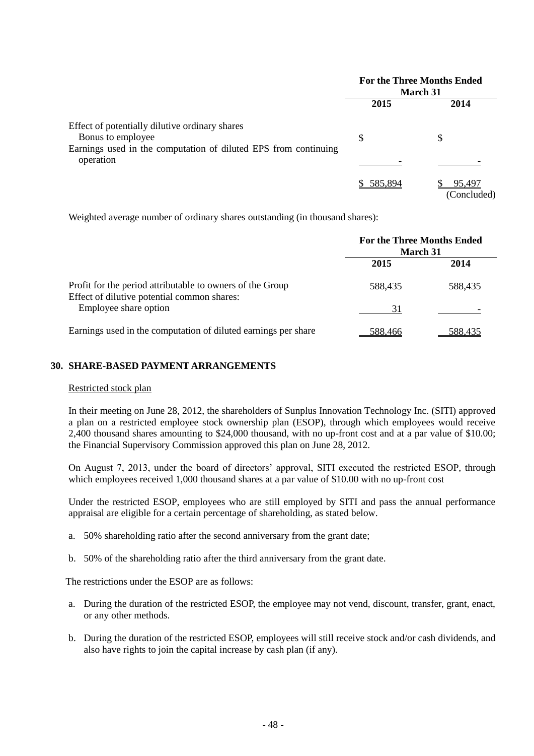| | For the Three Months Ended March 31 | |
|---|---|---|
| | 2015 | 2014 |
| Effect of potentially dilutive ordinary shares | | |
| Bonus to employee | $ | $ |
| Earnings used in the computation of diluted EPS from continuing operation | - | - |
| | $ 585,894 | $ 95,497 |
| | | (Concluded) |

Weighted average number of ordinary shares outstanding (in thousand shares):

| | For the Three Months Ended March 31 | |
|---|---|---|
| | 2015 | 2014 |
| Profit for the period attributable to owners of the Group | 588,435 | 588,435 |
| Effect of dilutive potential common shares: | | |
| Employee share option | 31 | - |
| Earnings used in the computation of diluted earnings per share | 588,466 | 588,435 |

## 30. SHARE-BASED PAYMENT ARRANGEMENTS

Restricted stock plan

In their meeting on June 28, 2012, the shareholders of Sunplus Innovation Technology Inc. (SITI) approved a plan on a restricted employee stock ownership plan (ESOP), through which employees would receive 2,400 thousand shares amounting to $24,000 thousand, with no up-front cost and at a par value of $10.00; the Financial Supervisory Commission approved this plan on June 28, 2012.

On August 7, 2013, under the board of directors' approval, SITI executed the restricted ESOP, through which employees received 1,000 thousand shares at a par value of $10.00 with no up-front cost

Under the restricted ESOP, employees who are still employed by SITI and pass the annual performance appraisal are eligible for a certain percentage of shareholding, as stated below.

a. 50% shareholding ratio after the second anniversary from the grant date;

b. 50% of the shareholding ratio after the third anniversary from the grant date.

The restrictions under the ESOP are as follows:

a. During the duration of the restricted ESOP, the employee may not vend, discount, transfer, grant, enact, or any other methods.

b. During the duration of the restricted ESOP, employees will still receive stock and/or cash dividends, and also have rights to join the capital increase by cash plan (if any).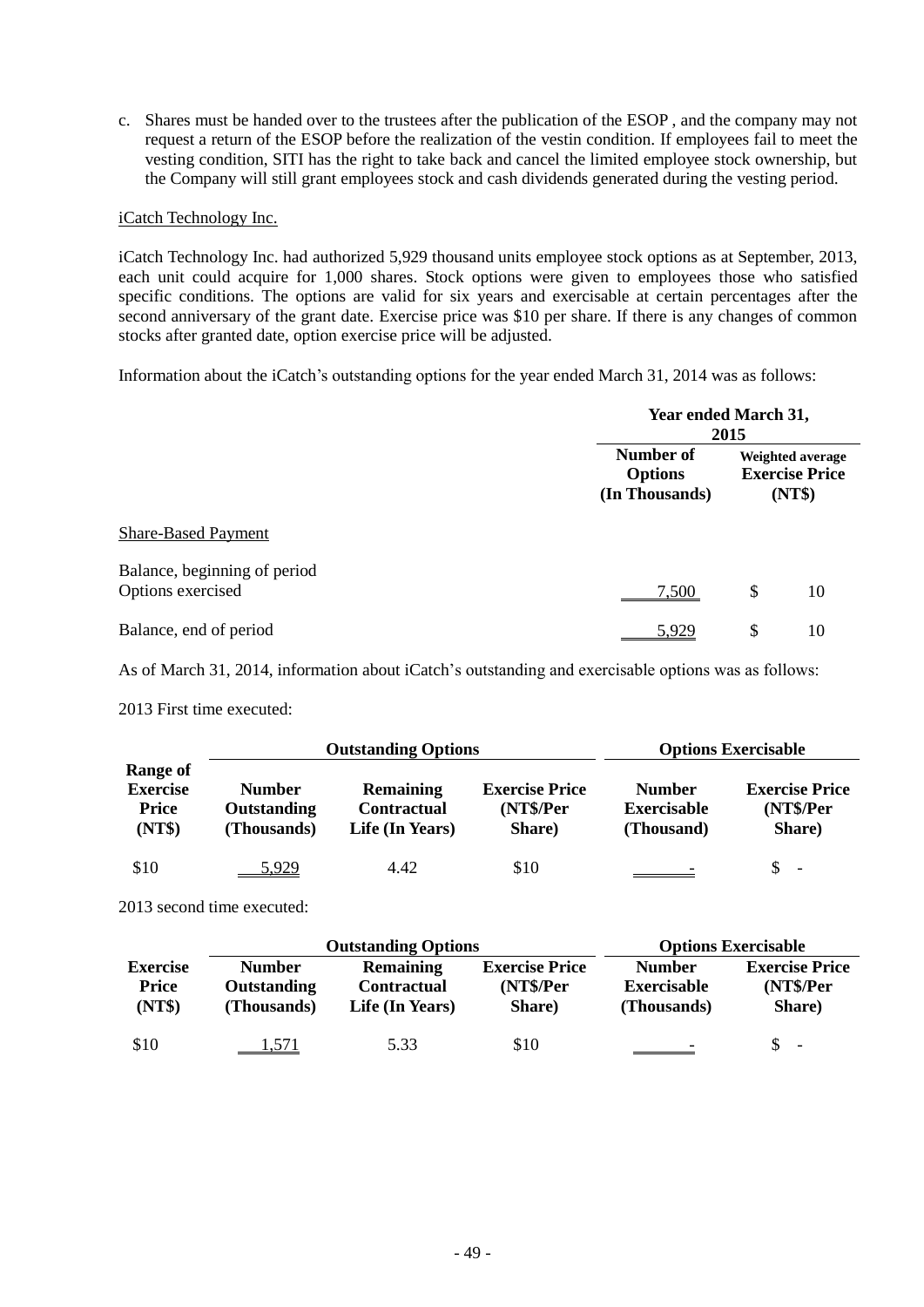c. Shares must be handed over to the trustees after the publication of the ESOP , and the company may not request a return of the ESOP before the realization of the vestin condition. If employees fail to meet the vesting condition, SITI has the right to take back and cancel the limited employee stock ownership, but the Company will still grant employees stock and cash dividends generated during the vesting period.

iCatch Technology Inc.

iCatch Technology Inc. had authorized 5,929 thousand units employee stock options as at September, 2013, each unit could acquire for 1,000 shares. Stock options were given to employees those who satisfied specific conditions. The options are valid for six years and exercisable at certain percentages after the second anniversary of the grant date. Exercise price was $10 per share. If there is any changes of common stocks after granted date, option exercise price will be adjusted.

Information about the iCatch's outstanding options for the year ended March 31, 2014 was as follows:

| | Year ended March 31, 2015 | |
|---|---|---|
| | Number of Options (In Thousands) | Weighted average Exercise Price (NT$) |
| Share-Based Payment | | |
| Balance, beginning of period | | |
| Options exercised | 7,500 | $ 10 |
| Balance, end of period | 5,929 | $ 10 |

As of March 31, 2014, information about iCatch's outstanding and exercisable options was as follows:

2013 First time executed:

| | Outstanding Options | | | Options Exercisable | |
|---|---|---|---|---|---|
| Range of Exercise Price (NT$) | Number Outstanding (Thousands) | Remaining Contractual Life (In Years) | Exercise Price (NT$/Per Share) | Number Exercisable (Thousand) | Exercise Price (NT$/Per Share) |
| $10 | 5,929 | 4.42 | $10 | - | $ - |

2013 second time executed:

| | Outstanding Options | | | Options Exercisable | |
|---|---|---|---|---|---|
| Exercise Price (NT$) | Number Outstanding (Thousands) | Remaining Contractual Life (In Years) | Exercise Price (NT$/Per Share) | Number Exercisable (Thousands) | Exercise Price (NT$/Per Share) |
| $10 | 1,571 | 5.33 | $10 | - | $ - |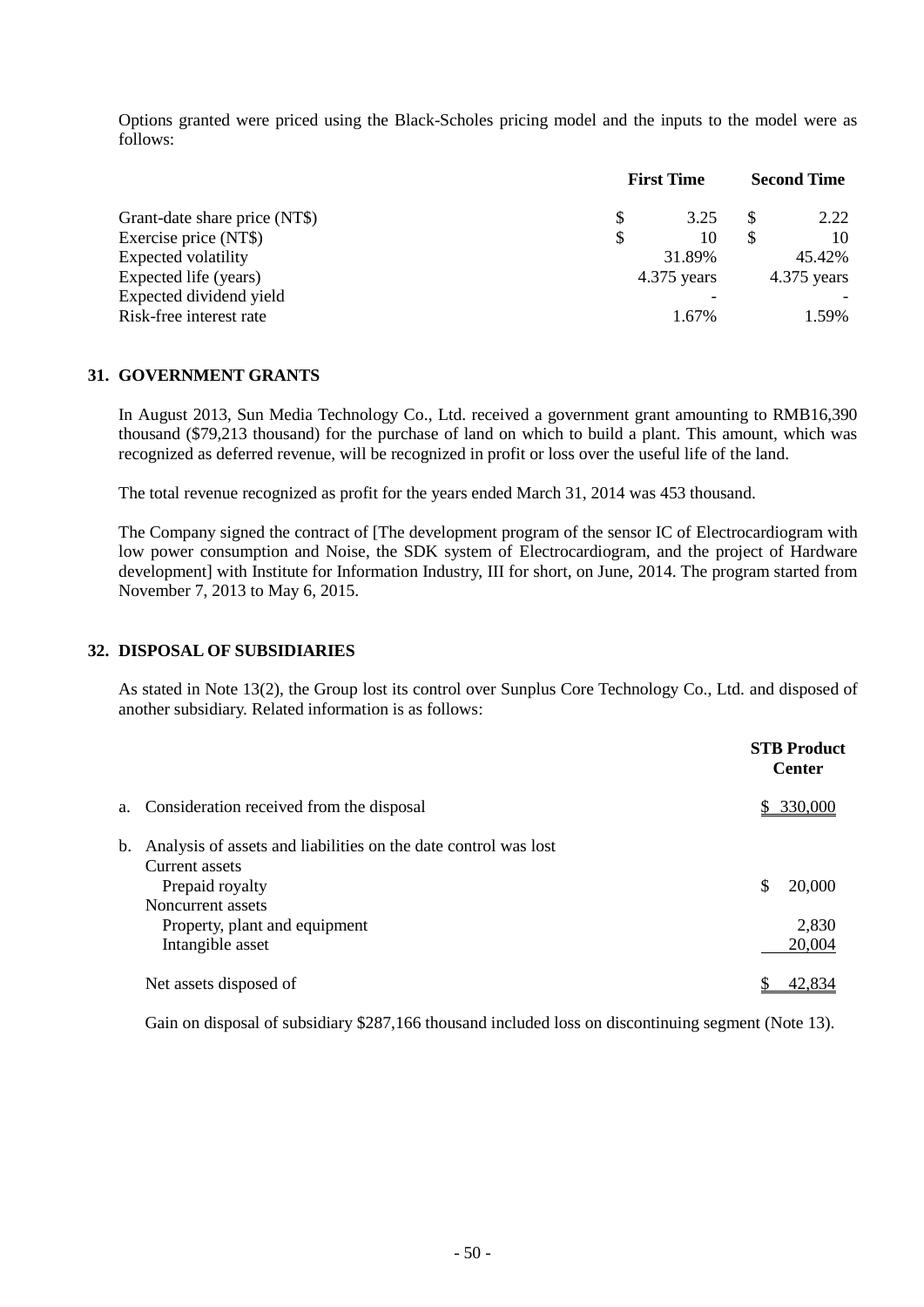Options granted were priced using the Black-Scholes pricing model and the inputs to the model were as follows:

| | First Time | Second Time |
|---|---|---|
| Grant-date share price (NT$) | $ 3.25 | $ 2.22 |
| Exercise price (NT$) | $ 10 | $ 10 |
| Expected volatility | 31.89% | 45.42% |
| Expected life (years) | 4.375 years | 4.375 years |
| Expected dividend yield | - | - |
| Risk-free interest rate | 1.67% | 1.59% |

## 31. GOVERNMENT GRANTS

In August 2013, Sun Media Technology Co., Ltd. received a government grant amounting to RMB16,390 thousand ($79,213 thousand) for the purchase of land on which to build a plant. This amount, which was recognized as deferred revenue, will be recognized in profit or loss over the useful life of the land.

The total revenue recognized as profit for the years ended March 31, 2014 was 453 thousand.

The Company signed the contract of [The development program of the sensor IC of Electrocardiogram with low power consumption and Noise, the SDK system of Electrocardiogram, and the project of Hardware development] with Institute for Information Industry, III for short, on June, 2014. The program started from November 7, 2013 to May 6, 2015.

## 32. DISPOSAL OF SUBSIDIARIES

As stated in Note 13(2), the Group lost its control over Sunplus Core Technology Co., Ltd. and disposed of another subsidiary. Related information is as follows:

| | STB Product Center |
|---|---|
| a. Consideration received from the disposal | $ 330,000 |
| b. Analysis of assets and liabilities on the date control was lost | |
| Current assets | |
| Prepaid royalty | $ 20,000 |
| Noncurrent assets | |
| Property, plant and equipment | 2,830 |
| Intangible asset | 20,004 |
| Net assets disposed of | $ 42,834 |

Gain on disposal of subsidiary $287,166 thousand included loss on discontinuing segment (Note 13).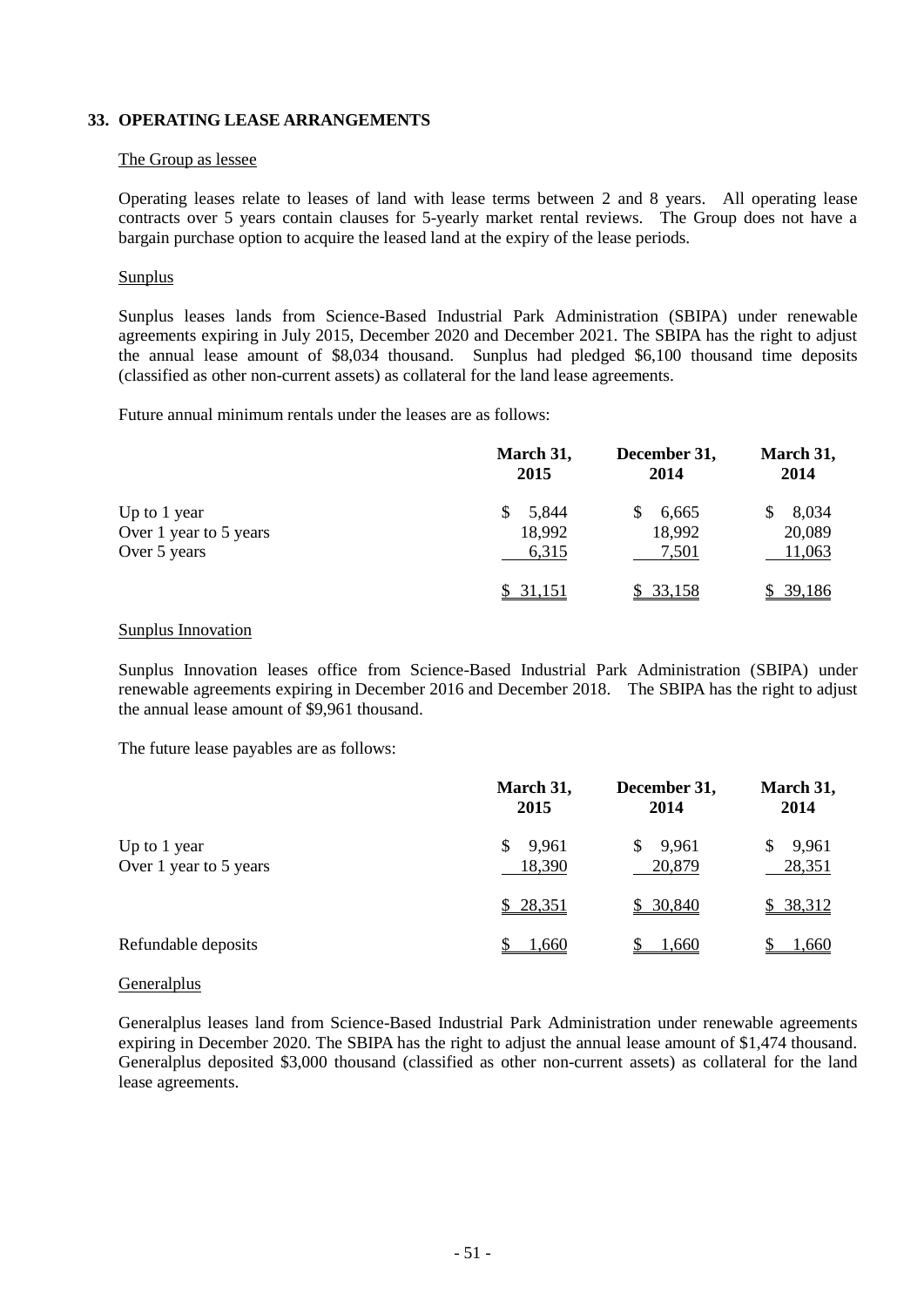## 33. OPERATING LEASE ARRANGEMENTS

The Group as lessee

Operating leases relate to leases of land with lease terms between 2 and 8 years. All operating lease contracts over 5 years contain clauses for 5-yearly market rental reviews. The Group does not have a bargain purchase option to acquire the leased land at the expiry of the lease periods.

Sunplus

Sunplus leases lands from Science-Based Industrial Park Administration (SBIPA) under renewable agreements expiring in July 2015, December 2020 and December 2021. The SBIPA has the right to adjust the annual lease amount of $8,034 thousand. Sunplus had pledged $6,100 thousand time deposits (classified as other non-current assets) as collateral for the land lease agreements.

Future annual minimum rentals under the leases are as follows:

| | March 31, 2015 | December 31, 2014 | March 31, 2014 |
|---|---|---|---|
| Up to 1 year | $ 5,844 | $ 6,665 | $ 8,034 |
| Over 1 year to 5 years | 18,992 | 18,992 | 20,089 |
| Over 5 years | 6,315 | 7,501 | 11,063 |
| | $ 31,151 | $ 33,158 | $ 39,186 |

Sunplus Innovation

Sunplus Innovation leases office from Science-Based Industrial Park Administration (SBIPA) under renewable agreements expiring in December 2016 and December 2018. The SBIPA has the right to adjust the annual lease amount of $9,961 thousand.

The future lease payables are as follows:

| | March 31, 2015 | December 31, 2014 | March 31, 2014 |
|---|---|---|---|
| Up to 1 year | $ 9,961 | $ 9,961 | $ 9,961 |
| Over 1 year to 5 years | 18,390 | 20,879 | 28,351 |
| | $ 28,351 | $ 30,840 | $ 38,312 |
| Refundable deposits | $ 1,660 | $ 1,660 | $ 1,660 |

Generalplus

Generalplus leases land from Science-Based Industrial Park Administration under renewable agreements expiring in December 2020. The SBIPA has the right to adjust the annual lease amount of $1,474 thousand. Generalplus deposited $3,000 thousand (classified as other non-current assets) as collateral for the land lease agreements.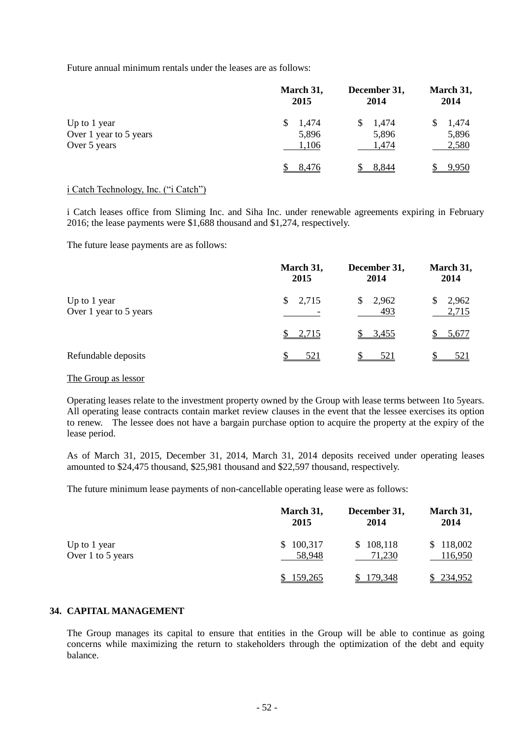Future annual minimum rentals under the leases are as follows:

| | March 31, 2015 | December 31, 2014 | March 31, 2014 |
|---|---|---|---|
| Up to 1 year | $ 1,474 | $ 1,474 | $ 1,474 |
| Over 1 year to 5 years | 5,896 | 5,896 | 5,896 |
| Over 5 years | 1,106 | 1,474 | 2,580 |
| | $ 8,476 | $ 8,844 | $ 9,950 |

i Catch Technology, Inc. ("i Catch")

i Catch leases office from Sliming Inc. and Siha Inc. under renewable agreements expiring in February 2016; the lease payments were $1,688 thousand and $1,274, respectively.

The future lease payments are as follows:

| | March 31, 2015 | December 31, 2014 | March 31, 2014 |
|---|---|---|---|
| Up to 1 year | $ 2,715 | $ 2,962 | $ 2,962 |
| Over 1 year to 5 years | - | 493 | 2,715 |
| | $ 2,715 | $ 3,455 | $ 5,677 |
| Refundable deposits | $ 521 | $ 521 | $ 521 |

The Group as lessor

Operating leases relate to the investment property owned by the Group with lease terms between 1to 5years. All operating lease contracts contain market review clauses in the event that the lessee exercises its option to renew. The lessee does not have a bargain purchase option to acquire the property at the expiry of the lease period.

As of March 31, 2015, December 31, 2014, March 31, 2014 deposits received under operating leases amounted to $24,475 thousand, $25,981 thousand and $22,597 thousand, respectively.

The future minimum lease payments of non-cancellable operating lease were as follows:

| | March 31, 2015 | December 31, 2014 | March 31, 2014 |
|---|---|---|---|
| Up to 1 year | $ 100,317 | $ 108,118 | $ 118,002 |
| Over 1 to 5 years | 58,948 | 71,230 | 116,950 |
| | $ 159,265 | $ 179,348 | $ 234,952 |

## 34. CAPITAL MANAGEMENT

The Group manages its capital to ensure that entities in the Group will be able to continue as going concerns while maximizing the return to stakeholders through the optimization of the debt and equity balance.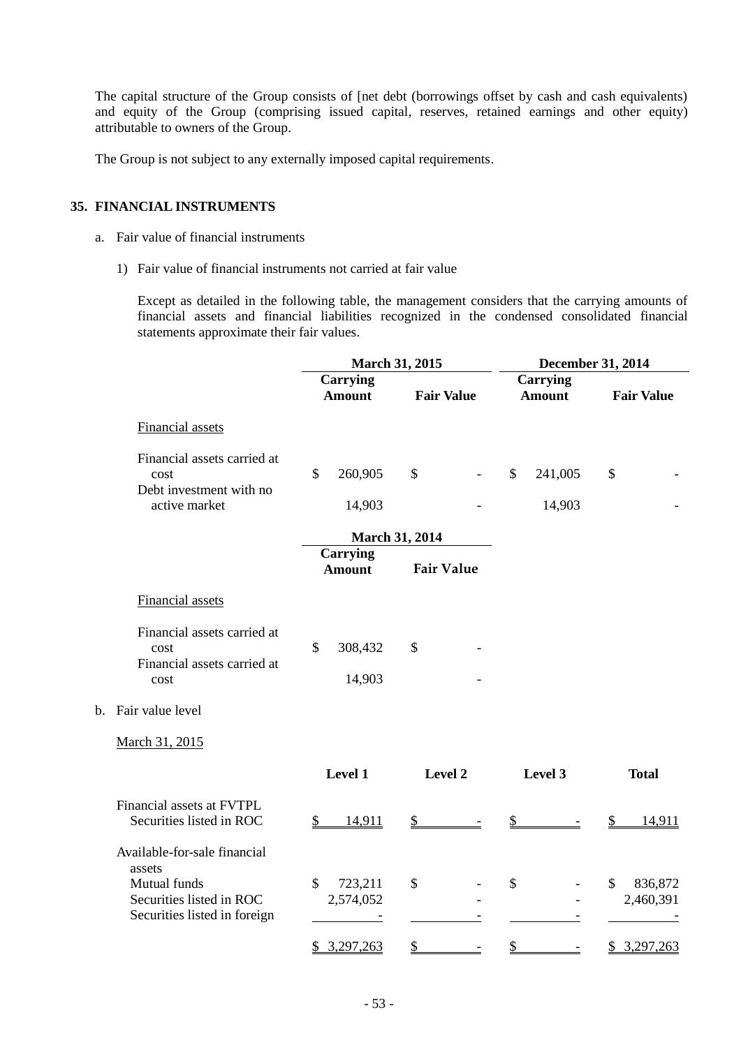The capital structure of the Group consists of [net debt (borrowings offset by cash and cash equivalents) and equity of the Group (comprising issued capital, reserves, retained earnings and other equity) attributable to owners of the Group.

The Group is not subject to any externally imposed capital requirements.

## 35. FINANCIAL INSTRUMENTS

a. Fair value of financial instruments

1) Fair value of financial instruments not carried at fair value

Except as detailed in the following table, the management considers that the carrying amounts of financial assets and financial liabilities recognized in the condensed consolidated financial statements approximate their fair values.

| | March 31, 2015 | | December 31, 2014 | |
|---|---|---|---|---|
| | Carrying Amount | Fair Value | Carrying Amount | Fair Value |
| Financial assets | | | | |
| Financial assets carried at cost | $ 260,905 | $ - | $ 241,005 | $ - |
| Debt investment with no active market | 14,903 | - | 14,903 | - |

| | March 31, 2014 | |
|---|---|---|
| | Carrying Amount | Fair Value |
| Financial assets | | |
| Financial assets carried at cost | $ 308,432 | $ - |
| Financial assets carried at cost | 14,903 | - |

b. Fair value level

March 31, 2015

| | Level 1 | Level 2 | Level 3 | Total |
|---|---|---|---|---|
| Financial assets at FVTPL | | | | |
| Securities listed in ROC | $ 14,911 | $ - | $ - | $ 14,911 |
| Available-for-sale financial assets | | | | |
| Mutual funds | $ 723,211 | $ - | $ - | $ 836,872 |
| Securities listed in ROC | 2,574,052 | - | - | 2,460,391 |
| Securities listed in foreign | - | - | - | - |
| | $ 3,297,263 | $ - | $ - | $ 3,297,263 |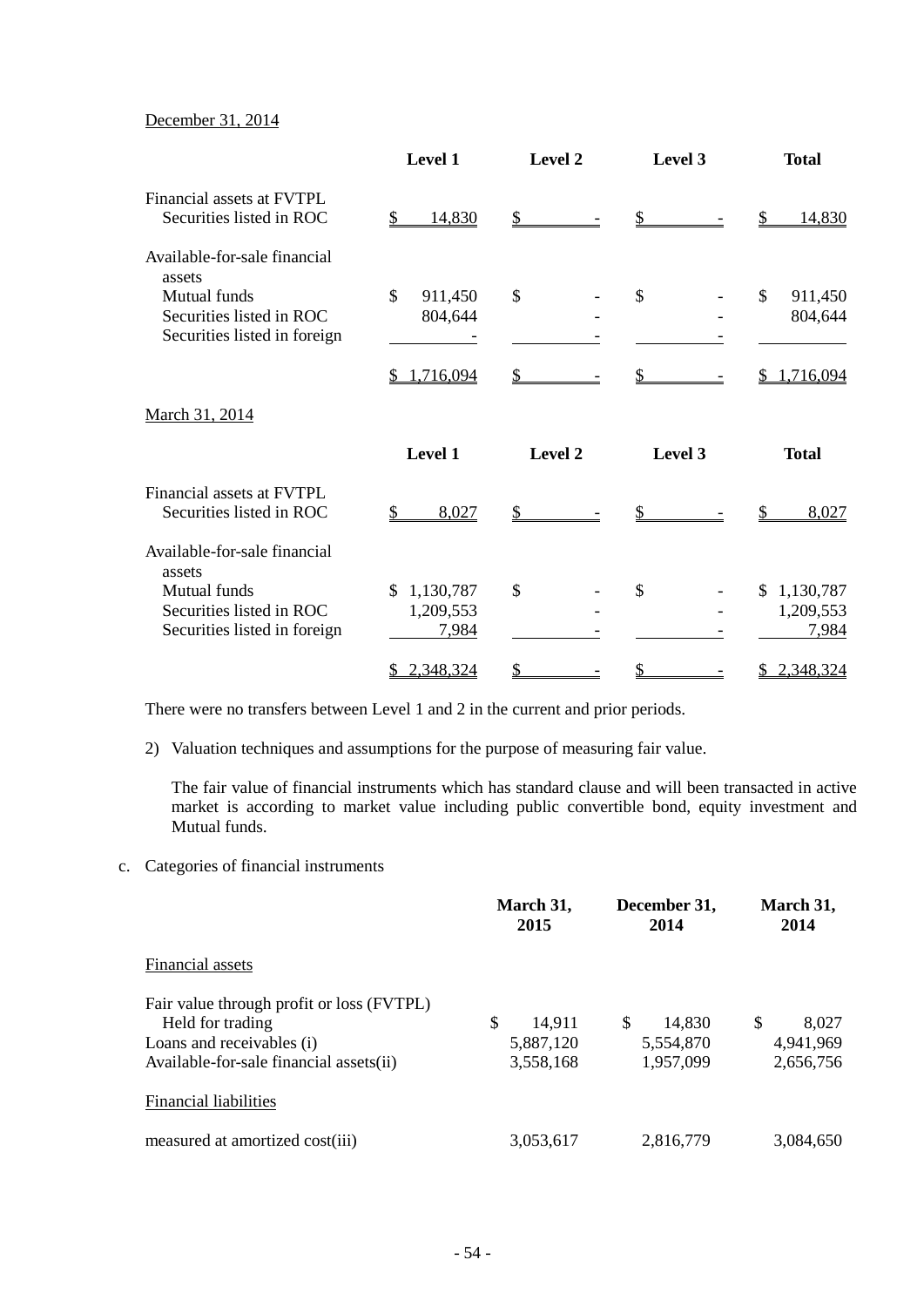December 31, 2014

| | Level 1 | Level 2 | Level 3 | Total |
|---|---|---|---|---|
| Financial assets at FVTPL | | | | |
| Securities listed in ROC | $ 14,830 | $ - | $ - | $ 14,830 |
| Available-for-sale financial assets | | | | |
| Mutual funds | $ 911,450 | $ - | $ - | $ 911,450 |
| Securities listed in ROC | 804,644 | - | - | 804,644 |
| Securities listed in foreign | - | - | - | |
| | $ 1,716,094 | $ - | $ - | $ 1,716,094 |

March 31, 2014

| | Level 1 | Level 2 | Level 3 | Total |
|---|---|---|---|---|
| Financial assets at FVTPL | | | | |
| Securities listed in ROC | $ 8,027 | $ - | $ - | $ 8,027 |
| Available-for-sale financial assets | | | | |
| Mutual funds | $ 1,130,787 | $ - | $ - | $ 1,130,787 |
| Securities listed in ROC | 1,209,553 | - | - | 1,209,553 |
| Securities listed in foreign | 7,984 | - | - | 7,984 |
| | $ 2,348,324 | $ - | $ - | $ 2,348,324 |

There were no transfers between Level 1 and 2 in the current and prior periods.

2) Valuation techniques and assumptions for the purpose of measuring fair value.

The fair value of financial instruments which has standard clause and will been transacted in active market is according to market value including public convertible bond, equity investment and Mutual funds.

c. Categories of financial instruments

| | March 31, 2015 | December 31, 2014 | March 31, 2014 |
|---|---|---|---|
| Financial assets | | | |
| Fair value through profit or loss (FVTPL) | | | |
| Held for trading | $ 14,911 | $ 14,830 | $ 8,027 |
| Loans and receivables (i) | 5,887,120 | 5,554,870 | 4,941,969 |
| Available-for-sale financial assets(ii) | 3,558,168 | 1,957,099 | 2,656,756 |
| Financial liabilities | | | |
| measured at amortized cost(iii) | 3,053,617 | 2,816,779 | 3,084,650 |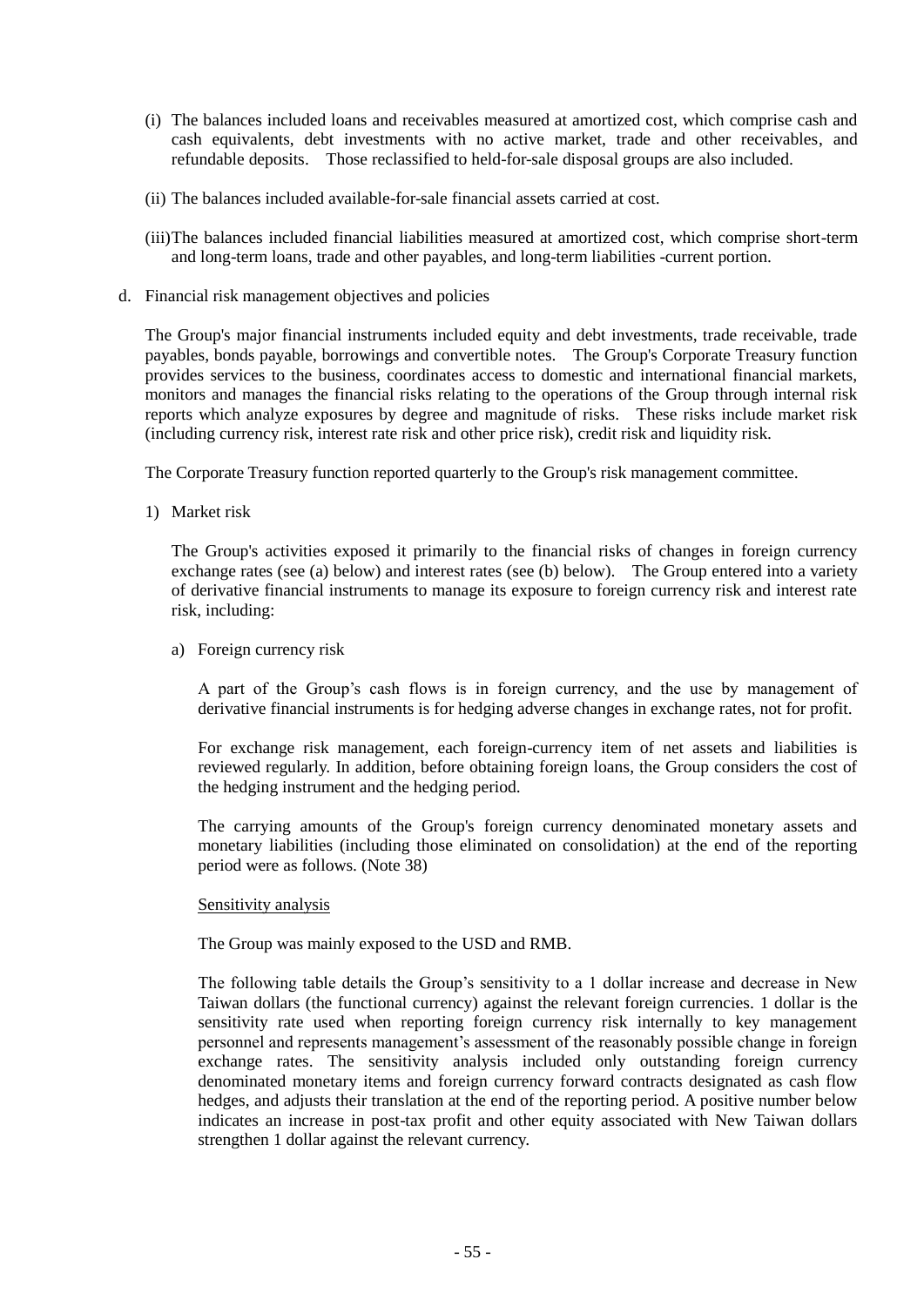(i) The balances included loans and receivables measured at amortized cost, which comprise cash and cash equivalents, debt investments with no active market, trade and other receivables, and refundable deposits. Those reclassified to held-for-sale disposal groups are also included.

(ii) The balances included available-for-sale financial assets carried at cost.

(iii) The balances included financial liabilities measured at amortized cost, which comprise short-term and long-term loans, trade and other payables, and long-term liabilities -current portion.

d. Financial risk management objectives and policies

The Group's major financial instruments included equity and debt investments, trade receivable, trade payables, bonds payable, borrowings and convertible notes. The Group's Corporate Treasury function provides services to the business, coordinates access to domestic and international financial markets, monitors and manages the financial risks relating to the operations of the Group through internal risk reports which analyze exposures by degree and magnitude of risks. These risks include market risk (including currency risk, interest rate risk and other price risk), credit risk and liquidity risk.

The Corporate Treasury function reported quarterly to the Group's risk management committee.

1) Market risk

The Group's activities exposed it primarily to the financial risks of changes in foreign currency exchange rates (see (a) below) and interest rates (see (b) below). The Group entered into a variety of derivative financial instruments to manage its exposure to foreign currency risk and interest rate risk, including:

a) Foreign currency risk

A part of the Group’s cash flows is in foreign currency, and the use by management of derivative financial instruments is for hedging adverse changes in exchange rates, not for profit.

For exchange risk management, each foreign-currency item of net assets and liabilities is reviewed regularly. In addition, before obtaining foreign loans, the Group considers the cost of the hedging instrument and the hedging period.

The carrying amounts of the Group's foreign currency denominated monetary assets and monetary liabilities (including those eliminated on consolidation) at the end of the reporting period were as follows. (Note 38)

Sensitivity analysis

The Group was mainly exposed to the USD and RMB.

The following table details the Group’s sensitivity to a 1 dollar increase and decrease in New Taiwan dollars (the functional currency) against the relevant foreign currencies. 1 dollar is the sensitivity rate used when reporting foreign currency risk internally to key management personnel and represents management’s assessment of the reasonably possible change in foreign exchange rates. The sensitivity analysis included only outstanding foreign currency denominated monetary items and foreign currency forward contracts designated as cash flow hedges, and adjusts their translation at the end of the reporting period. A positive number below indicates an increase in post-tax profit and other equity associated with New Taiwan dollars strengthen 1 dollar against the relevant currency.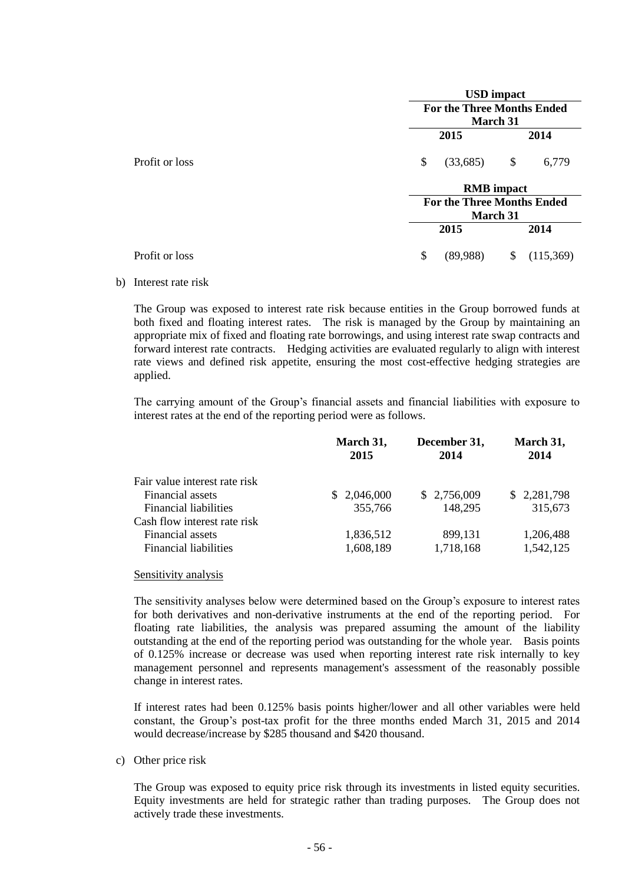| | USD impact | |
|---|---|---|
| | For the Three Months Ended March 31 | |
| | 2015 | 2014 |
| Profit or loss | $ (33,685) | $ 6,779 |

| | RMB impact | |
|---|---|---|
| | For the Three Months Ended March 31 | |
| | 2015 | 2014 |
| Profit or loss | $ (89,988) | $ (115,369) |

b) Interest rate risk

The Group was exposed to interest rate risk because entities in the Group borrowed funds at both fixed and floating interest rates. The risk is managed by the Group by maintaining an appropriate mix of fixed and floating rate borrowings, and using interest rate swap contracts and forward interest rate contracts. Hedging activities are evaluated regularly to align with interest rate views and defined risk appetite, ensuring the most cost-effective hedging strategies are applied.

The carrying amount of the Group's financial assets and financial liabilities with exposure to interest rates at the end of the reporting period were as follows.

| | March 31, 2015 | December 31, 2014 | March 31, 2014 |
|---|---|---|---|
| Fair value interest rate risk | | | |
| Financial assets | $ 2,046,000 | $ 2,756,009 | $ 2,281,798 |
| Financial liabilities | 355,766 | 148,295 | 315,673 |
| Cash flow interest rate risk | | | |
| Financial assets | 1,836,512 | 899,131 | 1,206,488 |
| Financial liabilities | 1,608,189 | 1,718,168 | 1,542,125 |

Sensitivity analysis

The sensitivity analyses below were determined based on the Group's exposure to interest rates for both derivatives and non-derivative instruments at the end of the reporting period. For floating rate liabilities, the analysis was prepared assuming the amount of the liability outstanding at the end of the reporting period was outstanding for the whole year. Basis points of 0.125% increase or decrease was used when reporting interest rate risk internally to key management personnel and represents management's assessment of the reasonably possible change in interest rates.

If interest rates had been 0.125% basis points higher/lower and all other variables were held constant, the Group's post-tax profit for the three months ended March 31, 2015 and 2014 would decrease/increase by $285 thousand and $420 thousand.

c) Other price risk

The Group was exposed to equity price risk through its investments in listed equity securities. Equity investments are held for strategic rather than trading purposes. The Group does not actively trade these investments.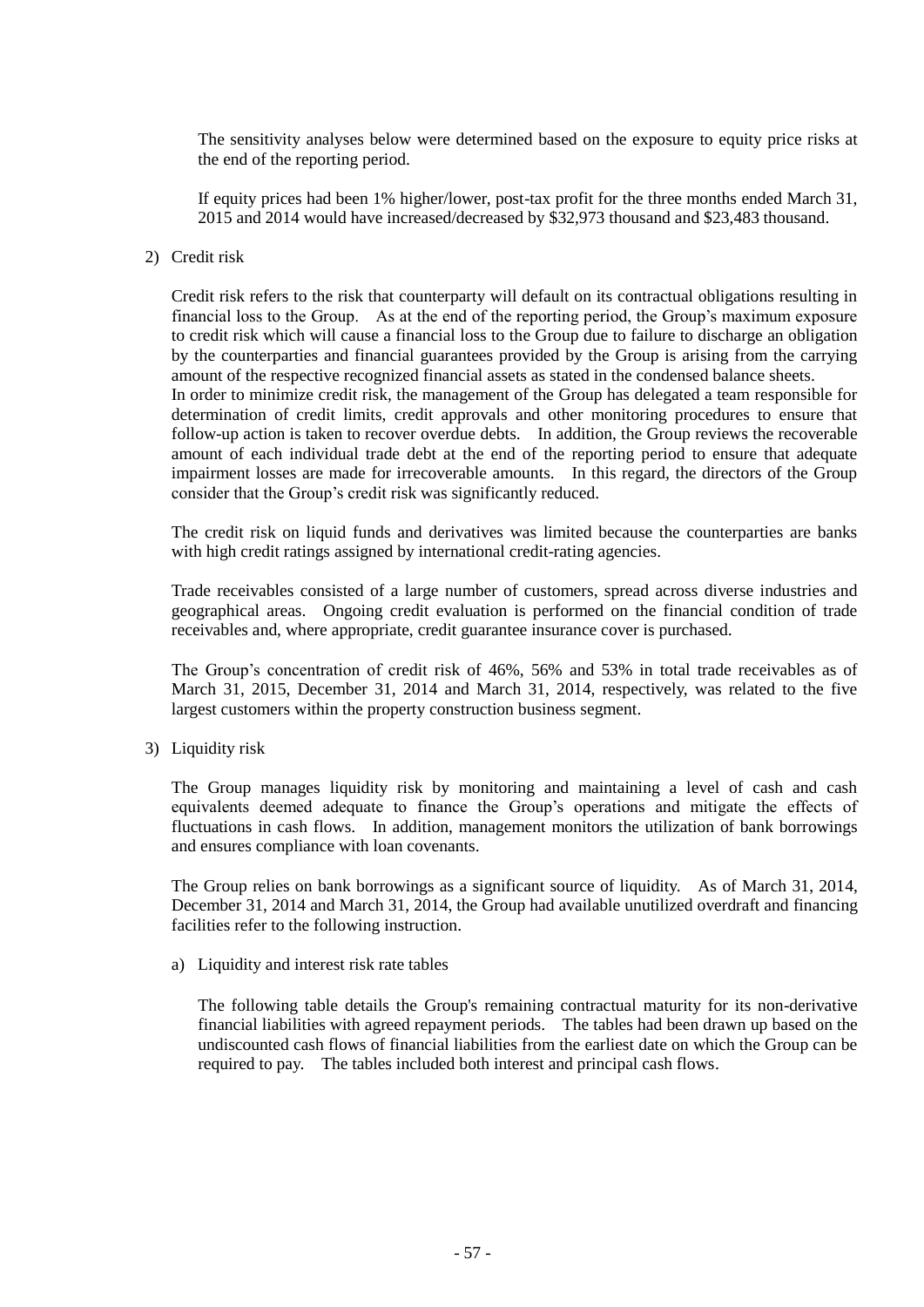The sensitivity analyses below were determined based on the exposure to equity price risks at the end of the reporting period.

If equity prices had been 1% higher/lower, post-tax profit for the three months ended March 31, 2015 and 2014 would have increased/decreased by $32,973 thousand and $23,483 thousand.

2) Credit risk

Credit risk refers to the risk that counterparty will default on its contractual obligations resulting in financial loss to the Group. As at the end of the reporting period, the Group's maximum exposure to credit risk which will cause a financial loss to the Group due to failure to discharge an obligation by the counterparties and financial guarantees provided by the Group is arising from the carrying amount of the respective recognized financial assets as stated in the condensed balance sheets.
In order to minimize credit risk, the management of the Group has delegated a team responsible for determination of credit limits, credit approvals and other monitoring procedures to ensure that follow-up action is taken to recover overdue debts. In addition, the Group reviews the recoverable amount of each individual trade debt at the end of the reporting period to ensure that adequate impairment losses are made for irrecoverable amounts. In this regard, the directors of the Group consider that the Group's credit risk was significantly reduced.

The credit risk on liquid funds and derivatives was limited because the counterparties are banks with high credit ratings assigned by international credit-rating agencies.

Trade receivables consisted of a large number of customers, spread across diverse industries and geographical areas. Ongoing credit evaluation is performed on the financial condition of trade receivables and, where appropriate, credit guarantee insurance cover is purchased.

The Group's concentration of credit risk of 46%, 56% and 53% in total trade receivables as of March 31, 2015, December 31, 2014 and March 31, 2014, respectively, was related to the five largest customers within the property construction business segment.

3) Liquidity risk

The Group manages liquidity risk by monitoring and maintaining a level of cash and cash equivalents deemed adequate to finance the Group's operations and mitigate the effects of fluctuations in cash flows. In addition, management monitors the utilization of bank borrowings and ensures compliance with loan covenants.

The Group relies on bank borrowings as a significant source of liquidity. As of March 31, 2014, December 31, 2014 and March 31, 2014, the Group had available unutilized overdraft and financing facilities refer to the following instruction.

a) Liquidity and interest risk rate tables

The following table details the Group's remaining contractual maturity for its non-derivative financial liabilities with agreed repayment periods. The tables had been drawn up based on the undiscounted cash flows of financial liabilities from the earliest date on which the Group can be required to pay. The tables included both interest and principal cash flows.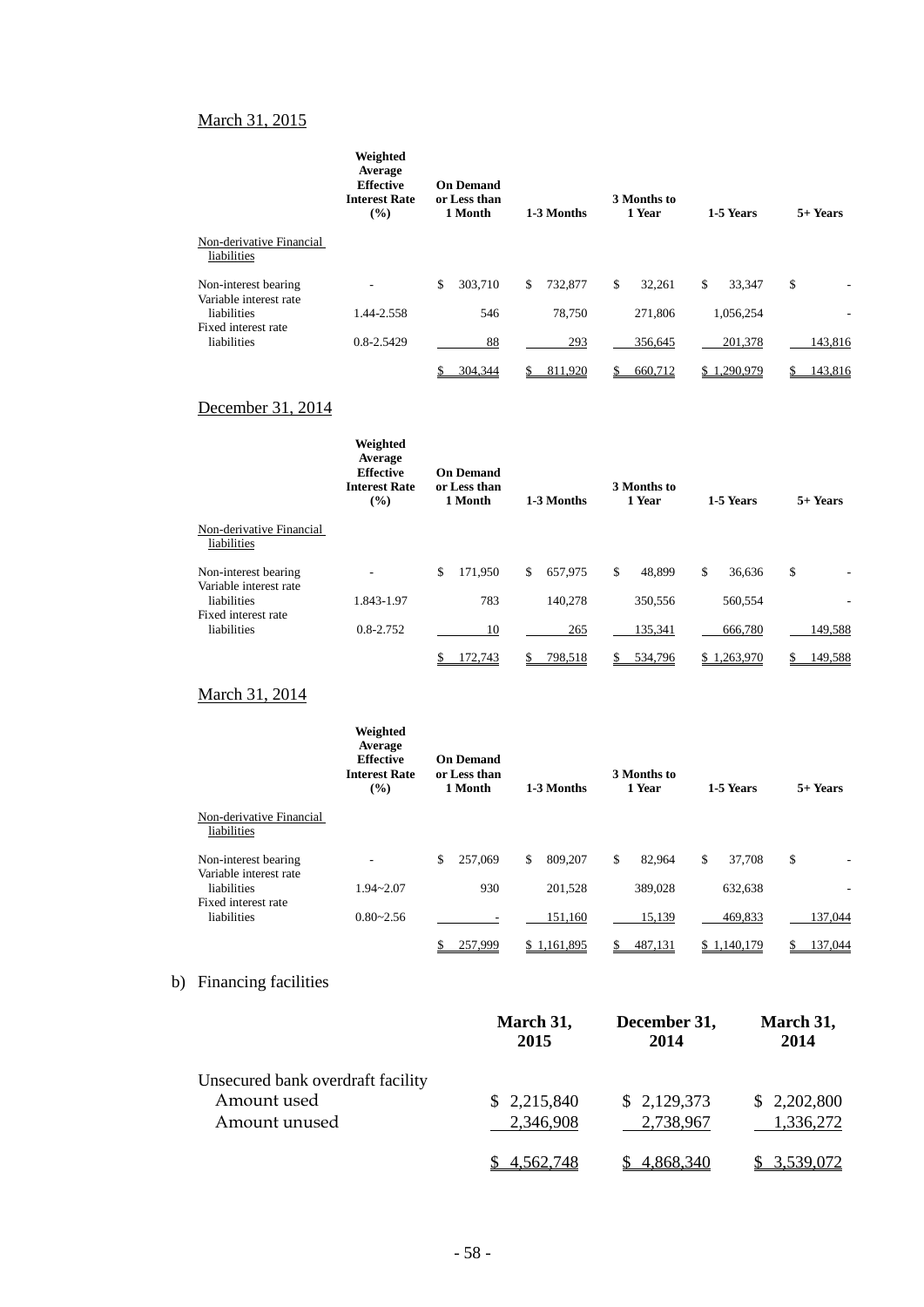March 31, 2015

| | Weighted Average Effective Interest Rate (%) | On Demand or Less than 1 Month | 1-3 Months | 3 Months to 1 Year | 1-5 Years | 5+ Years |
|---|---|---|---|---|---|---|
| Non-derivative Financial liabilities | | | | | | |
| Non-interest bearing | - | $ 303,710 | $ 732,877 | $ 32,261 | $ 33,347 | $ - |
| Variable interest rate liabilities | 1.44-2.558 | 546 | 78,750 | 271,806 | 1,056,254 | - |
| Fixed interest rate liabilities | 0.8-2.5429 | 88 | 293 | 356,645 | 201,378 | 143,816 |
| | | $ 304,344 | $ 811,920 | $ 660,712 | $ 1,290,979 | $ 143,816 |

December 31, 2014

| | Weighted Average Effective Interest Rate (%) | On Demand or Less than 1 Month | 1-3 Months | 3 Months to 1 Year | 1-5 Years | 5+ Years |
|---|---|---|---|---|---|---|
| Non-derivative Financial liabilities | | | | | | |
| Non-interest bearing | - | $ 171,950 | $ 657,975 | $ 48,899 | $ 36,636 | $ - |
| Variable interest rate liabilities | 1.843-1.97 | 783 | 140,278 | 350,556 | 560,554 | - |
| Fixed interest rate liabilities | 0.8-2.752 | 10 | 265 | 135,341 | 666,780 | 149,588 |
| | | $ 172,743 | $ 798,518 | $ 534,796 | $ 1,263,970 | $ 149,588 |

March 31, 2014

| | Weighted Average Effective Interest Rate (%) | On Demand or Less than 1 Month | 1-3 Months | 3 Months to 1 Year | 1-5 Years | 5+ Years |
|---|---|---|---|---|---|---|
| Non-derivative Financial liabilities | | | | | | |
| Non-interest bearing | - | $ 257,069 | $ 809,207 | $ 82,964 | $ 37,708 | $ - |
| Variable interest rate liabilities | 1.94~2.07 | 930 | 201,528 | 389,028 | 632,638 | - |
| Fixed interest rate liabilities | 0.80~2.56 | - | 151,160 | 15,139 | 469,833 | 137,044 |
| | | $ 257,999 | $ 1,161,895 | $ 487,131 | $ 1,140,179 | $ 137,044 |

b) Financing facilities

| | March 31, 2015 | December 31, 2014 | March 31, 2014 |
|---|---|---|---|
| Unsecured bank overdraft facility | | | |
| Amount used | $ 2,215,840 | $ 2,129,373 | $ 2,202,800 |
| Amount unused | 2,346,908 | 2,738,967 | 1,336,272 |
| | $ 4,562,748 | $ 4,868,340 | $ 3,539,072 |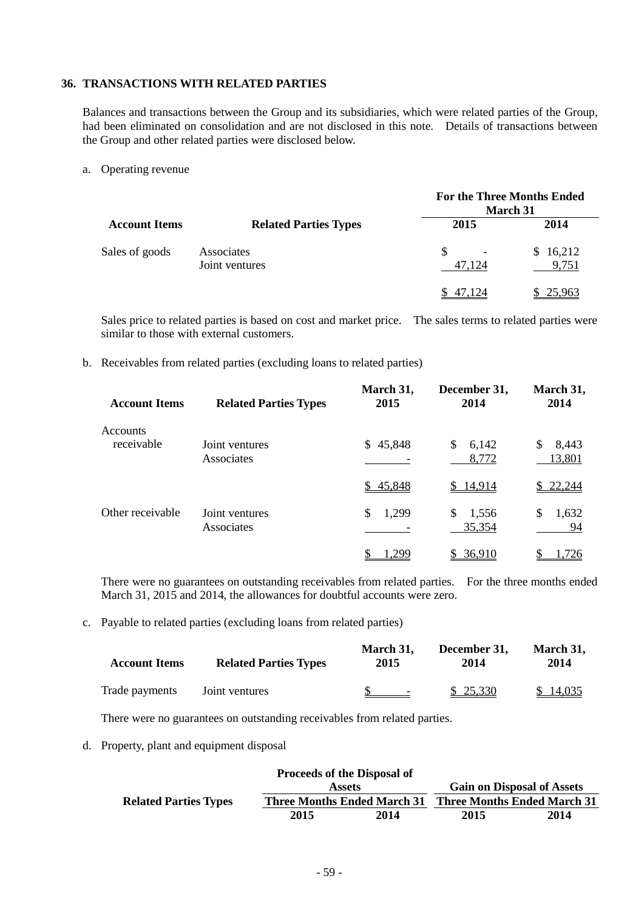## 36. TRANSACTIONS WITH RELATED PARTIES

Balances and transactions between the Group and its subsidiaries, which were related parties of the Group, had been eliminated on consolidation and are not disclosed in this note. Details of transactions between the Group and other related parties were disclosed below.

a. Operating revenue

| Account Items | Related Parties Types | For the Three Months Ended March 31 | |
|---|---|---|---|
| | | 2015 | 2014 |
| Sales of goods | Associates | $ - | $ 16,212 |
| | Joint ventures | 47,124 | 9,751 |
| | | $ 47,124 | $ 25,963 |

Sales price to related parties is based on cost and market price. The sales terms to related parties were similar to those with external customers.

b. Receivables from related parties (excluding loans to related parties)

| Account Items | Related Parties Types | March 31, 2015 | December 31, 2014 | March 31, 2014 |
|---|---|---|---|---|
| Accounts receivable | Joint ventures | $ 45,848 | $ 6,142 | $ 8,443 |
| | Associates | - | 8,772 | 13,801 |
| | | $ 45,848 | $ 14,914 | $ 22,244 |
| Other receivable | Joint ventures | $ 1,299 | $ 1,556 | $ 1,632 |
| | Associates | - | 35,354 | 94 |
| | | $ 1,299 | $ 36,910 | $ 1,726 |

There were no guarantees on outstanding receivables from related parties. For the three months ended March 31, 2015 and 2014, the allowances for doubtful accounts were zero.

c. Payable to related parties (excluding loans from related parties)

| Account Items | Related Parties Types | March 31, 2015 | December 31, 2014 | March 31, 2014 |
|---|---|---|---|---|
| Trade payments | Joint ventures | $ - | $ 25,330 | $ 14,035 |

There were no guarantees on outstanding receivables from related parties.

d. Property, plant and equipment disposal

| Related Parties Types | Proceeds of the Disposal of Assets | | Gain on Disposal of Assets | |
|---|---|---|---|---|
| | Three Months Ended March 31 | | Three Months Ended March 31 | |
| | 2015 | 2014 | 2015 | 2014 |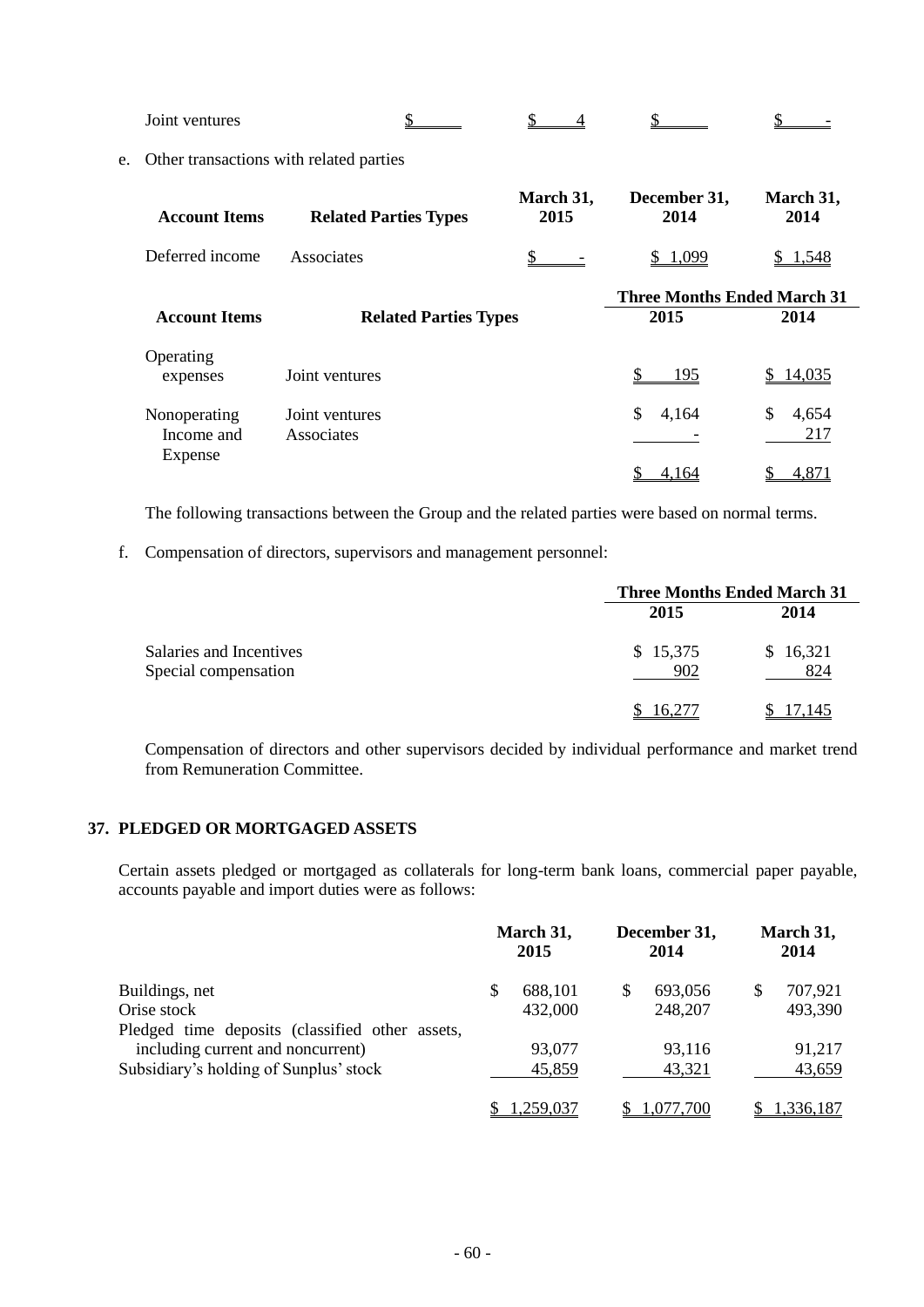| | | | | | |
|---|---|---|---|---|---|
| Joint ventures | | $ | $ 4 | $ | $ - |

e. Other transactions with related parties

| Account Items | Related Parties Types | March 31, 2015 | December 31, 2014 | March 31, 2014 |
|---|---|---|---|---|
| Deferred income | Associates | $ - | $ 1,099 | $ 1,548 |

| Account Items | Related Parties Types | Three Months Ended March 31 | |
|---|---|---|---|
| | | 2015 | 2014 |
| Operating expenses | Joint ventures | $ 195 | $ 14,035 |
| Nonoperating Income and Expense | Joint ventures | $ 4,164 | $ 4,654 |
| | Associates | - | 217 |
| | | $ 4,164 | $ 4,871 |

The following transactions between the Group and the related parties were based on normal terms.

f. Compensation of directors, supervisors and management personnel:

| | Three Months Ended March 31 | |
|---|---|---|
| | 2015 | 2014 |
| Salaries and Incentives | $ 15,375 | $ 16,321 |
| Special compensation | 902 | 824 |
| | $ 16,277 | $ 17,145 |

Compensation of directors and other supervisors decided by individual performance and market trend from Remuneration Committee.

## 37. PLEDGED OR MORTGAGED ASSETS

Certain assets pledged or mortgaged as collaterals for long-term bank loans, commercial paper payable, accounts payable and import duties were as follows:

| | March 31, 2015 | December 31, 2014 | March 31, 2014 |
|---|---|---|---|
| Buildings, net | $ 688,101 | $ 693,056 | $ 707,921 |
| Orise stock | 432,000 | 248,207 | 493,390 |
| Pledged time deposits (classified other assets, including current and noncurrent) | 93,077 | 93,116 | 91,217 |
| Subsidiary's holding of Sunplus' stock | 45,859 | 43,321 | 43,659 |
| | $ 1,259,037 | $ 1,077,700 | $ 1,336,187 |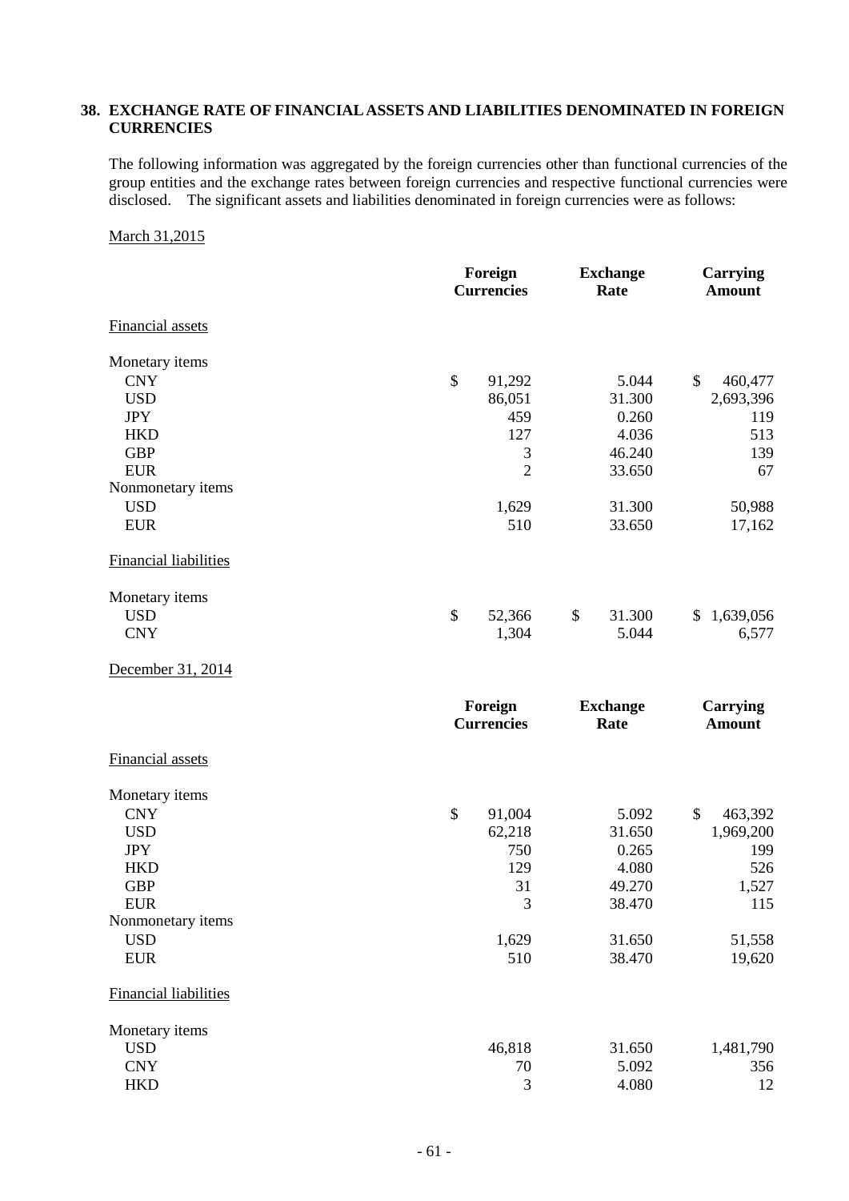## 38. EXCHANGE RATE OF FINANCIAL ASSETS AND LIABILITIES DENOMINATED IN FOREIGN CURRENCIES

The following information was aggregated by the foreign currencies other than functional currencies of the group entities and the exchange rates between foreign currencies and respective functional currencies were disclosed. The significant assets and liabilities denominated in foreign currencies were as follows:

March 31,2015

| | Foreign Currencies | Exchange Rate | Carrying Amount |
|---|---|---|---|
| Financial assets | | | |
| Monetary items | | | |
| CNY | $ 91,292 | 5.044 | $ 460,477 |
| USD | 86,051 | 31.300 | 2,693,396 |
| JPY | 459 | 0.260 | 119 |
| HKD | 127 | 4.036 | 513 |
| GBP | 3 | 46.240 | 139 |
| EUR | 2 | 33.650 | 67 |
| Nonmonetary items | | | |
| USD | 1,629 | 31.300 | 50,988 |
| EUR | 510 | 33.650 | 17,162 |
| Financial liabilities | | | |
| Monetary items | | | |
| USD | $ 52,366 | $ 31.300 | $ 1,639,056 |
| CNY | 1,304 | 5.044 | 6,577 |

December 31, 2014

| | Foreign Currencies | Exchange Rate | Carrying Amount |
|---|---|---|---|
| Financial assets | | | |
| Monetary items | | | |
| CNY | $ 91,004 | 5.092 | $ 463,392 |
| USD | 62,218 | 31.650 | 1,969,200 |
| JPY | 750 | 0.265 | 199 |
| HKD | 129 | 4.080 | 526 |
| GBP | 31 | 49.270 | 1,527 |
| EUR | 3 | 38.470 | 115 |
| Nonmonetary items | | | |
| USD | 1,629 | 31.650 | 51,558 |
| EUR | 510 | 38.470 | 19,620 |
| Financial liabilities | | | |
| Monetary items | | | |
| USD | 46,818 | 31.650 | 1,481,790 |
| CNY | 70 | 5.092 | 356 |
| HKD | 3 | 4.080 | 12 |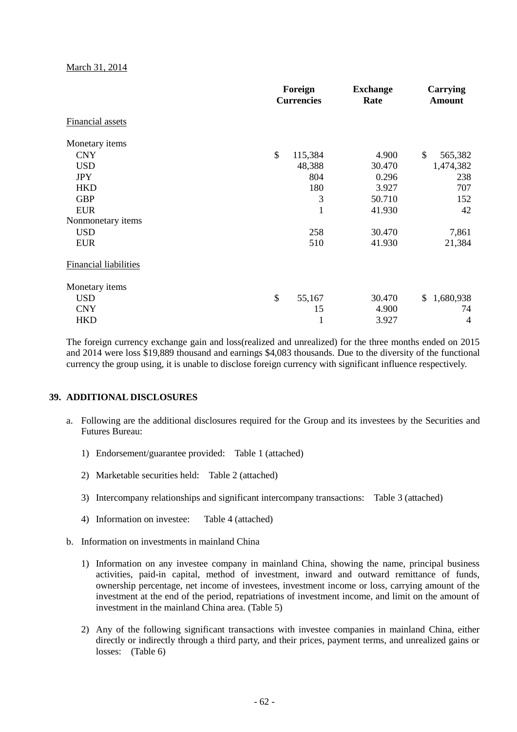March 31, 2014

| | Foreign Currencies | Exchange Rate | Carrying Amount |
|---|---|---|---|
| Financial assets | | | |
| Monetary items | | | |
| CNY | $ 115,384 | 4.900 | $ 565,382 |
| USD | 48,388 | 30.470 | 1,474,382 |
| JPY | 804 | 0.296 | 238 |
| HKD | 180 | 3.927 | 707 |
| GBP | 3 | 50.710 | 152 |
| EUR | 1 | 41.930 | 42 |
| Nonmonetary items | | | |
| USD | 258 | 30.470 | 7,861 |
| EUR | 510 | 41.930 | 21,384 |
| Financial liabilities | | | |
| Monetary items | | | |
| USD | $ 55,167 | 30.470 | $ 1,680,938 |
| CNY | 15 | 4.900 | 74 |
| HKD | 1 | 3.927 | 4 |

The foreign currency exchange gain and loss(realized and unrealized) for the three months ended on 2015 and 2014 were loss $19,889 thousand and earnings $4,083 thousands. Due to the diversity of the functional currency the group using, it is unable to disclose foreign currency with significant influence respectively.

## 39. ADDITIONAL DISCLOSURES

a. Following are the additional disclosures required for the Group and its investees by the Securities and Futures Bureau:

   1) Endorsement/guarantee provided: Table 1 (attached)

   2) Marketable securities held: Table 2 (attached)

   3) Intercompany relationships and significant intercompany transactions: Table 3 (attached)

   4) Information on investee: Table 4 (attached)

b. Information on investments in mainland China

   1) Information on any investee company in mainland China, showing the name, principal business activities, paid-in capital, method of investment, inward and outward remittance of funds, ownership percentage, net income of investees, investment income or loss, carrying amount of the investment at the end of the period, repatriations of investment income, and limit on the amount of investment in the mainland China area. (Table 5)

   2) Any of the following significant transactions with investee companies in mainland China, either directly or indirectly through a third party, and their prices, payment terms, and unrealized gains or losses: (Table 6)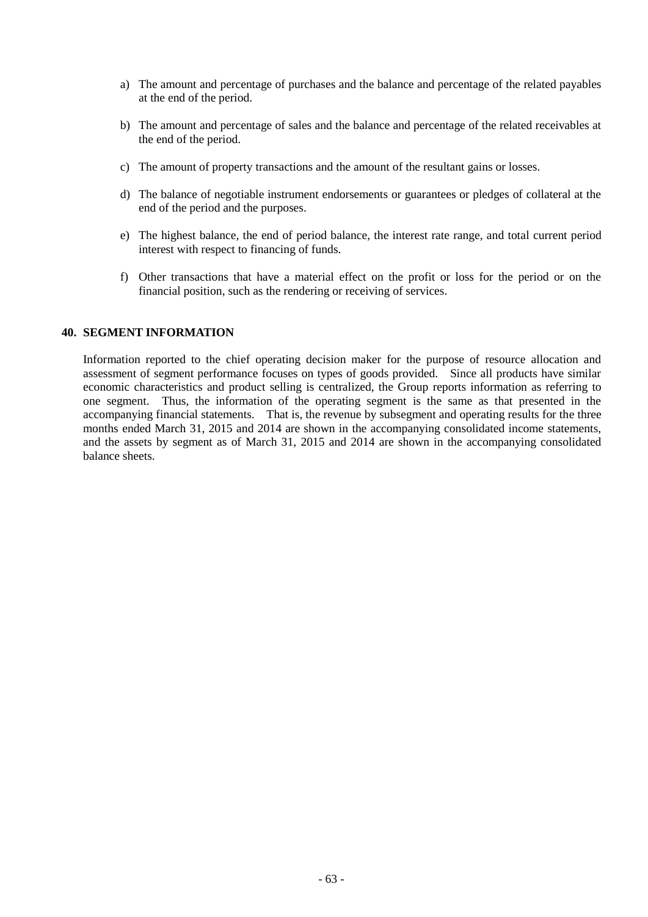a) The amount and percentage of purchases and the balance and percentage of the related payables at the end of the period.

b) The amount and percentage of sales and the balance and percentage of the related receivables at the end of the period.

c) The amount of property transactions and the amount of the resultant gains or losses.

d) The balance of negotiable instrument endorsements or guarantees or pledges of collateral at the end of the period and the purposes.

e) The highest balance, the end of period balance, the interest rate range, and total current period interest with respect to financing of funds.

f) Other transactions that have a material effect on the profit or loss for the period or on the financial position, such as the rendering or receiving of services.

## 40. SEGMENT INFORMATION

Information reported to the chief operating decision maker for the purpose of resource allocation and assessment of segment performance focuses on types of goods provided. Since all products have similar economic characteristics and product selling is centralized, the Group reports information as referring to one segment. Thus, the information of the operating segment is the same as that presented in the accompanying financial statements. That is, the revenue by subsegment and operating results for the three months ended March 31, 2015 and 2014 are shown in the accompanying consolidated income statements, and the assets by segment as of March 31, 2015 and 2014 are shown in the accompanying consolidated balance sheets.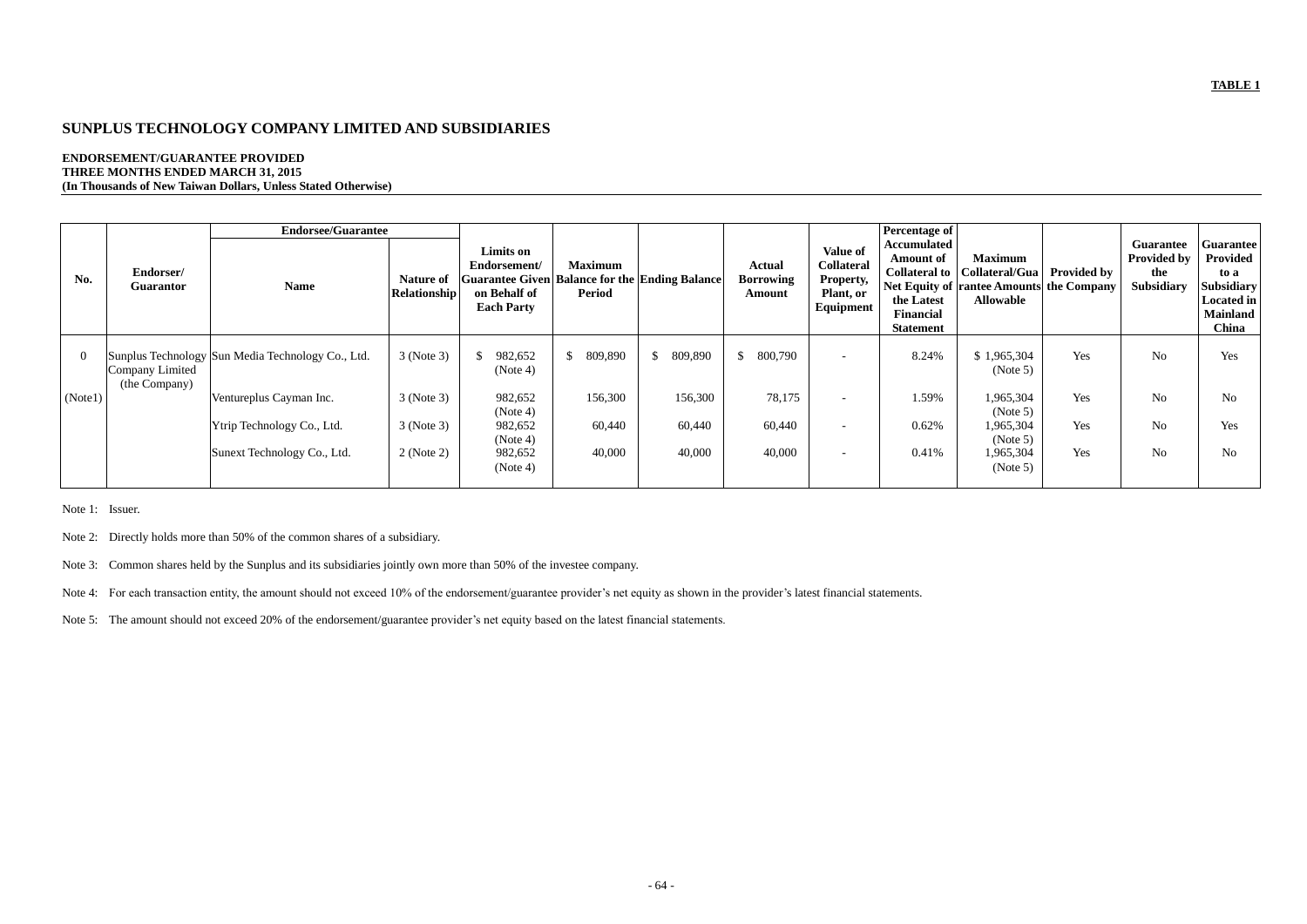**TABLE 1**

## SUNPLUS TECHNOLOGY COMPANY LIMITED AND SUBSIDIARIES

**ENDORSEMENT/GUARANTEE PROVIDED**
**THREE MONTHS ENDED MARCH 31, 2015**
**(In Thousands of New Taiwan Dollars, Unless Stated Otherwise)**

| No. | Endorser/ Guarantor | Endorsee/Guarantee | | Limits on Endorsement/ Guarantee Given on Behalf of Each Party | Maximum Balance for the Period | Ending Balance | Actual Borrowing Amount | Value of Collateral Property, Plant, or Equipment | Percentage of Accumulated Amount of Collateral to Net Equity of the Latest Financial Statement | Maximum Collateral/Guarantee Amounts Allowable | Provided by the Company | Guarantee Provided by the Subsidiary | Guarantee Provided to a Subsidiary Located in Mainland China |
|---|---|---|---|---|---|---|---|---|---|---|---|---|---|
| | | Name | Nature of Relationship | | | | | | | | | | |
| 0 (Note1) | Sunplus Technology Company Limited (the Company) | Sun Media Technology Co., Ltd. | 3 (Note 3) | $ 982,652 (Note 4) | $ 809,890 | $ 809,890 | $ 800,790 | - | 8.24% | $ 1,965,304 (Note 5) | Yes | No | Yes |
| | | Ventureplus Cayman Inc. | 3 (Note 3) | 982,652 (Note 4) | 156,300 | 156,300 | 78,175 | - | 1.59% | 1,965,304 (Note 5) | Yes | No | No |
| | | Ytrip Technology Co., Ltd. | 3 (Note 3) | 982,652 (Note 4) | 60,440 | 60,440 | 60,440 | - | 0.62% | 1,965,304 (Note 5) | Yes | No | Yes |
| | | Sunext Technology Co., Ltd. | 2 (Note 2) | 982,652 (Note 4) | 40,000 | 40,000 | 40,000 | - | 0.41% | 1,965,304 (Note 5) | Yes | No | No |

Note 1: Issuer.

Note 2: Directly holds more than 50% of the common shares of a subsidiary.

Note 3: Common shares held by the Sunplus and its subsidiaries jointly own more than 50% of the investee company.

Note 4: For each transaction entity, the amount should not exceed 10% of the endorsement/guarantee provider's net equity as shown in the provider's latest financial statements.

Note 5: The amount should not exceed 20% of the endorsement/guarantee provider's net equity based on the latest financial statements.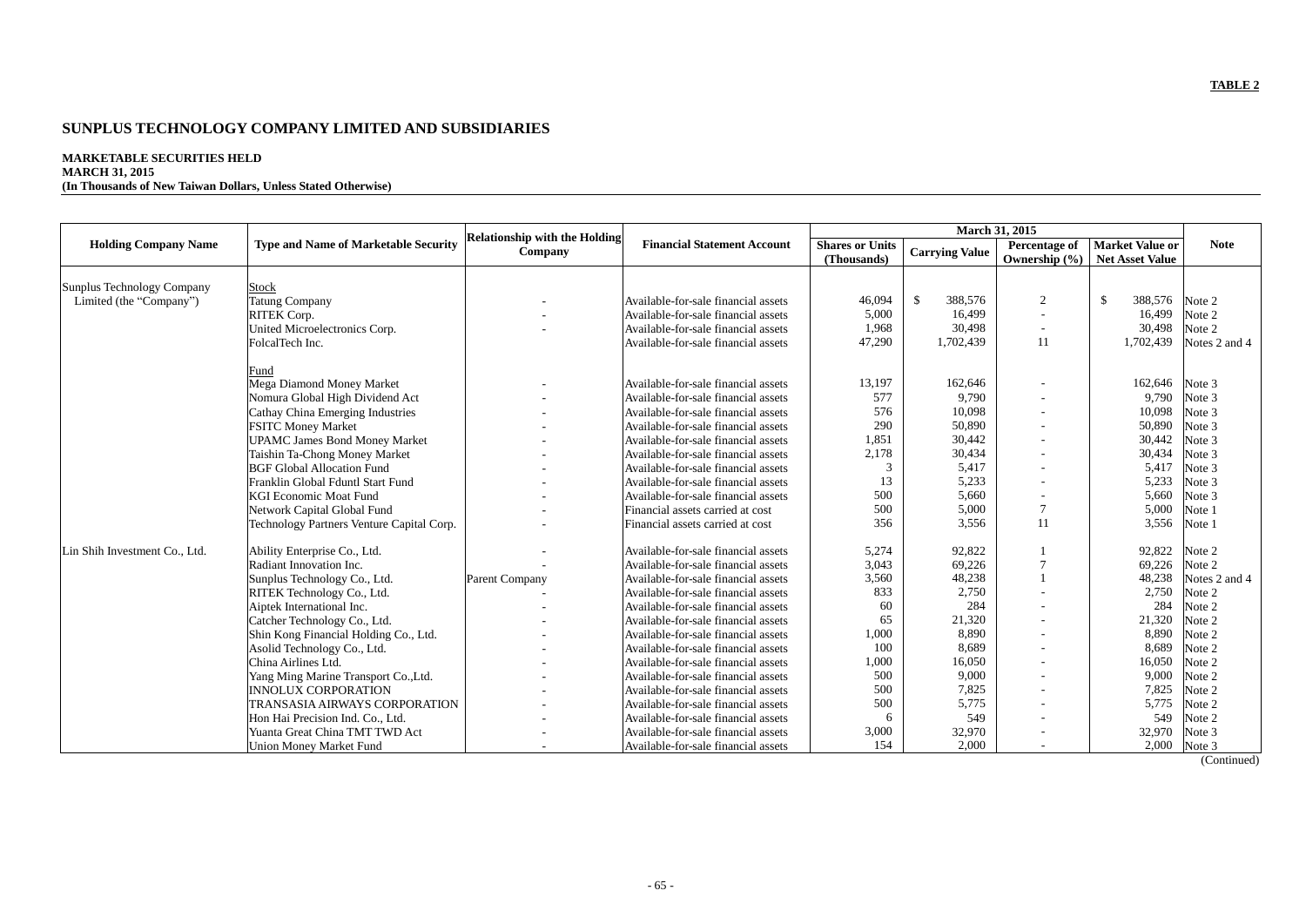**TABLE 2**

# SUNPLUS TECHNOLOGY COMPANY LIMITED AND SUBSIDIARIES

**MARKETABLE SECURITIES HELD**
**MARCH 31, 2015**
**(In Thousands of New Taiwan Dollars, Unless Stated Otherwise)**

| Holding Company Name | Type and Name of Marketable Security | Relationship with the Holding Company | Financial Statement Account | March 31, 2015 | | | | Note |
|---|---|---|---|---|---|---|---|---|
| | | | | Shares or Units (Thousands) | Carrying Value | Percentage of Ownership (%) | Market Value or Net Asset Value | |
| Sunplus Technology Company Limited (the "Company") | Stock | | | | | | | |
| | Tatung Company | - | Available-for-sale financial assets | 46,094 | $ 388,576 | 2 | $ 388,576 | Note 2 |
| | RITEK Corp. | - | Available-for-sale financial assets | 5,000 | 16,499 | - | 16,499 | Note 2 |
| | United Microelectronics Corp. | - | Available-for-sale financial assets | 1,968 | 30,498 | - | 30,498 | Note 2 |
| | FolcalTech Inc. | | Available-for-sale financial assets | 47,290 | 1,702,439 | 11 | 1,702,439 | Notes 2 and 4 |
| | Fund | | | | | | | |
| | Mega Diamond Money Market | - | Available-for-sale financial assets | 13,197 | 162,646 | - | 162,646 | Note 3 |
| | Nomura Global High Dividend Act | - | Available-for-sale financial assets | 577 | 9,790 | - | 9,790 | Note 3 |
| | Cathay China Emerging Industries | - | Available-for-sale financial assets | 576 | 10,098 | - | 10,098 | Note 3 |
| | FSITC Money Market | - | Available-for-sale financial assets | 290 | 50,890 | - | 50,890 | Note 3 |
| | UPAMC James Bond Money Market | - | Available-for-sale financial assets | 1,851 | 30,442 | - | 30,442 | Note 3 |
| | Taishin Ta-Chong Money Market | - | Available-for-sale financial assets | 2,178 | 30,434 | - | 30,434 | Note 3 |
| | BGF Global Allocation Fund | - | Available-for-sale financial assets | 3 | 5,417 | - | 5,417 | Note 3 |
| | Franklin Global Fduntl Start Fund | - | Available-for-sale financial assets | 13 | 5,233 | - | 5,233 | Note 3 |
| | KGI Economic Moat Fund | - | Available-for-sale financial assets | 500 | 5,660 | - | 5,660 | Note 3 |
| | Network Capital Global Fund | - | Financial assets carried at cost | 500 | 5,000 | 7 | 5,000 | Note 1 |
| | Technology Partners Venture Capital Corp. | - | Financial assets carried at cost | 356 | 3,556 | 11 | 3,556 | Note 1 |
| Lin Shih Investment Co., Ltd. | Ability Enterprise Co., Ltd. | - | Available-for-sale financial assets | 5,274 | 92,822 | 1 | 92,822 | Note 2 |
| | Radiant Innovation Inc. | - | Available-for-sale financial assets | 3,043 | 69,226 | 7 | 69,226 | Note 2 |
| | Sunplus Technology Co., Ltd. | Parent Company | Available-for-sale financial assets | 3,560 | 48,238 | 1 | 48,238 | Notes 2 and 4 |
| | RITEK Technology Co., Ltd. | - | Available-for-sale financial assets | 833 | 2,750 | - | 2,750 | Note 2 |
| | Aiptek International Inc. | - | Available-for-sale financial assets | 60 | 284 | - | 284 | Note 2 |
| | Catcher Technology Co., Ltd. | - | Available-for-sale financial assets | 65 | 21,320 | - | 21,320 | Note 2 |
| | Shin Kong Financial Holding Co., Ltd. | - | Available-for-sale financial assets | 1,000 | 8,890 | - | 8,890 | Note 2 |
| | Asolid Technology Co., Ltd. | - | Available-for-sale financial assets | 100 | 8,689 | - | 8,689 | Note 2 |
| | China Airlines Ltd. | - | Available-for-sale financial assets | 1,000 | 16,050 | - | 16,050 | Note 2 |
| | Yang Ming Marine Transport Co.,Ltd. | - | Available-for-sale financial assets | 500 | 9,000 | - | 9,000 | Note 2 |
| | INNOLUX CORPORATION | - | Available-for-sale financial assets | 500 | 7,825 | - | 7,825 | Note 2 |
| | TRANSASIA AIRWAYS CORPORATION | - | Available-for-sale financial assets | 500 | 5,775 | - | 5,775 | Note 2 |
| | Hon Hai Precision Ind. Co., Ltd. | - | Available-for-sale financial assets | 6 | 549 | - | 549 | Note 2 |
| | Yuanta Great China TMT TWD Act | - | Available-for-sale financial assets | 3,000 | 32,970 | - | 32,970 | Note 3 |
| | Union Money Market Fund | - | Available-for-sale financial assets | 154 | 2,000 | - | 2,000 | Note 3 |

(Continued)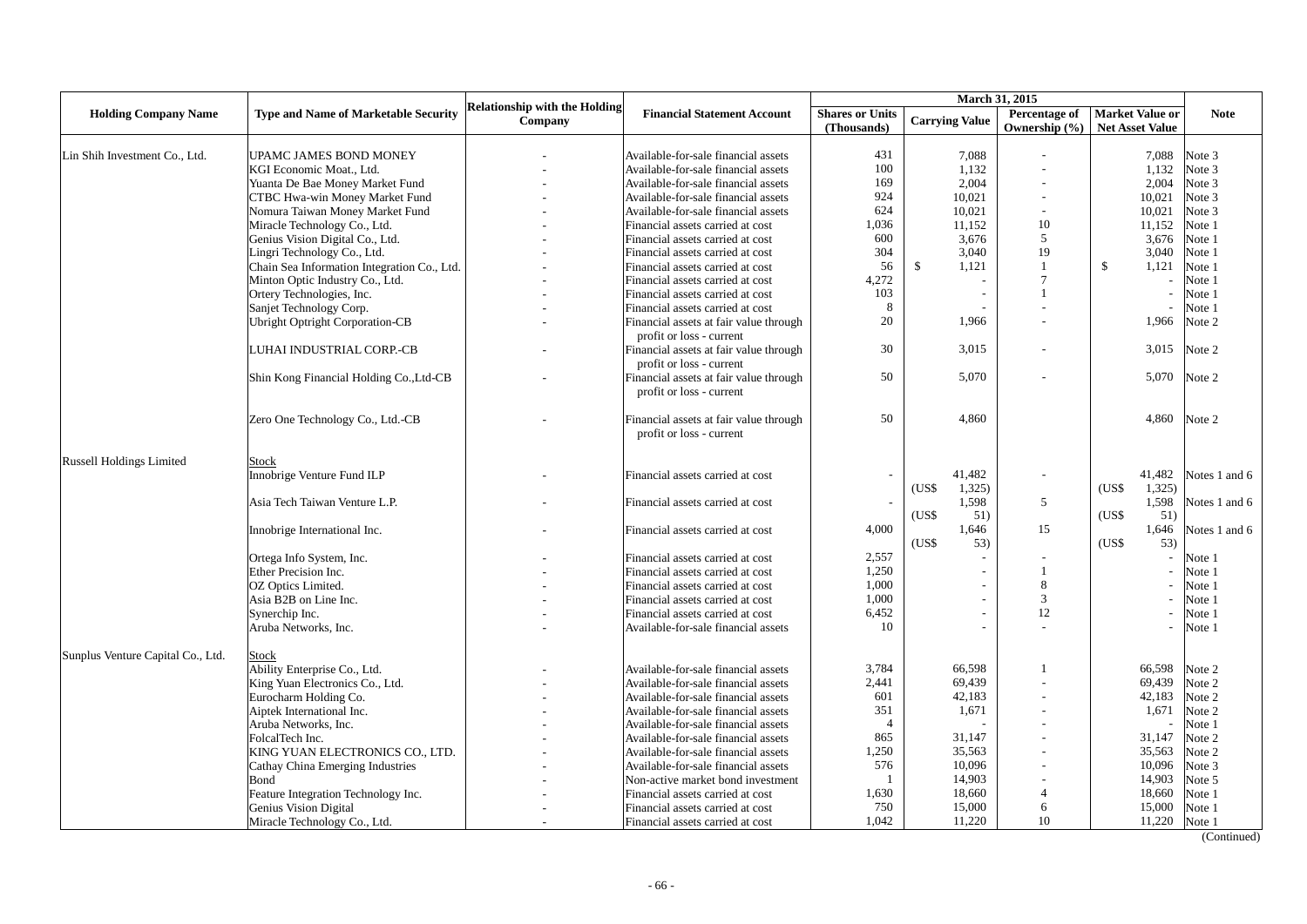| Holding Company Name | Type and Name of Marketable Security | Relationship with the Holding Company | Financial Statement Account | March 31, 2015 | | | | Note |
|---|---|---|---|---|---|---|---|---|
| | | | | Shares or Units (Thousands) | Carrying Value | Percentage of Ownership (%) | Market Value or Net Asset Value | |
| Lin Shih Investment Co., Ltd. | UPAMC JAMES BOND MONEY | - | Available-for-sale financial assets | 431 | 7,088 | - | 7,088 | Note 3 |
| | KGI Economic Moat., Ltd. | - | Available-for-sale financial assets | 100 | 1,132 | - | 1,132 | Note 3 |
| | Yuanta De Bae Money Market Fund | - | Available-for-sale financial assets | 169 | 2,004 | - | 2,004 | Note 3 |
| | CTBC Hwa-win Money Market Fund | - | Available-for-sale financial assets | 924 | 10,021 | - | 10,021 | Note 3 |
| | Nomura Taiwan Money Market Fund | - | Available-for-sale financial assets | 624 | 10,021 | - | 10,021 | Note 3 |
| | Miracle Technology Co., Ltd. | - | Financial assets carried at cost | 1,036 | 11,152 | 10 | 11,152 | Note 1 |
| | Genius Vision Digital Co., Ltd. | - | Financial assets carried at cost | 600 | 3,676 | 5 | 3,676 | Note 1 |
| | Lingri Technology Co., Ltd. | - | Financial assets carried at cost | 304 | 3,040 | 19 | 3,040 | Note 1 |
| | Chain Sea Information Integration Co., Ltd. | - | Financial assets carried at cost | 56 | $ 1,121 | 1 | $ 1,121 | Note 1 |
| | Minton Optic Industry Co., Ltd. | - | Financial assets carried at cost | 4,272 | - | 7 | - | Note 1 |
| | Ortery Technologies, Inc. | - | Financial assets carried at cost | 103 | - | 1 | - | Note 1 |
| | Sanjet Technology Corp. | - | Financial assets carried at cost | 8 | - | - | - | Note 1 |
| | Ubright Optright Corporation-CB | - | Financial assets at fair value through profit or loss - current | 20 | 1,966 | - | 1,966 | Note 2 |
| | LUHAI INDUSTRIAL CORP.-CB | - | Financial assets at fair value through profit or loss - current | 30 | 3,015 | - | 3,015 | Note 2 |
| | Shin Kong Financial Holding Co.,Ltd-CB | - | Financial assets at fair value through profit or loss - current | 50 | 5,070 | - | 5,070 | Note 2 |
| | Zero One Technology Co., Ltd.-CB | - | Financial assets at fair value through profit or loss - current | 50 | 4,860 | | 4,860 | Note 2 |
| Russell Holdings Limited | Stock | | | | | | | |
| | Innobrige Venture Fund ILP | - | Financial assets carried at cost | - | 41,482 (US$ 1,325) | - | 41,482 (US$ 1,325) | Notes 1 and 6 |
| | Asia Tech Taiwan Venture L.P. | - | Financial assets carried at cost | - | 1,598 (US$ 51) | 5 | 1,598 (US$ 51) | Notes 1 and 6 |
| | Innobrige International Inc. | - | Financial assets carried at cost | 4,000 | 1,646 (US$ 53) | 15 | 1,646 (US$ 53) | Notes 1 and 6 |
| | Ortega Info System, Inc. | - | Financial assets carried at cost | 2,557 | - | - | - | Note 1 |
| | Ether Precision Inc. | - | Financial assets carried at cost | 1,250 | - | 1 | - | Note 1 |
| | OZ Optics Limited. | - | Financial assets carried at cost | 1,000 | - | 8 | - | Note 1 |
| | Asia B2B on Line Inc. | - | Financial assets carried at cost | 1,000 | - | 3 | - | Note 1 |
| | Synerchip Inc. | - | Financial assets carried at cost | 6,452 | - | 12 | - | Note 1 |
| | Aruba Networks, Inc. | - | Available-for-sale financial assets | 10 | - | - | - | Note 1 |
| Sunplus Venture Capital Co., Ltd. | Stock | | | | | | | |
| | Ability Enterprise Co., Ltd. | - | Available-for-sale financial assets | 3,784 | 66,598 | 1 | 66,598 | Note 2 |
| | King Yuan Electronics Co., Ltd. | - | Available-for-sale financial assets | 2,441 | 69,439 | - | 69,439 | Note 2 |
| | Eurocharm Holding Co. | - | Available-for-sale financial assets | 601 | 42,183 | - | 42,183 | Note 2 |
| | Aiptek International Inc. | - | Available-for-sale financial assets | 351 | 1,671 | - | 1,671 | Note 2 |
| | Aruba Networks, Inc. | - | Available-for-sale financial assets | 4 | - | - | - | Note 1 |
| | FolcalTech Inc. | - | Available-for-sale financial assets | 865 | 31,147 | - | 31,147 | Note 2 |
| | KING YUAN ELECTRONICS CO., LTD. | - | Available-for-sale financial assets | 1,250 | 35,563 | - | 35,563 | Note 2 |
| | Cathay China Emerging Industries | - | Available-for-sale financial assets | 576 | 10,096 | - | 10,096 | Note 3 |
| | Bond | - | Non-active market bond investment | 1 | 14,903 | - | 14,903 | Note 5 |
| | Feature Integration Technology Inc. | - | Financial assets carried at cost | 1,630 | 18,660 | 4 | 18,660 | Note 1 |
| | Genius Vision Digital | - | Financial assets carried at cost | 750 | 15,000 | 6 | 15,000 | Note 1 |
| | Miracle Technology Co., Ltd. | - | Financial assets carried at cost | 1,042 | 11,220 | 10 | 11,220 | Note 1 |

(Continued)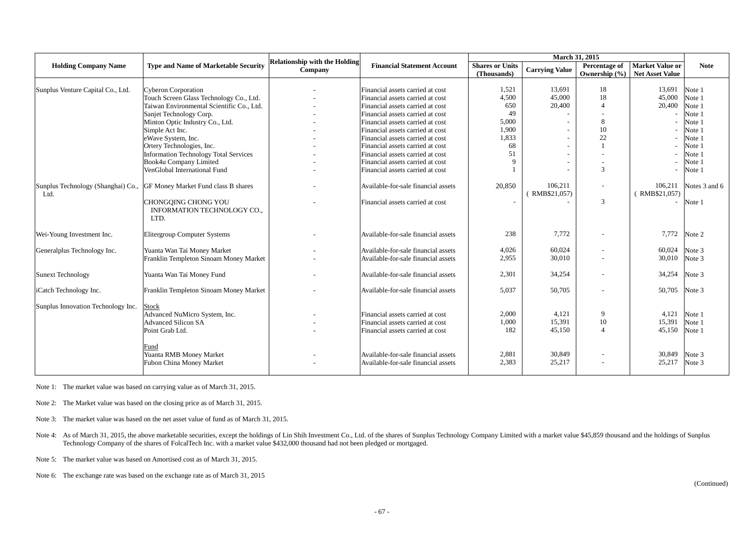| Holding Company Name | Type and Name of Marketable Security | Relationship with the Holding Company | Financial Statement Account | March 31, 2015 | | | | Note |
|---|---|---|---|---|---|---|---|---|
| | | | | Shares or Units (Thousands) | Carrying Value | Percentage of Ownership (%) | Market Value or Net Asset Value | |
| Sunplus Venture Capital Co., Ltd. | Cyberon Corporation | - | Financial assets carried at cost | 1,521 | 13,691 | 18 | 13,691 | Note 1 |
| | Touch Screen Glass Technology Co., Ltd. | - | Financial assets carried at cost | 4,500 | 45,000 | 18 | 45,000 | Note 1 |
| | Taiwan Environmental Scientific Co., Ltd. | - | Financial assets carried at cost | 650 | 20,400 | 4 | 20,400 | Note 1 |
| | Sanjet Technology Corp. | - | Financial assets carried at cost | 49 | - | - | - | Note 1 |
| | Minton Optic Industry Co., Ltd. | - | Financial assets carried at cost | 5,000 | - | 8 | - | Note 1 |
| | Simple Act Inc. | - | Financial assets carried at cost | 1,900 | - | 10 | - | Note 1 |
| | eWave System, Inc. | - | Financial assets carried at cost | 1,833 | - | 22 | - | Note 1 |
| | Ortery Technologies, Inc. | - | Financial assets carried at cost | 68 | - | 1 | - | Note 1 |
| | Information Technology Total Services | - | Financial assets carried at cost | 51 | - | - | - | Note 1 |
| | Book4u Company Limited | - | Financial assets carried at cost | 9 | - | - | - | Note 1 |
| | VenGlobal International Fund | - | Financial assets carried at cost | 1 | - | 3 | - | Note 1 |
| Sunplus Technology (Shanghai) Co., Ltd. | GF Money Market Fund class B shares | - | Available-for-sale financial assets | 20,850 | 106,211 ( RMB$21,057) | - | 106,211 ( RMB$21,057) | Notes 3 and 6 |
| | CHONGQING CHONG YOU INFORMATION TECHNOLOGY CO., LTD. | - | Financial assets carried at cost | - | - | 3 | - | Note 1 |
| Wei-Young Investment Inc. | Elitergroup Computer Systems | - | Available-for-sale financial assets | 238 | 7,772 | - | 7,772 | Note 2 |
| Generalplus Technology Inc. | Yuanta Wan Tai Money Market | - | Available-for-sale financial assets | 4,026 | 60,024 | - | 60,024 | Note 3 |
| | Franklin Templeton Sinoam Money Market | - | Available-for-sale financial assets | 2,955 | 30,010 | - | 30,010 | Note 3 |
| Sunext Technology | Yuanta Wan Tai Money Fund | - | Available-for-sale financial assets | 2,301 | 34,254 | - | 34,254 | Note 3 |
| iCatch Technology Inc. | Franklin Templeton Sinoam Money Market | - | Available-for-sale financial assets | 5,037 | 50,705 | - | 50,705 | Note 3 |
| Sunplus Innovation Technology Inc. | Stock | | | | | | | |
| | Advanced NuMicro System, Inc. | - | Financial assets carried at cost | 2,000 | 4,121 | 9 | 4,121 | Note 1 |
| | Advanced Silicon SA | - | Financial assets carried at cost | 1,000 | 15,391 | 10 | 15,391 | Note 1 |
| | Point Grab Ltd. | - | Financial assets carried at cost | 182 | 45,150 | 4 | 45,150 | Note 1 |
| | Fund | | | | | | | |
| | Yuanta RMB Money Market | - | Available-for-sale financial assets | 2,881 | 30,849 | - | 30,849 | Note 3 |
| | Fubon China Money Market | - | Available-for-sale financial assets | 2,383 | 25,217 | - | 25,217 | Note 3 |

Note 1: The market value was based on carrying value as of March 31, 2015.

Note 2: The Market value was based on the closing price as of March 31, 2015.

Note 3: The market value was based on the net asset value of fund as of March 31, 2015.

Note 4: As of March 31, 2015, the above marketable securities, except the holdings of Lin Shih Investment Co., Ltd. of the shares of Sunplus Technology Company Limited with a market value $45,859 thousand and the holdings of Sunplus Technology Company of the shares of FolcalTech Inc. with a market value $432,000 thousand had not been pledged or mortgaged.

Note 5: The market value was based on Amortised cost as of March 31, 2015.

Note 6: The exchange rate was based on the exchange rate as of March 31, 2015

(Continued)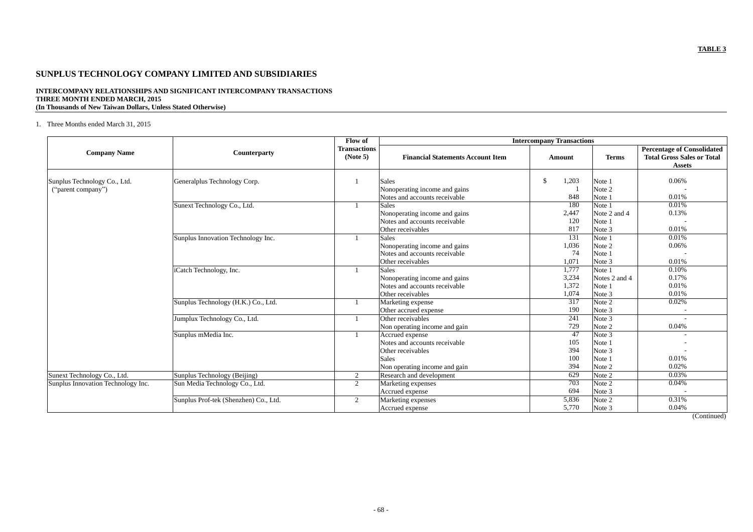**TABLE 3**

# SUNPLUS TECHNOLOGY COMPANY LIMITED AND SUBSIDIARIES

**INTERCOMPANY RELATIONSHIPS AND SIGNIFICANT INTERCOMPANY TRANSACTIONS**
**THREE MONTH ENDED MARCH, 2015**
**(In Thousands of New Taiwan Dollars, Unless Stated Otherwise)**

1. Three Months ended March 31, 2015

| Company Name | Counterparty | Flow of Transactions (Note 5) | Intercompany Transactions | | | |
|---|---|---|---|---|---|---|
| | | | Financial Statements Account Item | Amount | Terms | Percentage of Consolidated Total Gross Sales or Total Assets |
| Sunplus Technology Co., Ltd. ("parent company") | Generalplus Technology Corp. | 1 | Sales | $ 1,203 | Note 1 | 0.06% |
| | | | Nonoperating income and gains | 1 | Note 2 | - |
| | | | Notes and accounts receivable | 848 | Note 1 | 0.01% |
| | Sunext Technology Co., Ltd. | 1 | Sales | 180 | Note 1 | 0.01% |
| | | | Nonoperating income and gains | 2,447 | Note 2 and 4 | 0.13% |
| | | | Notes and accounts receivable | 120 | Note 1 | - |
| | | | Other receivables | 817 | Note 3 | 0.01% |
| | Sunplus Innovation Technology Inc. | 1 | Sales | 131 | Note 1 | 0.01% |
| | | | Nonoperating income and gains | 1,036 | Note 2 | 0.06% |
| | | | Notes and accounts receivable | 74 | Note 1 | - |
| | | | Other receivables | 1,071 | Note 3 | 0.01% |
| | iCatch Technology, Inc. | 1 | Sales | 1,777 | Note 1 | 0.10% |
| | | | Nonoperating income and gains | 3,234 | Notes 2 and 4 | 0.17% |
| | | | Notes and accounts receivable | 1,372 | Note 1 | 0.01% |
| | | | Other receivables | 1,074 | Note 3 | 0.01% |
| | Sunplus Technology (H.K.) Co., Ltd. | 1 | Marketing expense | 317 | Note 2 | 0.02% |
| | | | Other accrued expense | 190 | Note 3 | - |
| | Jumplux Technology Co., Ltd. | 1 | Other receivables | 241 | Note 3 | - |
| | | | Non operating income and gain | 729 | Note 2 | 0.04% |
| | Sunplus mMedia Inc. | 1 | Accrued expense | 47 | Note 3 | - |
| | | | Notes and accounts receivable | 105 | Note 1 | - |
| | | | Other receivables | 394 | Note 3 | - |
| | | | Sales | 100 | Note 1 | 0.01% |
| | | | Non operating income and gain | 394 | Note 2 | 0.02% |
| Sunext Technology Co., Ltd. | Sunplus Technology (Beijing) | 2 | Research and development | 629 | Note 2 | 0.03% |
| Sunplus Innovation Technology Inc. | Sun Media Technology Co., Ltd. | 2 | Marketing expenses | 703 | Note 2 | 0.04% |
| | | | Accrued expense | 694 | Note 3 | - |
| | Sunplus Prof-tek (Shenzhen) Co., Ltd. | 2 | Marketing expenses | 5,836 | Note 2 | 0.31% |
| | | | Accrued expense | 5,770 | Note 3 | 0.04% |

(Continued)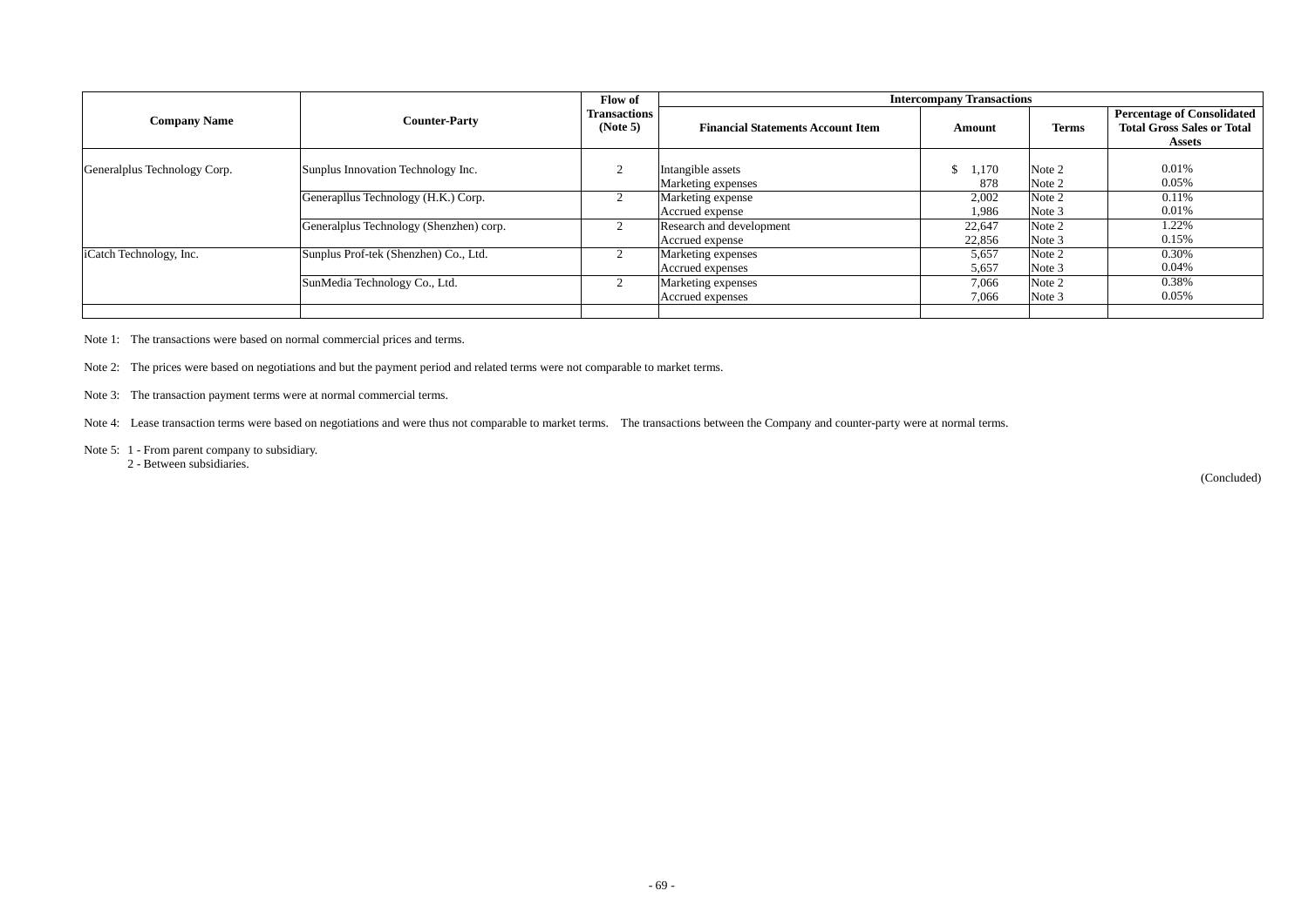| Company Name | Counter-Party | Flow of Transactions (Note 5) | Intercompany Transactions | | | |
|---|---|---|---|---|---|---|
| | | | Financial Statements Account Item | Amount | Terms | Percentage of Consolidated Total Gross Sales or Total Assets |
| Generalplus Technology Corp. | Sunplus Innovation Technology Inc. | 2 | Intangible assets | $ 1,170 | Note 2 | 0.01% |
| | | | Marketing expenses | 878 | Note 2 | 0.05% |
| | Generapllus Technology (H.K.) Corp. | 2 | Marketing expense | 2,002 | Note 2 | 0.11% |
| | | | Accrued expense | 1,986 | Note 3 | 0.01% |
| | Generalplus Technology (Shenzhen) corp. | 2 | Research and development | 22,647 | Note 2 | 1.22% |
| | | | Accrued expense | 22,856 | Note 3 | 0.15% |
| iCatch Technology, Inc. | Sunplus Prof-tek (Shenzhen) Co., Ltd. | 2 | Marketing expenses | 5,657 | Note 2 | 0.30% |
| | | | Accrued expenses | 5,657 | Note 3 | 0.04% |
| | SunMedia Technology Co., Ltd. | 2 | Marketing expenses | 7,066 | Note 2 | 0.38% |
| | | | Accrued expenses | 7,066 | Note 3 | 0.05% |

Note 1: The transactions were based on normal commercial prices and terms.

Note 2: The prices were based on negotiations and but the payment period and related terms were not comparable to market terms.

Note 3: The transaction payment terms were at normal commercial terms.

Note 4: Lease transaction terms were based on negotiations and were thus not comparable to market terms. The transactions between the Company and counter-party were at normal terms.

Note 5: 1 - From parent company to subsidiary.
2 - Between subsidiaries.

(Concluded)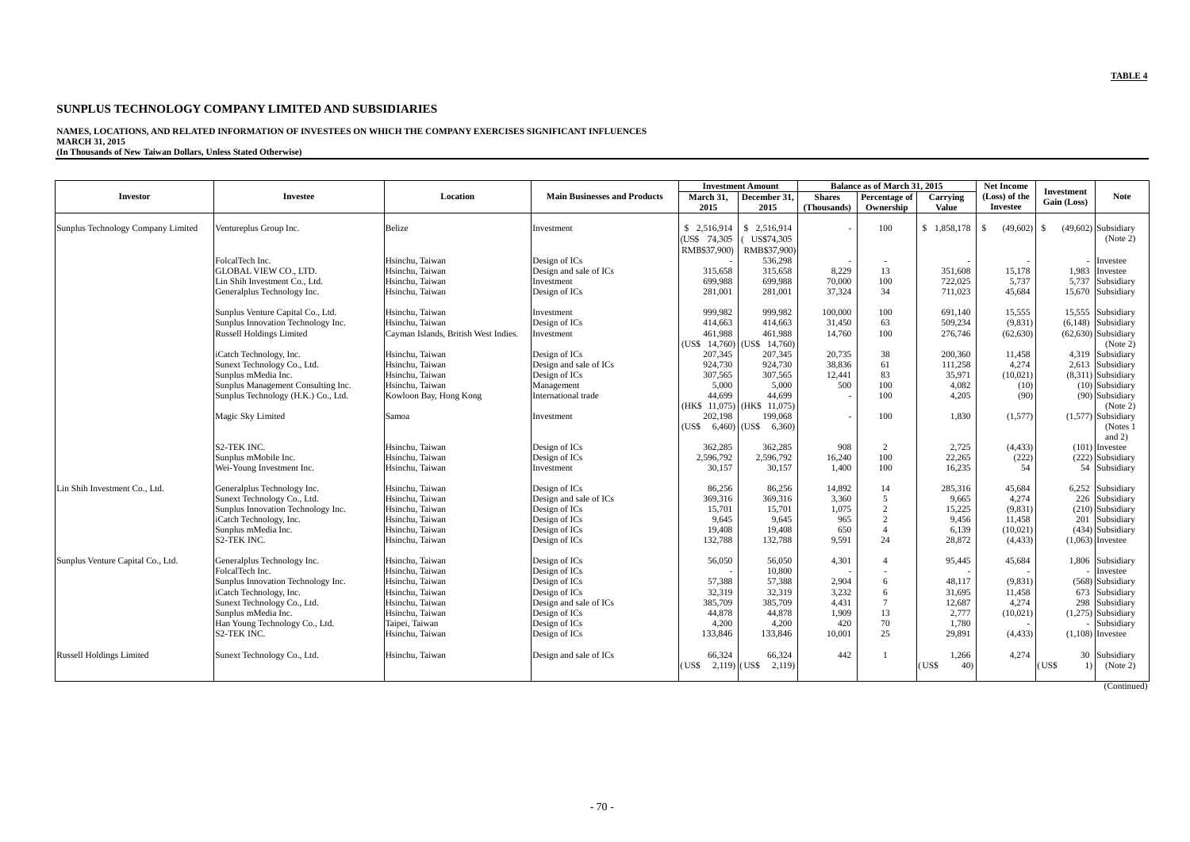**TABLE 4**

# SUNPLUS TECHNOLOGY COMPANY LIMITED AND SUBSIDIARIES

**NAMES, LOCATIONS, AND RELATED INFORMATION OF INVESTEES ON WHICH THE COMPANY EXERCISES SIGNIFICANT INFLUENCES**
**MARCH 31, 2015**
**(In Thousands of New Taiwan Dollars, Unless Stated Otherwise)**

| Investor | Investee | Location | Main Businesses and Products | Investment Amount | | Balance as of March 31, 2015 | | | Net Income (Loss) of the Investee | Investment Gain (Loss) | Note |
|---|---|---|---|---|---|---|---|---|---|---|---|
| | | | | March 31, 2015 | December 31, 2015 | Shares (Thousands) | Percentage of Ownership | Carrying Value | | | |
| Sunplus Technology Company Limited | Ventureplus Group Inc. | Belize | Investment | $ 2,516,914 (US$ 74,305 RMB$37,900) | $ 2,516,914 ( US$74,305 RMB$37,900) | - | 100 | $ 1,858,178 | $ (49,602) | $ (49,602) | Subsidiary (Note 2) |
| | FolcalTech Inc. | Hsinchu, Taiwan | Design of ICs | - | 536,298 | - | - | - | - | - | Investee |
| | GLOBAL VIEW CO., LTD. | Hsinchu, Taiwan | Design and sale of ICs | 315,658 | 315,658 | 8,229 | 13 | 351,608 | 15,178 | 1,983 | Investee |
| | Lin Shih Investment Co., Ltd. | Hsinchu, Taiwan | Investment | 699,988 | 699,988 | 70,000 | 100 | 722,025 | 5,737 | 5,737 | Subsidiary |
| | Generalplus Technology Inc. | Hsinchu, Taiwan | Design of ICs | 281,001 | 281,001 | 37,324 | 34 | 711,023 | 45,684 | 15,670 | Subsidiary |
| | Sunplus Venture Capital Co., Ltd. | Hsinchu, Taiwan | Investment | 999,982 | 999,982 | 100,000 | 100 | 691,140 | 15,555 | 15,555 | Subsidiary |
| | Sunplus Innovation Technology Inc. | Hsinchu, Taiwan | Design of ICs | 414,663 | 414,663 | 31,450 | 63 | 509,234 | (9,831) | (6,148) | Subsidiary |
| | Russell Holdings Limited | Cayman Islands, British West Indies. | Investment | 461,988 (US$ 14,760) | 461,988 (US$ 14,760) | 14,760 | 100 | 276,746 | (62,630) | (62,630) | Subsidiary (Note 2) |
| | iCatch Technology, Inc. | Hsinchu, Taiwan | Design of ICs | 207,345 | 207,345 | 20,735 | 38 | 200,360 | 11,458 | 4,319 | Subsidiary |
| | Sunext Technology Co., Ltd. | Hsinchu, Taiwan | Design and sale of ICs | 924,730 | 924,730 | 38,836 | 61 | 111,258 | 4,274 | 2,613 | Subsidiary |
| | Sunplus mMedia Inc. | Hsinchu, Taiwan | Design of ICs | 307,565 | 307,565 | 12,441 | 83 | 35,971 | (10,021) | (8,311) | Subsidiary |
| | Sunplus Management Consulting Inc. | Hsinchu, Taiwan | Management | 5,000 | 5,000 | 500 | 100 | 4,082 | (10) | (10) | Subsidiary |
| | Sunplus Technology (H.K.) Co., Ltd. | Kowloon Bay, Hong Kong | International trade | 44,699 (HK$ 11,075) | 44,699 (HK$ 11,075) | - | 100 | 4,205 | (90) | (90) | Subsidiary (Note 2) |
| | Magic Sky Limited | Samoa | Investment | 202,198 (US$ 6,460) | 199,068 (US$ 6,360) | - | 100 | 1,830 | (1,577) | (1,577) | Subsidiary (Notes 1 and 2) |
| | S2-TEK INC. | Hsinchu, Taiwan | Design of ICs | 362,285 | 362,285 | 908 | 2 | 2,725 | (4,433) | (101) | Investee |
| | Sunplus mMobile Inc. | Hsinchu, Taiwan | Design of ICs | 2,596,792 | 2,596,792 | 16,240 | 100 | 22,265 | (222) | (222) | Subsidiary |
| | Wei-Young Investment Inc. | Hsinchu, Taiwan | Investment | 30,157 | 30,157 | 1,400 | 100 | 16,235 | 54 | 54 | Subsidiary |
| Lin Shih Investment Co., Ltd. | Generalplus Technology Inc. | Hsinchu, Taiwan | Design of ICs | 86,256 | 86,256 | 14,892 | 14 | 285,316 | 45,684 | 6,252 | Subsidiary |
| | Sunext Technology Co., Ltd. | Hsinchu, Taiwan | Design and sale of ICs | 369,316 | 369,316 | 3,360 | 5 | 9,665 | 4,274 | 226 | Subsidiary |
| | Sunplus Innovation Technology Inc. | Hsinchu, Taiwan | Design of ICs | 15,701 | 15,701 | 1,075 | 2 | 15,225 | (9,831) | (210) | Subsidiary |
| | iCatch Technology, Inc. | Hsinchu, Taiwan | Design of ICs | 9,645 | 9,645 | 965 | 2 | 9,456 | 11,458 | 201 | Subsidiary |
| | Sunplus mMedia Inc. | Hsinchu, Taiwan | Design of ICs | 19,408 | 19,408 | 650 | 4 | 6,139 | (10,021) | (434) | Subsidiary |
| | S2-TEK INC. | Hsinchu, Taiwan | Design of ICs | 132,788 | 132,788 | 9,591 | 24 | 28,872 | (4,433) | (1,063) | Investee |
| Sunplus Venture Capital Co., Ltd. | Generalplus Technology Inc. | Hsinchu, Taiwan | Design of ICs | 56,050 | 56,050 | 4,301 | 4 | 95,445 | 45,684 | 1,806 | Subsidiary |
| | FolcalTech Inc. | Hsinchu, Taiwan | Design of ICs | - | 10,800 | - | - | - | - | - | Investee |
| | Sunplus Innovation Technology Inc. | Hsinchu, Taiwan | Design of ICs | 57,388 | 57,388 | 2,904 | 6 | 48,117 | (9,831) | (568) | Subsidiary |
| | iCatch Technology, Inc. | Hsinchu, Taiwan | Design of ICs | 32,319 | 32,319 | 3,232 | 6 | 31,695 | 11,458 | 673 | Subsidiary |
| | Sunext Technology Co., Ltd. | Hsinchu, Taiwan | Design and sale of ICs | 385,709 | 385,709 | 4,431 | 7 | 12,687 | 4,274 | 298 | Subsidiary |
| | Sunplus mMedia Inc. | Hsinchu, Taiwan | Design of ICs | 44,878 | 44,878 | 1,909 | 13 | 2,777 | (10,021) | (1,275) | Subsidiary |
| | Han Young Technology Co., Ltd. | Taipei, Taiwan | Design of ICs | 4,200 | 4,200 | 420 | 70 | 1,780 | - | - | Subsidiary |
| | S2-TEK INC. | Hsinchu, Taiwan | Design of ICs | 133,846 | 133,846 | 10,001 | 25 | 29,891 | (4,433) | (1,108) | Investee |
| Russell Holdings Limited | Sunext Technology Co., Ltd. | Hsinchu, Taiwan | Design and sale of ICs | 66,324 (US$ 2,119) | 66,324 (US$ 2,119) | 442 | 1 | 1,266 (US$ 40) | 4,274 | 30 (US$ 1) | Subsidiary (Note 2) |

(Continued)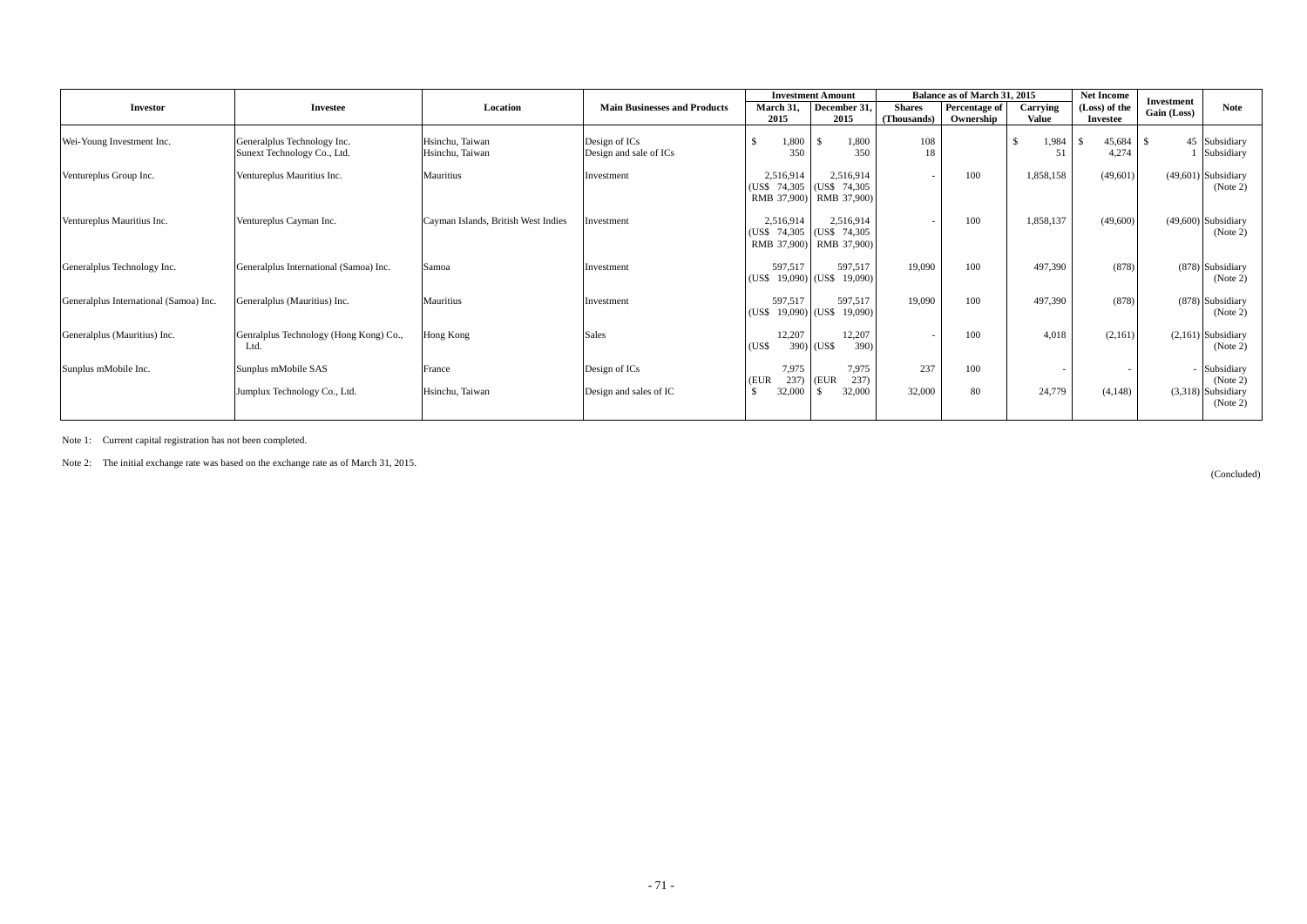| Investor | Investee | Location | Main Businesses and Products | Investment Amount | | Balance as of March 31, 2015 | | | Net Income (Loss) of the Investee | Investment Gain (Loss) | Note |
|---|---|---|---|---|---|---|---|---|---|---|---|
| | | | | March 31, 2015 | December 31, 2015 | Shares (Thousands) | Percentage of Ownership | Carrying Value | | | |
| Wei-Young Investment Inc. | Generalplus Technology Inc. | Hsinchu, Taiwan | Design of ICs | $ 1,800 | $ 1,800 | 108 | | $ 1,984 | $ 45,684 | $ 45 | Subsidiary |
| | Sunext Technology Co., Ltd. | Hsinchu, Taiwan | Design and sale of ICs | 350 | 350 | 18 | | 51 | 4,274 | 1 | Subsidiary |
| Ventureplus Group Inc. | Ventureplus Mauritius Inc. | Mauritius | Investment | 2,516,914 (US$ 74,305 RMB 37,900) | 2,516,914 (US$ 74,305 RMB 37,900) | - | 100 | 1,858,158 | (49,601) | (49,601) | Subsidiary (Note 2) |
| Ventureplus Mauritius Inc. | Ventureplus Cayman Inc. | Cayman Islands, British West Indies | Investment | 2,516,914 (US$ 74,305 RMB 37,900) | 2,516,914 (US$ 74,305 RMB 37,900) | - | 100 | 1,858,137 | (49,600) | (49,600) | Subsidiary (Note 2) |
| Generalplus Technology Inc. | Generalplus International (Samoa) Inc. | Samoa | Investment | 597,517 (US$ 19,090) | 597,517 (US$ 19,090) | 19,090 | 100 | 497,390 | (878) | (878) | Subsidiary (Note 2) |
| Generalplus International (Samoa) Inc. | Generalplus (Mauritius) Inc. | Mauritius | Investment | 597,517 (US$ 19,090) | 597,517 (US$ 19,090) | 19,090 | 100 | 497,390 | (878) | (878) | Subsidiary (Note 2) |
| Generalplus (Mauritius) Inc. | Genralplus Technology (Hong Kong) Co., Ltd. | Hong Kong | Sales | 12,207 (US$ 390) | 12,207 (US$ 390) | - | 100 | 4,018 | (2,161) | (2,161) | Subsidiary (Note 2) |
| Sunplus mMobile Inc. | Sunplus mMobile SAS | France | Design of ICs | 7,975 (EUR 237) | 7,975 (EUR 237) | 237 | 100 | - | - | - | Subsidiary (Note 2) |
| | Jumplux Technology Co., Ltd. | Hsinchu, Taiwan | Design and sales of IC | $ 32,000 | $ 32,000 | 32,000 | 80 | 24,779 | (4,148) | (3,318) | Subsidiary (Note 2) |

Note 1: Current capital registration has not been completed.

Note 2: The initial exchange rate was based on the exchange rate as of March 31, 2015.

(Concluded)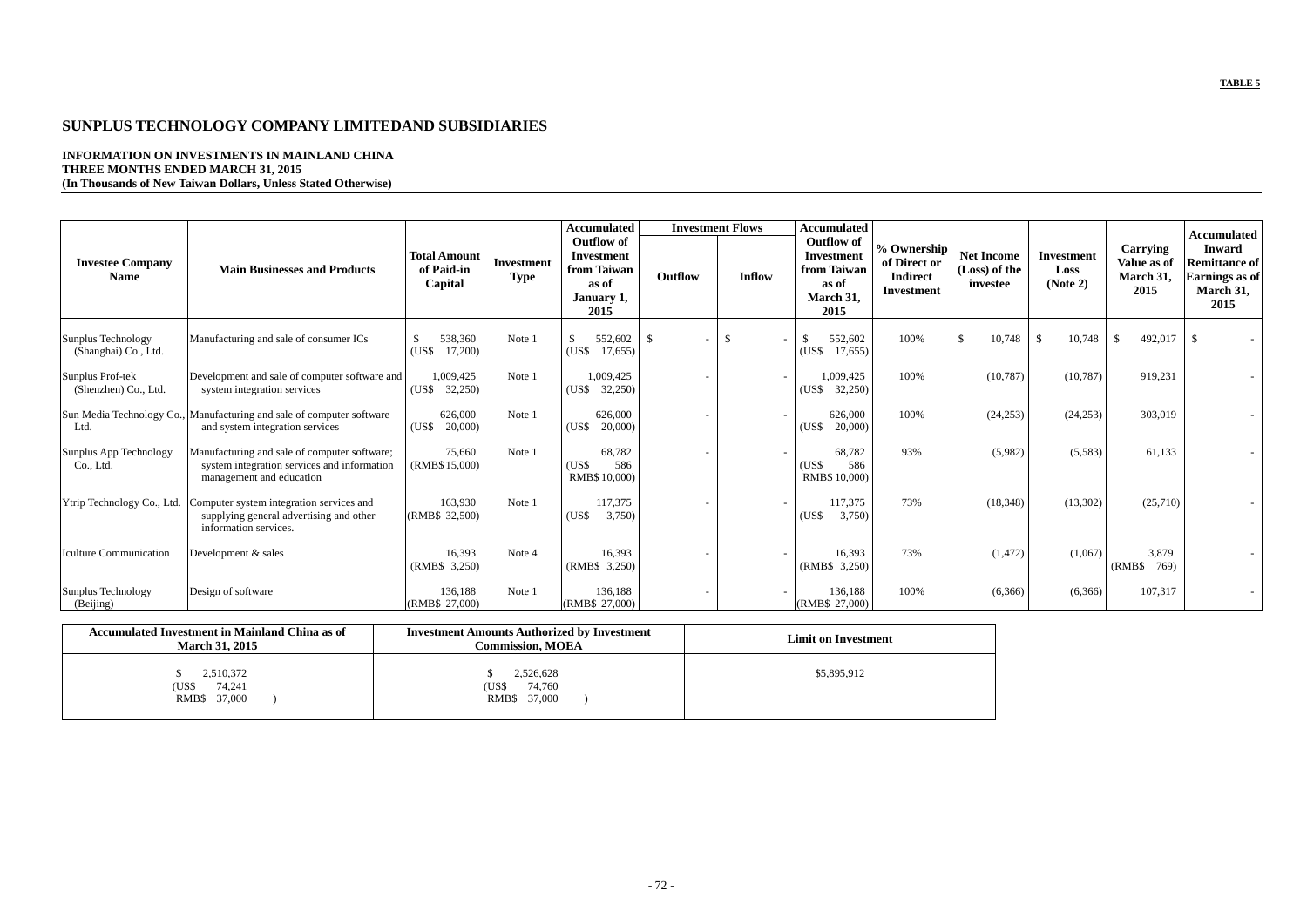TABLE 5

# SUNPLUS TECHNOLOGY COMPANY LIMITEDAND SUBSIDIARIES

**INFORMATION ON INVESTMENTS IN MAINLAND CHINA**
**THREE MONTHS ENDED MARCH 31, 2015**
**(In Thousands of New Taiwan Dollars, Unless Stated Otherwise)**

| Investee Company Name | Main Businesses and Products | Total Amount of Paid-in Capital | Investment Type | Accumulated Outflow of Investment from Taiwan as of January 1, 2015 | Investment Flows | | Accumulated Outflow of Investment from Taiwan as of March 31, 2015 | % Ownership of Direct or Indirect Investment | Net Income (Loss) of the investee | Investment Loss (Note 2) | Carrying Value as of March 31, 2015 | Accumulated Inward Remittance of Earnings as of March 31, 2015 |
|---|---|---|---|---|---|---|---|---|---|---|---|---|
| | | | | | Outflow | Inflow | | | | | | |
| Sunplus Technology (Shanghai) Co., Ltd. | Manufacturing and sale of consumer ICs | $ 538,360 (US$ 17,200) | Note 1 | $ 552,602 (US$ 17,655) | $ - | $ - | $ 552,602 (US$ 17,655) | 100% | $ 10,748 | $ 10,748 | $ 492,017 | $ - |
| Sunplus Prof-tek (Shenzhen) Co., Ltd. | Development and sale of computer software and system integration services | 1,009,425 (US$ 32,250) | Note 1 | 1,009,425 (US$ 32,250) | - | - | 1,009,425 (US$ 32,250) | 100% | (10,787) | (10,787) | 919,231 | - |
| Sun Media Technology Co., Ltd. | Manufacturing and sale of computer software and system integration services | 626,000 (US$ 20,000) | Note 1 | 626,000 (US$ 20,000) | - | - | 626,000 (US$ 20,000) | 100% | (24,253) | (24,253) | 303,019 | - |
| Sunplus App Technology Co., Ltd. | Manufacturing and sale of computer software; system integration services and information management and education | 75,660 (RMB$ 15,000) | Note 1 | 68,782 (US$ 586 RMB$ 10,000) | - | - | 68,782 (US$ 586 RMB$ 10,000) | 93% | (5,982) | (5,583) | 61,133 | - |
| Ytrip Technology Co., Ltd. | Computer system integration services and supplying general advertising and other information services. | 163,930 (RMB$ 32,500) | Note 1 | 117,375 (US$ 3,750) | - | - | 117,375 (US$ 3,750) | 73% | (18,348) | (13,302) | (25,710) | - |
| Iculture Communication | Development & sales | 16,393 (RMB$ 3,250) | Note 4 | 16,393 (RMB$ 3,250) | - | - | 16,393 (RMB$ 3,250) | 73% | (1,472) | (1,067) | 3,879 (RMB$ 769) | - |
| Sunplus Technology (Beijing) | Design of software | 136,188 (RMB$ 27,000) | Note 1 | 136,188 (RMB$ 27,000) | - | - | 136,188 (RMB$ 27,000) | 100% | (6,366) | (6,366) | 107,317 | - |

| Accumulated Investment in Mainland China as of March 31, 2015 | Investment Amounts Authorized by Investment Commission, MOEA | Limit on Investment |
|---|---|---|
| $ 2,510,372 (US$ 74,241 RMB$ 37,000 ) | $ 2,526,628 (US$ 74,760 RMB$ 37,000 ) | $5,895,912 |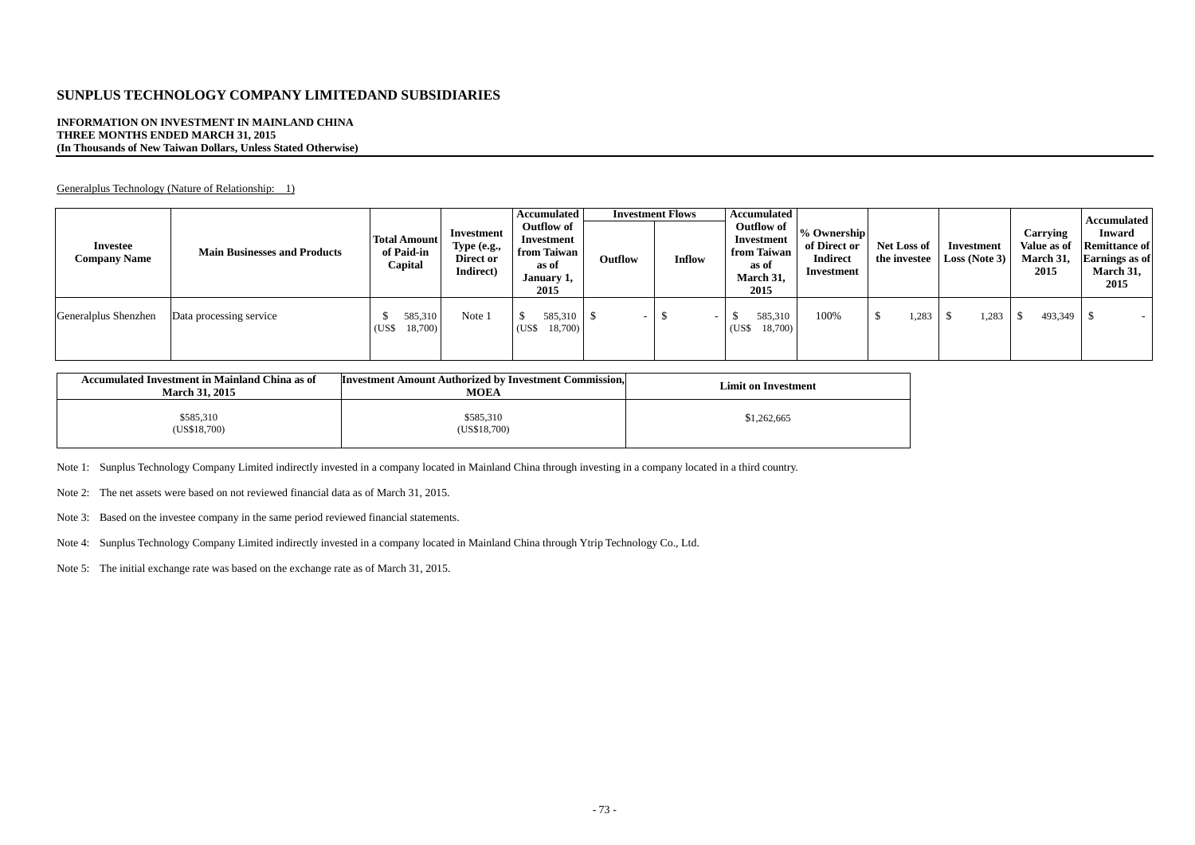# SUNPLUS TECHNOLOGY COMPANY LIMITEDAND SUBSIDIARIES

**INFORMATION ON INVESTMENT IN MAINLAND CHINA**
**THREE MONTHS ENDED MARCH 31, 2015**
**(In Thousands of New Taiwan Dollars, Unless Stated Otherwise)**

Generalplus Technology (Nature of Relationship: 1)

| Investee Company Name | Main Businesses and Products | Total Amount of Paid-in Capital | Investment Type (e.g., Direct or Indirect) | Accumulated Outflow of Investment from Taiwan as of January 1, 2015 | Investment Flows | | Accumulated Outflow of Investment from Taiwan as of March 31, 2015 | % Ownership of Direct or Indirect Investment | Net Loss of the investee | Investment Loss (Note 3) | Carrying Value as of March 31, 2015 | Accumulated Inward Remittance of Earnings as of March 31, 2015 |
|---|---|---|---|---|---|---|---|---|---|---|---|---|
| | | | | | Outflow | Inflow | | | | | | |
| Generalplus Shenzhen | Data processing service | $ 585,310 (US$ 18,700) | Note 1 | $ 585,310 (US$ 18,700) | $ - | $ - | $ 585,310 (US$ 18,700) | 100% | $ 1,283 | $ 1,283 | $ 493,349 | $ - |

| Accumulated Investment in Mainland China as of March 31, 2015 | Investment Amount Authorized by Investment Commission, MOEA | Limit on Investment |
|---|---|---|
| $585,310 (US$18,700) | $585,310 (US$18,700) | $1,262,665 |

Note 1: Sunplus Technology Company Limited indirectly invested in a company located in Mainland China through investing in a company located in a third country.

Note 2: The net assets were based on not reviewed financial data as of March 31, 2015.

Note 3: Based on the investee company in the same period reviewed financial statements.

Note 4: Sunplus Technology Company Limited indirectly invested in a company located in Mainland China through Ytrip Technology Co., Ltd.

Note 5: The initial exchange rate was based on the exchange rate as of March 31, 2015.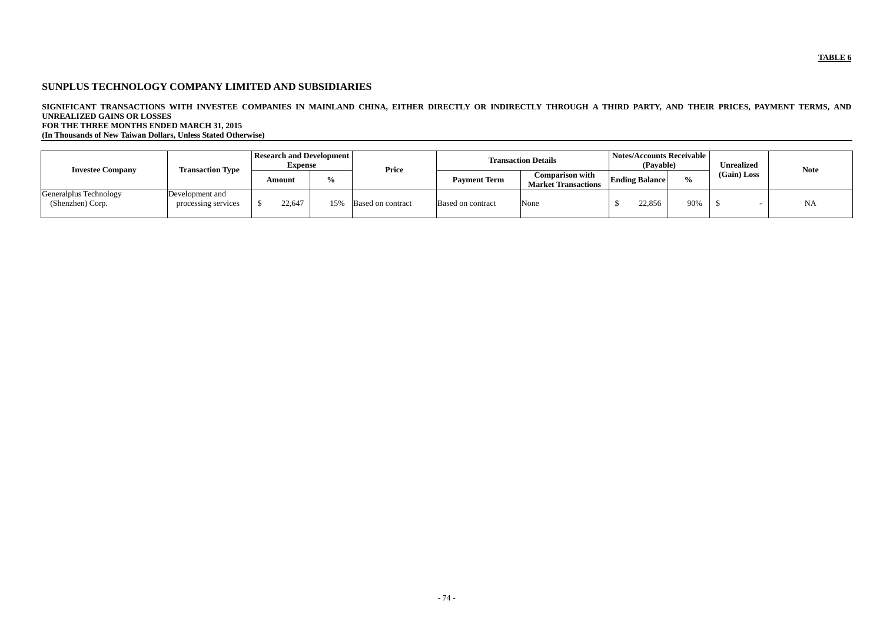**TABLE 6**

## SUNPLUS TECHNOLOGY COMPANY LIMITED AND SUBSIDIARIES

**SIGNIFICANT TRANSACTIONS WITH INVESTEE COMPANIES IN MAINLAND CHINA, EITHER DIRECTLY OR INDIRECTLY THROUGH A THIRD PARTY, AND THEIR PRICES, PAYMENT TERMS, AND UNREALIZED GAINS OR LOSSES**
**FOR THE THREE MONTHS ENDED MARCH 31, 2015**
**(In Thousands of New Taiwan Dollars, Unless Stated Otherwise)**

| Investee Company | Transaction Type | Research and Development Expense | | Price | Transaction Details | | Notes/Accounts Receivable (Payable) | | Unrealized (Gain) Loss | Note |
|---|---|---|---|---|---|---|---|---|---|---|
| | | Amount | % | | Payment Term | Comparison with Market Transactions | Ending Balance | % | | |
| Generalplus Technology (Shenzhen) Corp. | Development and processing services | $ 22,647 | 15% | Based on contract | Based on contract | None | $ 22,856 | 90% | $ - | NA |